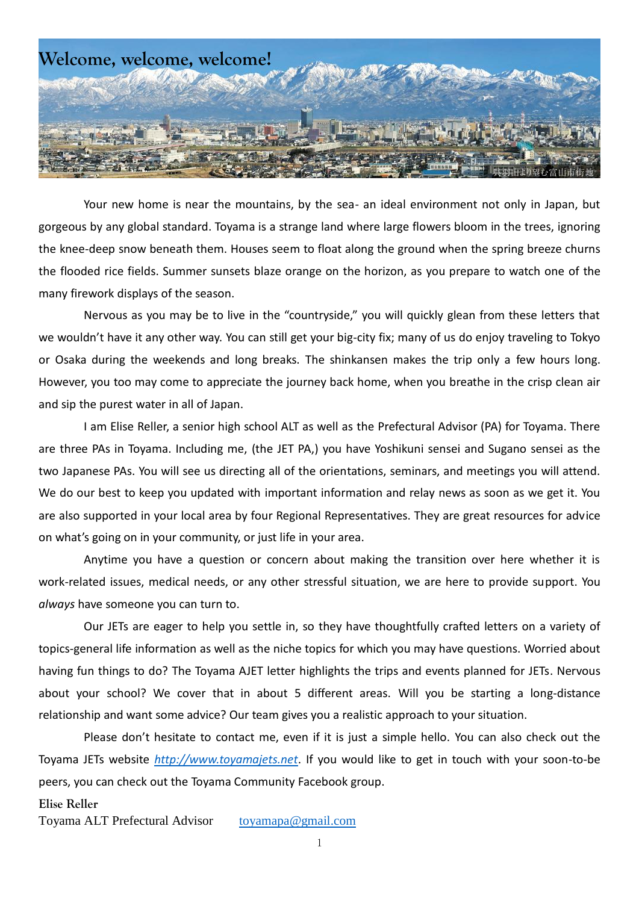# Welcome, welcome, welcome!

Your new home is near the mountains, by the sea- an ideal environment not only in Japan, but gorgeous by any global standard. Toyama is a strange land where large flowers bloom in the trees, ignoring the knee-deep snow beneath them. Houses seem to float along the ground when the spring breeze churns the flooded rice fields. Summer sunsets blaze orange on the horizon, as you prepare to watch one of the many firework displays of the season.

Nervous as you may be to live in the "countryside," you will quickly glean from these letters that we wouldn't have it any other way. You can still get your big-city fix; many of us do enjoy traveling to Tokyo or Osaka during the weekends and long breaks. The shinkansen makes the trip only a few hours long. However, you too may come to appreciate the journey back home, when you breathe in the crisp clean air and sip the purest water in all of Japan.

I am Elise Reller, a senior high school ALT as well as the Prefectural Advisor (PA) for Toyama. There are three PAs in Toyama. Including me, (the JET PA,) you have Yoshikuni sensei and Sugano sensei as the two Japanese PAs. You will see us directing all of the orientations, seminars, and meetings you will attend. We do our best to keep you updated with important information and relay news as soon as we get it. You are also supported in your local area by four Regional Representatives. They are great resources for advice on what's going on in your community, or just life in your area.

Anytime you have a question or concern about making the transition over here whether it is work-related issues, medical needs, or any other stressful situation, we are here to provide support. You *always* have someone you can turn to.

Our JETs are eager to help you settle in, so they have thoughtfully crafted letters on a variety of topics-general life information as well as the niche topics for which you may have questions. Worried about having fun things to do? The Toyama AJET letter highlights the trips and events planned for JETs. Nervous about your school? We cover that in about 5 different areas. Will you be starting a long-distance relationship and want some advice? Our team gives you a realistic approach to your situation.

Please don't hesitate to contact me, even if it is just a simple hello. You can also check out the Toyama JETs website *http://www.toyamajets.net*. If you would like to get in touch with your soon-to-be peers, you can check out the Toyama Community Facebook group.

**Elise Reller**
Toyama ALT Prefectural Advisor    toyamapa@gmail.com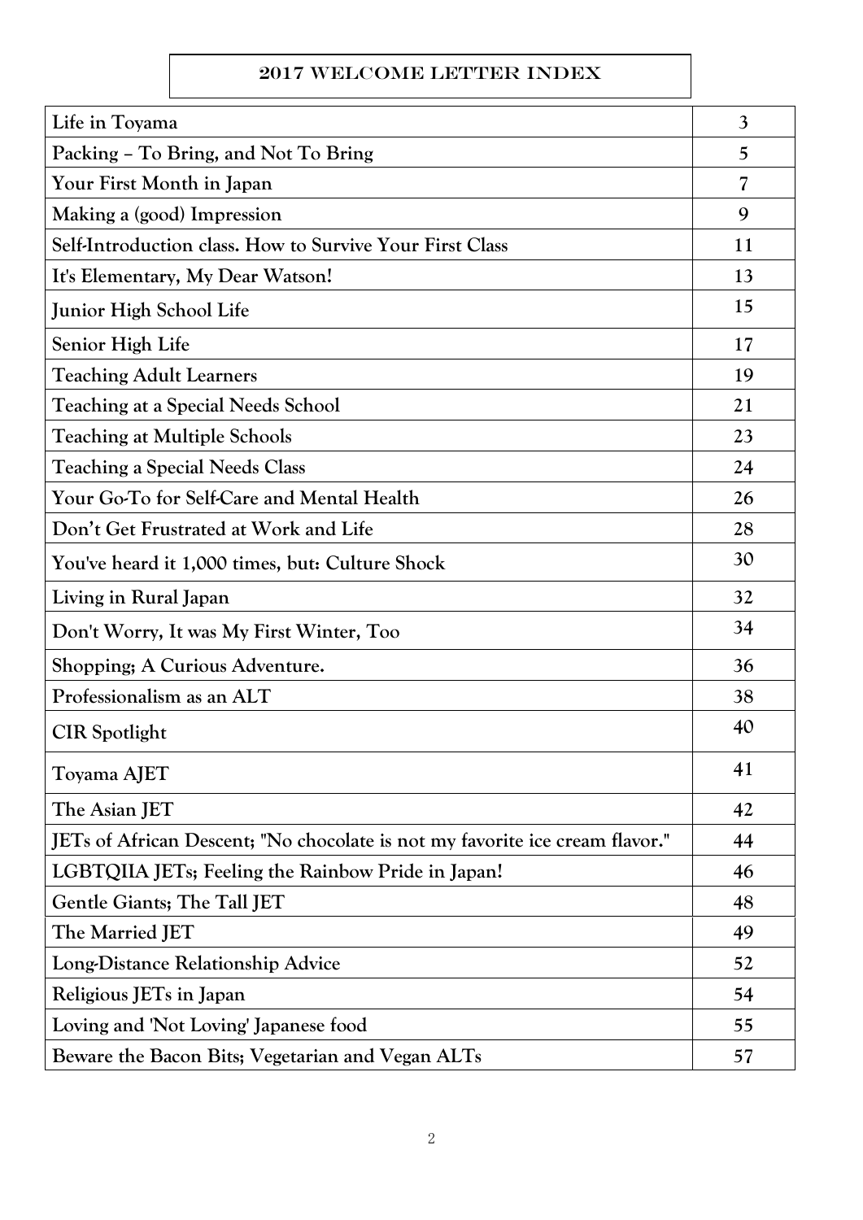# 2017 WELCOME LETTER INDEX

| | |
|---|---|
| Life in Toyama | 3 |
| Packing – To Bring, and Not To Bring | 5 |
| Your First Month in Japan | 7 |
| Making a (good) Impression | 9 |
| Self-Introduction class. How to Survive Your First Class | 11 |
| It's Elementary, My Dear Watson! | 13 |
| Junior High School Life | 15 |
| Senior High Life | 17 |
| Teaching Adult Learners | 19 |
| Teaching at a Special Needs School | 21 |
| Teaching at Multiple Schools | 23 |
| Teaching a Special Needs Class | 24 |
| Your Go-To for Self-Care and Mental Health | 26 |
| Don't Get Frustrated at Work and Life | 28 |
| You've heard it 1,000 times, but: Culture Shock | 30 |
| Living in Rural Japan | 32 |
| Don't Worry, It was My First Winter, Too | 34 |
| Shopping; A Curious Adventure. | 36 |
| Professionalism as an ALT | 38 |
| CIR Spotlight | 40 |
| Toyama AJET | 41 |
| The Asian JET | 42 |
| JETs of African Descent; "No chocolate is not my favorite ice cream flavor." | 44 |
| LGBTQIIA JETs; Feeling the Rainbow Pride in Japan! | 46 |
| Gentle Giants; The Tall JET | 48 |
| The Married JET | 49 |
| Long-Distance Relationship Advice | 52 |
| Religious JETs in Japan | 54 |
| Loving and 'Not Loving' Japanese food | 55 |
| Beware the Bacon Bits; Vegetarian and Vegan ALTs | 57 |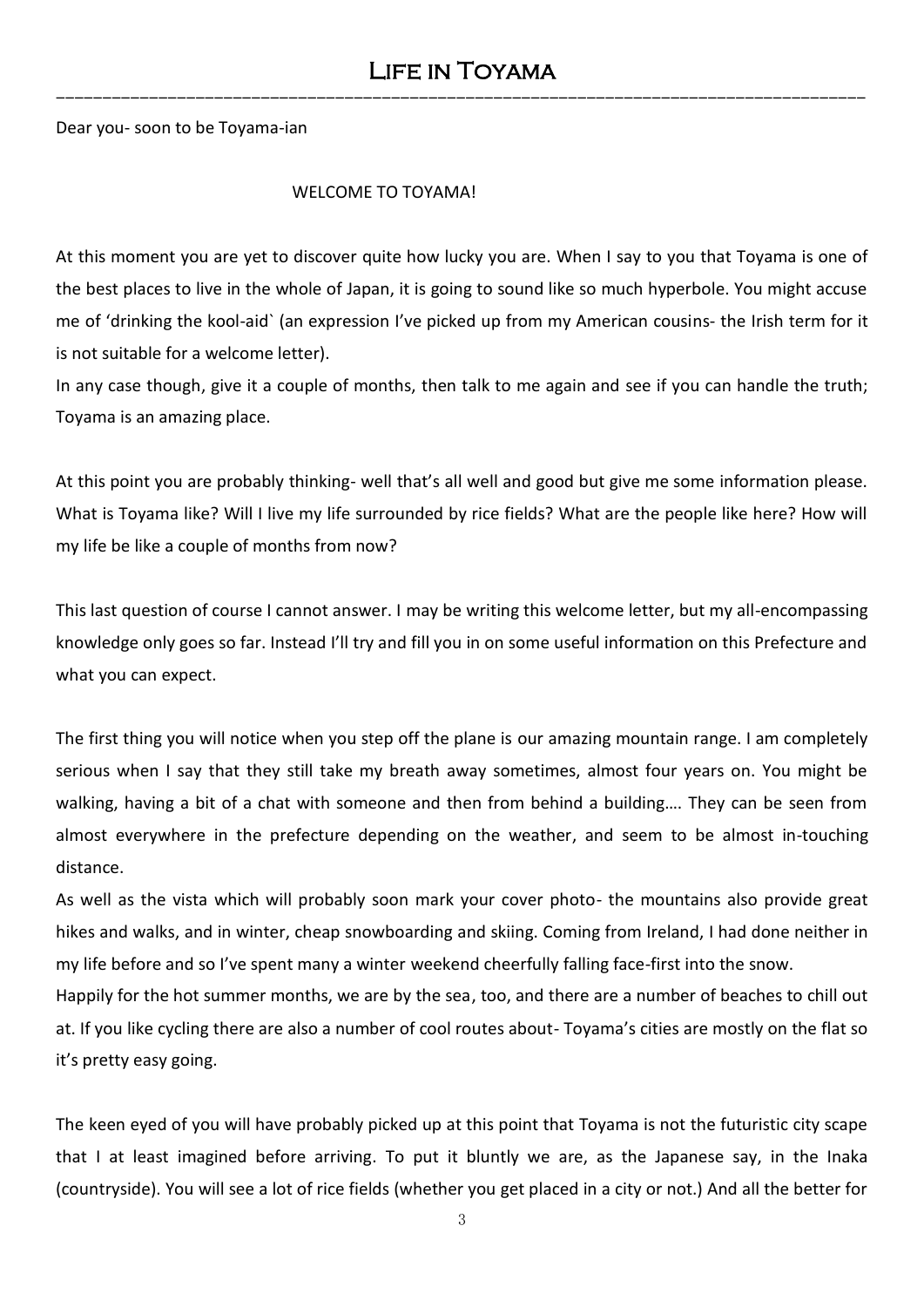# Life in Toyama

Dear you- soon to be Toyama-ian

WELCOME TO TOYAMA!

At this moment you are yet to discover quite how lucky you are. When I say to you that Toyama is one of the best places to live in the whole of Japan, it is going to sound like so much hyperbole. You might accuse me of 'drinking the kool-aid` (an expression I've picked up from my American cousins- the Irish term for it is not suitable for a welcome letter).

In any case though, give it a couple of months, then talk to me again and see if you can handle the truth; Toyama is an amazing place.

At this point you are probably thinking- well that's all well and good but give me some information please. What is Toyama like? Will I live my life surrounded by rice fields? What are the people like here? How will my life be like a couple of months from now?

This last question of course I cannot answer. I may be writing this welcome letter, but my all-encompassing knowledge only goes so far. Instead I'll try and fill you in on some useful information on this Prefecture and what you can expect.

The first thing you will notice when you step off the plane is our amazing mountain range. I am completely serious when I say that they still take my breath away sometimes, almost four years on. You might be walking, having a bit of a chat with someone and then from behind a building…. They can be seen from almost everywhere in the prefecture depending on the weather, and seem to be almost in-touching distance.

As well as the vista which will probably soon mark your cover photo- the mountains also provide great hikes and walks, and in winter, cheap snowboarding and skiing. Coming from Ireland, I had done neither in my life before and so I've spent many a winter weekend cheerfully falling face-first into the snow.

Happily for the hot summer months, we are by the sea, too, and there are a number of beaches to chill out at. If you like cycling there are also a number of cool routes about- Toyama's cities are mostly on the flat so it's pretty easy going.

The keen eyed of you will have probably picked up at this point that Toyama is not the futuristic city scape that I at least imagined before arriving. To put it bluntly we are, as the Japanese say, in the Inaka (countryside). You will see a lot of rice fields (whether you get placed in a city or not.) And all the better for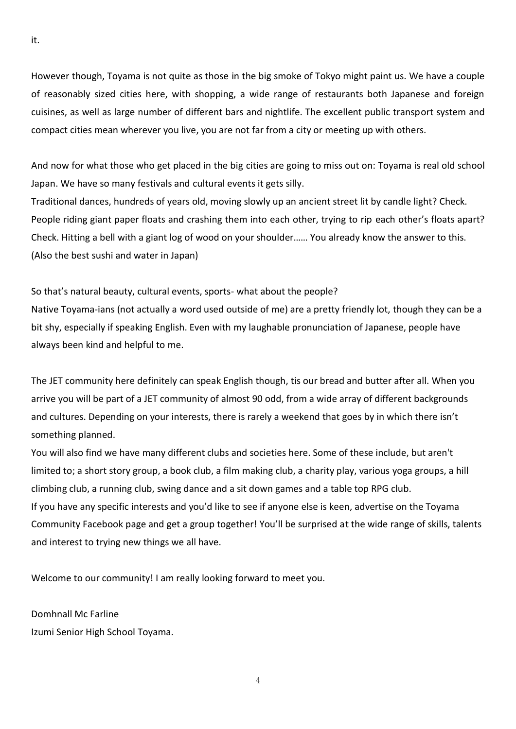it.

However though, Toyama is not quite as those in the big smoke of Tokyo might paint us. We have a couple of reasonably sized cities here, with shopping, a wide range of restaurants both Japanese and foreign cuisines, as well as large number of different bars and nightlife. The excellent public transport system and compact cities mean wherever you live, you are not far from a city or meeting up with others.

And now for what those who get placed in the big cities are going to miss out on: Toyama is real old school Japan. We have so many festivals and cultural events it gets silly.
Traditional dances, hundreds of years old, moving slowly up an ancient street lit by candle light? Check.
People riding giant paper floats and crashing them into each other, trying to rip each other's floats apart? Check. Hitting a bell with a giant log of wood on your shoulder…… You already know the answer to this.
(Also the best sushi and water in Japan)

So that's natural beauty, cultural events, sports- what about the people?
Native Toyama-ians (not actually a word used outside of me) are a pretty friendly lot, though they can be a bit shy, especially if speaking English. Even with my laughable pronunciation of Japanese, people have always been kind and helpful to me.

The JET community here definitely can speak English though, tis our bread and butter after all. When you arrive you will be part of a JET community of almost 90 odd, from a wide array of different backgrounds and cultures. Depending on your interests, there is rarely a weekend that goes by in which there isn't something planned.
You will also find we have many different clubs and societies here. Some of these include, but aren't limited to; a short story group, a book club, a film making club, a charity play, various yoga groups, a hill climbing club, a running club, swing dance and a sit down games and a table top RPG club.
If you have any specific interests and you'd like to see if anyone else is keen, advertise on the Toyama Community Facebook page and get a group together! You'll be surprised at the wide range of skills, talents and interest to trying new things we all have.

Welcome to our community! I am really looking forward to meet you.

Domhnall Mc Farline
Izumi Senior High School Toyama.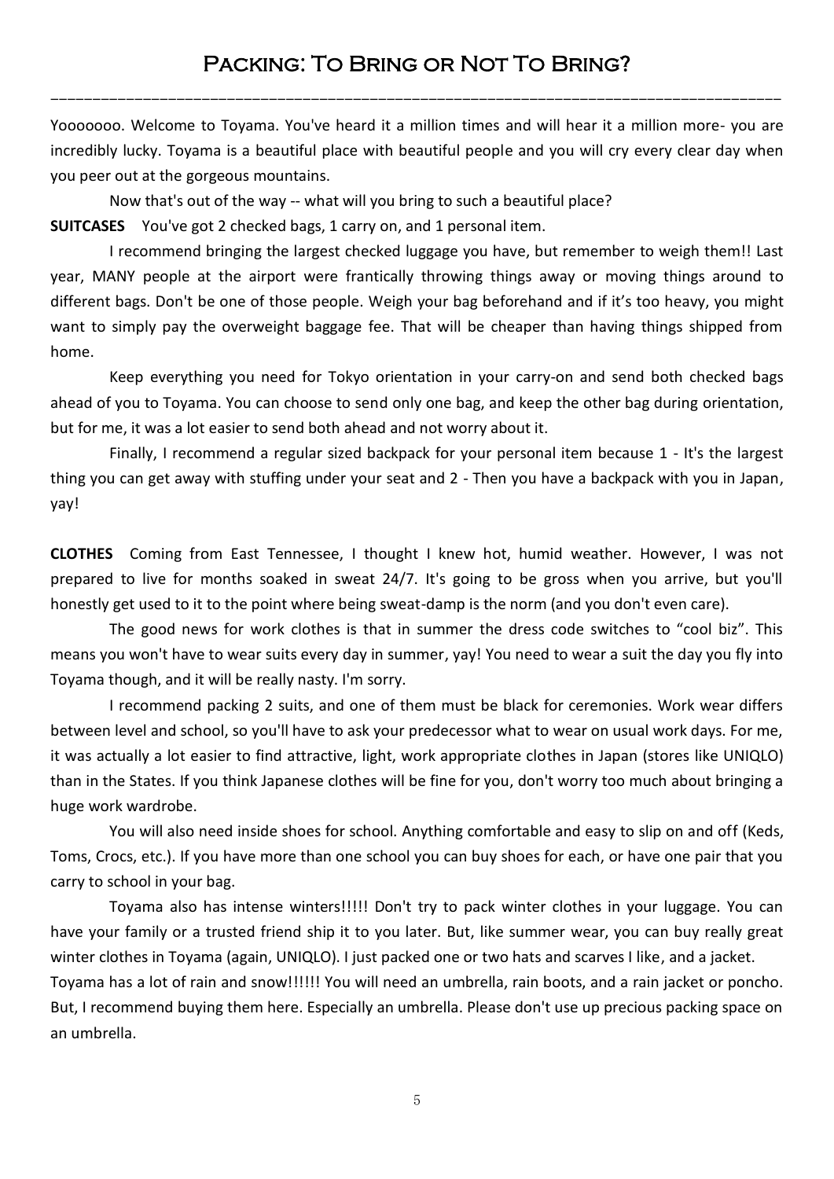# Packing: To Bring or Not To Bring?

Yooooooo. Welcome to Toyama. You've heard it a million times and will hear it a million more- you are incredibly lucky. Toyama is a beautiful place with beautiful people and you will cry every clear day when you peer out at the gorgeous mountains.

Now that's out of the way -- what will you bring to such a beautiful place?

**SUITCASES** You've got 2 checked bags, 1 carry on, and 1 personal item.

I recommend bringing the largest checked luggage you have, but remember to weigh them!! Last year, MANY people at the airport were frantically throwing things away or moving things around to different bags. Don't be one of those people. Weigh your bag beforehand and if it's too heavy, you might want to simply pay the overweight baggage fee. That will be cheaper than having things shipped from home.

Keep everything you need for Tokyo orientation in your carry-on and send both checked bags ahead of you to Toyama. You can choose to send only one bag, and keep the other bag during orientation, but for me, it was a lot easier to send both ahead and not worry about it.

Finally, I recommend a regular sized backpack for your personal item because 1 - It's the largest thing you can get away with stuffing under your seat and 2 - Then you have a backpack with you in Japan, yay!

**CLOTHES** Coming from East Tennessee, I thought I knew hot, humid weather. However, I was not prepared to live for months soaked in sweat 24/7. It's going to be gross when you arrive, but you'll honestly get used to it to the point where being sweat-damp is the norm (and you don't even care).

The good news for work clothes is that in summer the dress code switches to "cool biz". This means you won't have to wear suits every day in summer, yay! You need to wear a suit the day you fly into Toyama though, and it will be really nasty. I'm sorry.

I recommend packing 2 suits, and one of them must be black for ceremonies. Work wear differs between level and school, so you'll have to ask your predecessor what to wear on usual work days. For me, it was actually a lot easier to find attractive, light, work appropriate clothes in Japan (stores like UNIQLO) than in the States. If you think Japanese clothes will be fine for you, don't worry too much about bringing a huge work wardrobe.

You will also need inside shoes for school. Anything comfortable and easy to slip on and off (Keds, Toms, Crocs, etc.). If you have more than one school you can buy shoes for each, or have one pair that you carry to school in your bag.

Toyama also has intense winters!!!!! Don't try to pack winter clothes in your luggage. You can have your family or a trusted friend ship it to you later. But, like summer wear, you can buy really great winter clothes in Toyama (again, UNIQLO). I just packed one or two hats and scarves I like, and a jacket.
Toyama has a lot of rain and snow!!!!!! You will need an umbrella, rain boots, and a rain jacket or poncho. But, I recommend buying them here. Especially an umbrella. Please don't use up precious packing space on an umbrella.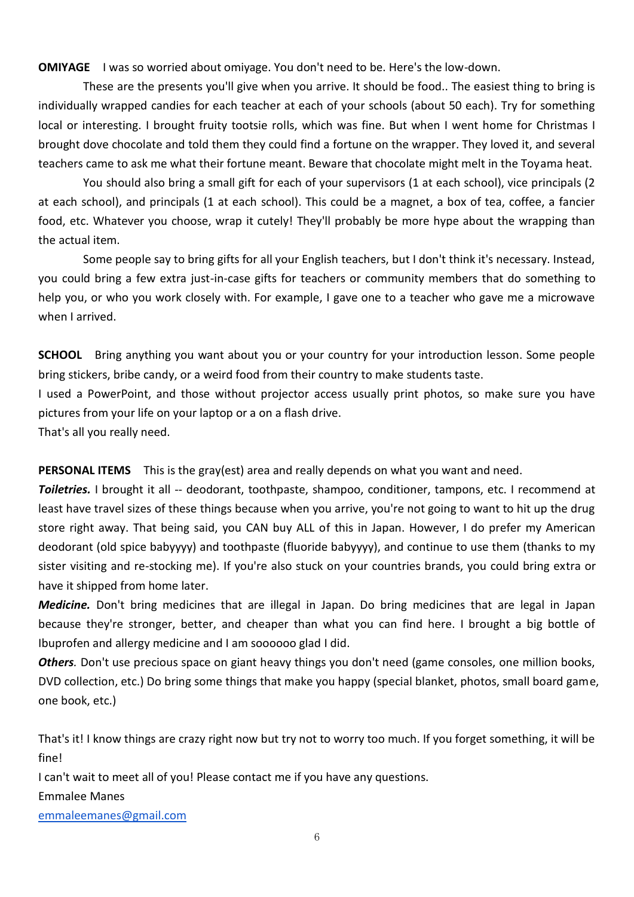**OMIYAGE** I was so worried about omiyage. You don't need to be. Here's the low-down.

These are the presents you'll give when you arrive. It should be food.. The easiest thing to bring is individually wrapped candies for each teacher at each of your schools (about 50 each). Try for something local or interesting. I brought fruity tootsie rolls, which was fine. But when I went home for Christmas I brought dove chocolate and told them they could find a fortune on the wrapper. They loved it, and several teachers came to ask me what their fortune meant. Beware that chocolate might melt in the Toyama heat.

You should also bring a small gift for each of your supervisors (1 at each school), vice principals (2 at each school), and principals (1 at each school). This could be a magnet, a box of tea, coffee, a fancier food, etc. Whatever you choose, wrap it cutely! They'll probably be more hype about the wrapping than the actual item.

Some people say to bring gifts for all your English teachers, but I don't think it's necessary. Instead, you could bring a few extra just-in-case gifts for teachers or community members that do something to help you, or who you work closely with. For example, I gave one to a teacher who gave me a microwave when I arrived.

**SCHOOL** Bring anything you want about you or your country for your introduction lesson. Some people bring stickers, bribe candy, or a weird food from their country to make students taste.
I used a PowerPoint, and those without projector access usually print photos, so make sure you have pictures from your life on your laptop or a on a flash drive.
That's all you really need.

**PERSONAL ITEMS** This is the gray(est) area and really depends on what you want and need.
***Toiletries.*** I brought it all -- deodorant, toothpaste, shampoo, conditioner, tampons, etc. I recommend at least have travel sizes of these things because when you arrive, you're not going to want to hit up the drug store right away. That being said, you CAN buy ALL of this in Japan. However, I do prefer my American deodorant (old spice babyyyy) and toothpaste (fluoride babyyyy), and continue to use them (thanks to my sister visiting and re-stocking me). If you're also stuck on your countries brands, you could bring extra or have it shipped from home later.
***Medicine.*** Don't bring medicines that are illegal in Japan. Do bring medicines that are legal in Japan because they're stronger, better, and cheaper than what you can find here. I brought a big bottle of Ibuprofen and allergy medicine and I am soooooo glad I did.
***Others.*** Don't use precious space on giant heavy things you don't need (game consoles, one million books, DVD collection, etc.) Do bring some things that make you happy (special blanket, photos, small board game, one book, etc.)

That's it! I know things are crazy right now but try not to worry too much. If you forget something, it will be fine!
I can't wait to meet all of you! Please contact me if you have any questions.
Emmalee Manes
emmaleemanes@gmail.com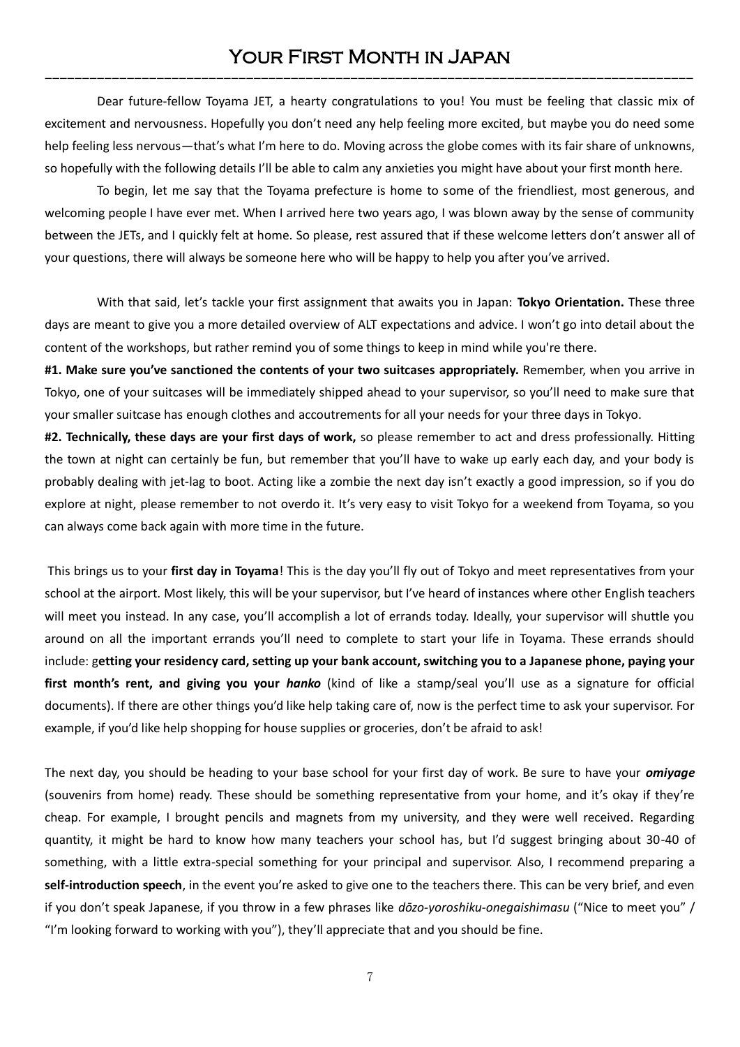# Your First Month in Japan

Dear future-fellow Toyama JET, a hearty congratulations to you! You must be feeling that classic mix of excitement and nervousness. Hopefully you don't need any help feeling more excited, but maybe you do need some help feeling less nervous—that's what I'm here to do. Moving across the globe comes with its fair share of unknowns, so hopefully with the following details I'll be able to calm any anxieties you might have about your first month here.

To begin, let me say that the Toyama prefecture is home to some of the friendliest, most generous, and welcoming people I have ever met. When I arrived here two years ago, I was blown away by the sense of community between the JETs, and I quickly felt at home. So please, rest assured that if these welcome letters don't answer all of your questions, there will always be someone here who will be happy to help you after you've arrived.

With that said, let's tackle your first assignment that awaits you in Japan: **Tokyo Orientation.** These three days are meant to give you a more detailed overview of ALT expectations and advice. I won't go into detail about the content of the workshops, but rather remind you of some things to keep in mind while you're there.

**#1. Make sure you've sanctioned the contents of your two suitcases appropriately.** Remember, when you arrive in Tokyo, one of your suitcases will be immediately shipped ahead to your supervisor, so you'll need to make sure that your smaller suitcase has enough clothes and accoutrements for all your needs for your three days in Tokyo.

**#2. Technically, these days are your first days of work,** so please remember to act and dress professionally. Hitting the town at night can certainly be fun, but remember that you'll have to wake up early each day, and your body is probably dealing with jet-lag to boot. Acting like a zombie the next day isn't exactly a good impression, so if you do explore at night, please remember to not overdo it. It's very easy to visit Tokyo for a weekend from Toyama, so you can always come back again with more time in the future.

This brings us to your **first day in Toyama**! This is the day you'll fly out of Tokyo and meet representatives from your school at the airport. Most likely, this will be your supervisor, but I've heard of instances where other English teachers will meet you instead. In any case, you'll accomplish a lot of errands today. Ideally, your supervisor will shuttle you around on all the important errands you'll need to complete to start your life in Toyama. These errands should include: g**etting your residency card, setting up your bank account, switching you to a Japanese phone, paying your first month's rent, and giving you your *hanko*** (kind of like a stamp/seal you'll use as a signature for official documents). If there are other things you'd like help taking care of, now is the perfect time to ask your supervisor. For example, if you'd like help shopping for house supplies or groceries, don't be afraid to ask!

The next day, you should be heading to your base school for your first day of work. Be sure to have your ***omiyage*** (souvenirs from home) ready. These should be something representative from your home, and it's okay if they're cheap. For example, I brought pencils and magnets from my university, and they were well received. Regarding quantity, it might be hard to know how many teachers your school has, but I'd suggest bringing about 30-40 of something, with a little extra-special something for your principal and supervisor. Also, I recommend preparing a **self-introduction speech**, in the event you're asked to give one to the teachers there. This can be very brief, and even if you don't speak Japanese, if you throw in a few phrases like *dōzo-yoroshiku-onegaishimasu* ("Nice to meet you" / "I'm looking forward to working with you"), they'll appreciate that and you should be fine.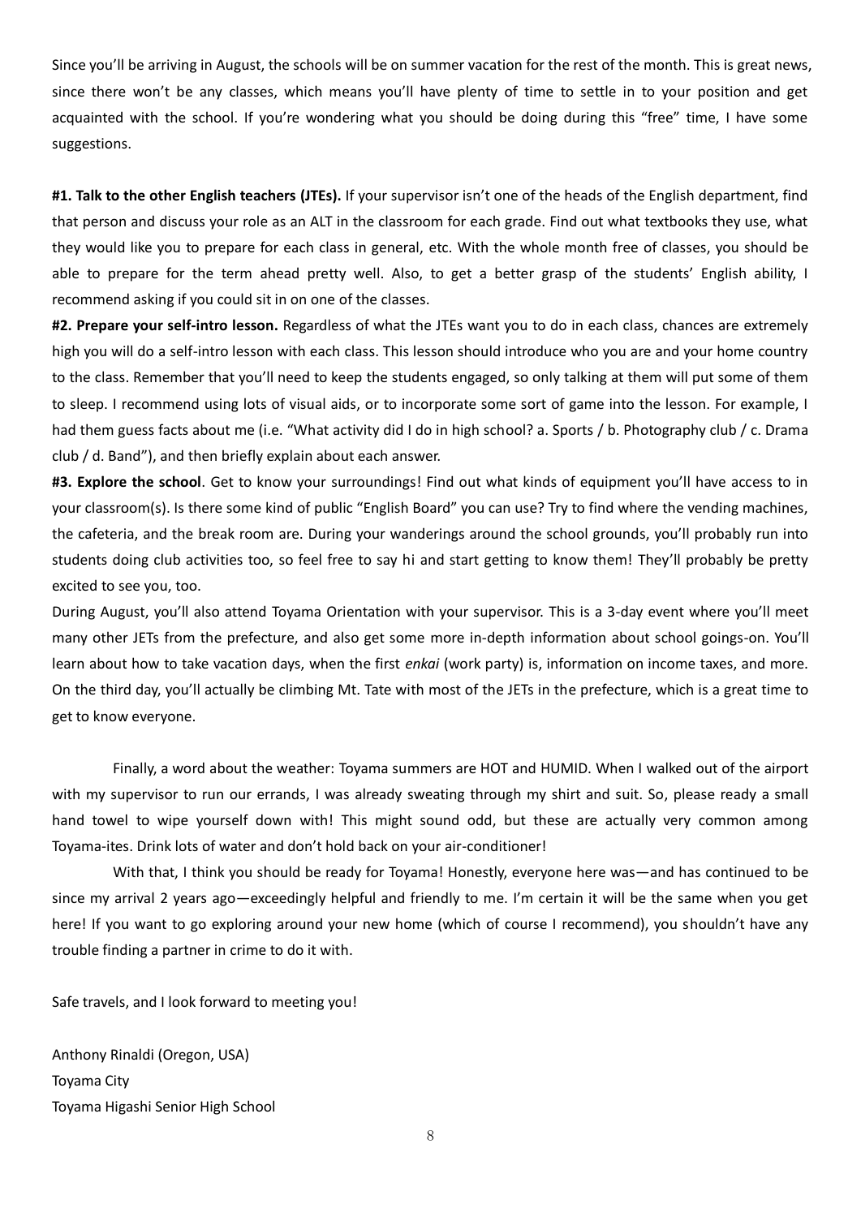Since you'll be arriving in August, the schools will be on summer vacation for the rest of the month. This is great news, since there won't be any classes, which means you'll have plenty of time to settle in to your position and get acquainted with the school. If you're wondering what you should be doing during this "free" time, I have some suggestions.

**#1. Talk to the other English teachers (JTEs).** If your supervisor isn't one of the heads of the English department, find that person and discuss your role as an ALT in the classroom for each grade. Find out what textbooks they use, what they would like you to prepare for each class in general, etc. With the whole month free of classes, you should be able to prepare for the term ahead pretty well. Also, to get a better grasp of the students' English ability, I recommend asking if you could sit in on one of the classes.

**#2. Prepare your self-intro lesson.** Regardless of what the JTEs want you to do in each class, chances are extremely high you will do a self-intro lesson with each class. This lesson should introduce who you are and your home country to the class. Remember that you'll need to keep the students engaged, so only talking at them will put some of them to sleep. I recommend using lots of visual aids, or to incorporate some sort of game into the lesson. For example, I had them guess facts about me (i.e. "What activity did I do in high school? a. Sports / b. Photography club / c. Drama club / d. Band"), and then briefly explain about each answer.

**#3. Explore the school**. Get to know your surroundings! Find out what kinds of equipment you'll have access to in your classroom(s). Is there some kind of public "English Board" you can use? Try to find where the vending machines, the cafeteria, and the break room are. During your wanderings around the school grounds, you'll probably run into students doing club activities too, so feel free to say hi and start getting to know them! They'll probably be pretty excited to see you, too.

During August, you'll also attend Toyama Orientation with your supervisor. This is a 3-day event where you'll meet many other JETs from the prefecture, and also get some more in-depth information about school goings-on. You'll learn about how to take vacation days, when the first *enkai* (work party) is, information on income taxes, and more. On the third day, you'll actually be climbing Mt. Tate with most of the JETs in the prefecture, which is a great time to get to know everyone.

Finally, a word about the weather: Toyama summers are HOT and HUMID. When I walked out of the airport with my supervisor to run our errands, I was already sweating through my shirt and suit. So, please ready a small hand towel to wipe yourself down with! This might sound odd, but these are actually very common among Toyama-ites. Drink lots of water and don't hold back on your air-conditioner!

With that, I think you should be ready for Toyama! Honestly, everyone here was—and has continued to be since my arrival 2 years ago—exceedingly helpful and friendly to me. I'm certain it will be the same when you get here! If you want to go exploring around your new home (which of course I recommend), you shouldn't have any trouble finding a partner in crime to do it with.

Safe travels, and I look forward to meeting you!

Anthony Rinaldi (Oregon, USA)
Toyama City
Toyama Higashi Senior High School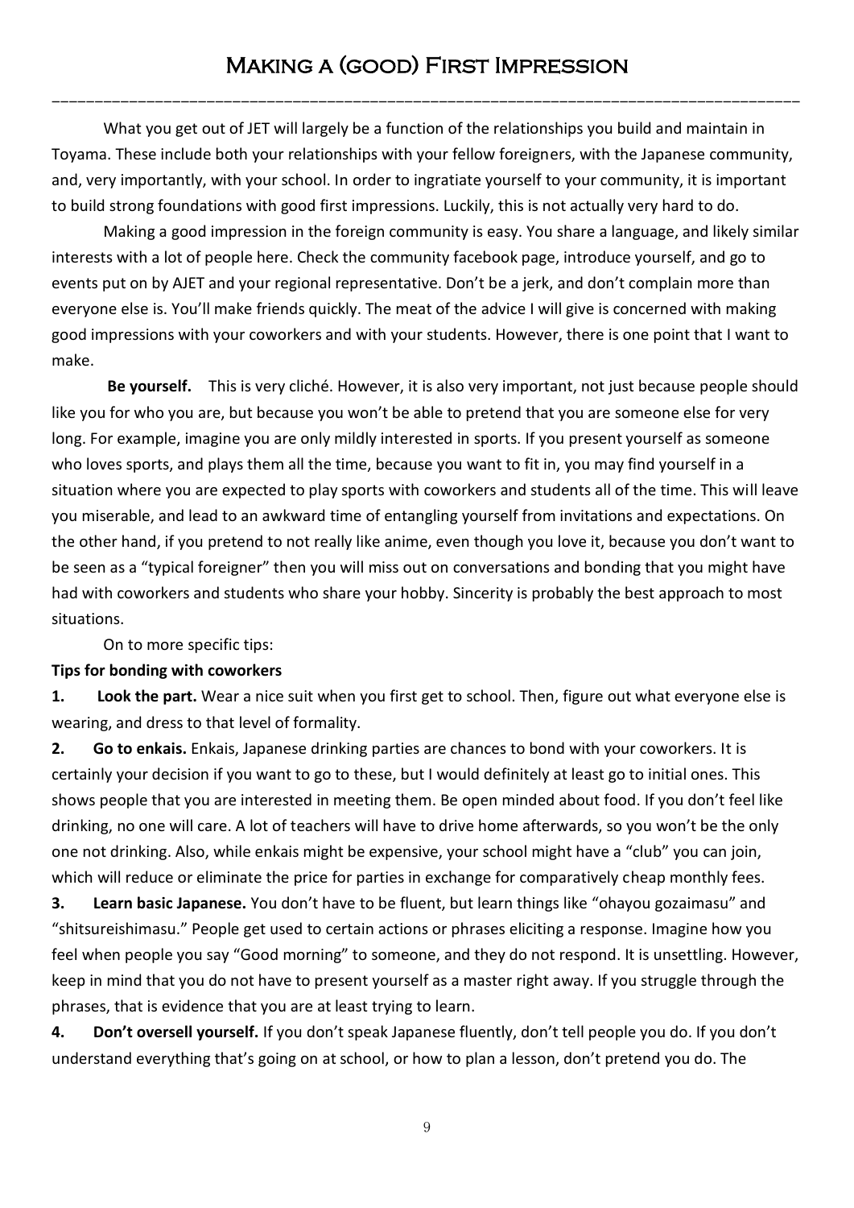# Making a (good) First Impression

What you get out of JET will largely be a function of the relationships you build and maintain in Toyama. These include both your relationships with your fellow foreigners, with the Japanese community, and, very importantly, with your school. In order to ingratiate yourself to your community, it is important to build strong foundations with good first impressions. Luckily, this is not actually very hard to do.

Making a good impression in the foreign community is easy. You share a language, and likely similar interests with a lot of people here. Check the community facebook page, introduce yourself, and go to events put on by AJET and your regional representative. Don't be a jerk, and don't complain more than everyone else is. You'll make friends quickly. The meat of the advice I will give is concerned with making good impressions with your coworkers and with your students. However, there is one point that I want to make.

**Be yourself.** This is very cliché. However, it is also very important, not just because people should like you for who you are, but because you won't be able to pretend that you are someone else for very long. For example, imagine you are only mildly interested in sports. If you present yourself as someone who loves sports, and plays them all the time, because you want to fit in, you may find yourself in a situation where you are expected to play sports with coworkers and students all of the time. This will leave you miserable, and lead to an awkward time of entangling yourself from invitations and expectations. On the other hand, if you pretend to not really like anime, even though you love it, because you don't want to be seen as a "typical foreigner" then you will miss out on conversations and bonding that you might have had with coworkers and students who share your hobby. Sincerity is probably the best approach to most situations.

On to more specific tips:

**Tips for bonding with coworkers**

1. **Look the part.** Wear a nice suit when you first get to school. Then, figure out what everyone else is wearing, and dress to that level of formality.
2. **Go to enkais.** Enkais, Japanese drinking parties are chances to bond with your coworkers. It is certainly your decision if you want to go to these, but I would definitely at least go to initial ones. This shows people that you are interested in meeting them. Be open minded about food. If you don't feel like drinking, no one will care. A lot of teachers will have to drive home afterwards, so you won't be the only one not drinking. Also, while enkais might be expensive, your school might have a "club" you can join, which will reduce or eliminate the price for parties in exchange for comparatively cheap monthly fees.
3. **Learn basic Japanese.** You don't have to be fluent, but learn things like "ohayou gozaimasu" and "shitsureishimasu." People get used to certain actions or phrases eliciting a response. Imagine how you feel when people you say "Good morning" to someone, and they do not respond. It is unsettling. However, keep in mind that you do not have to present yourself as a master right away. If you struggle through the phrases, that is evidence that you are at least trying to learn.
4. **Don't oversell yourself.** If you don't speak Japanese fluently, don't tell people you do. If you don't understand everything that's going on at school, or how to plan a lesson, don't pretend you do. The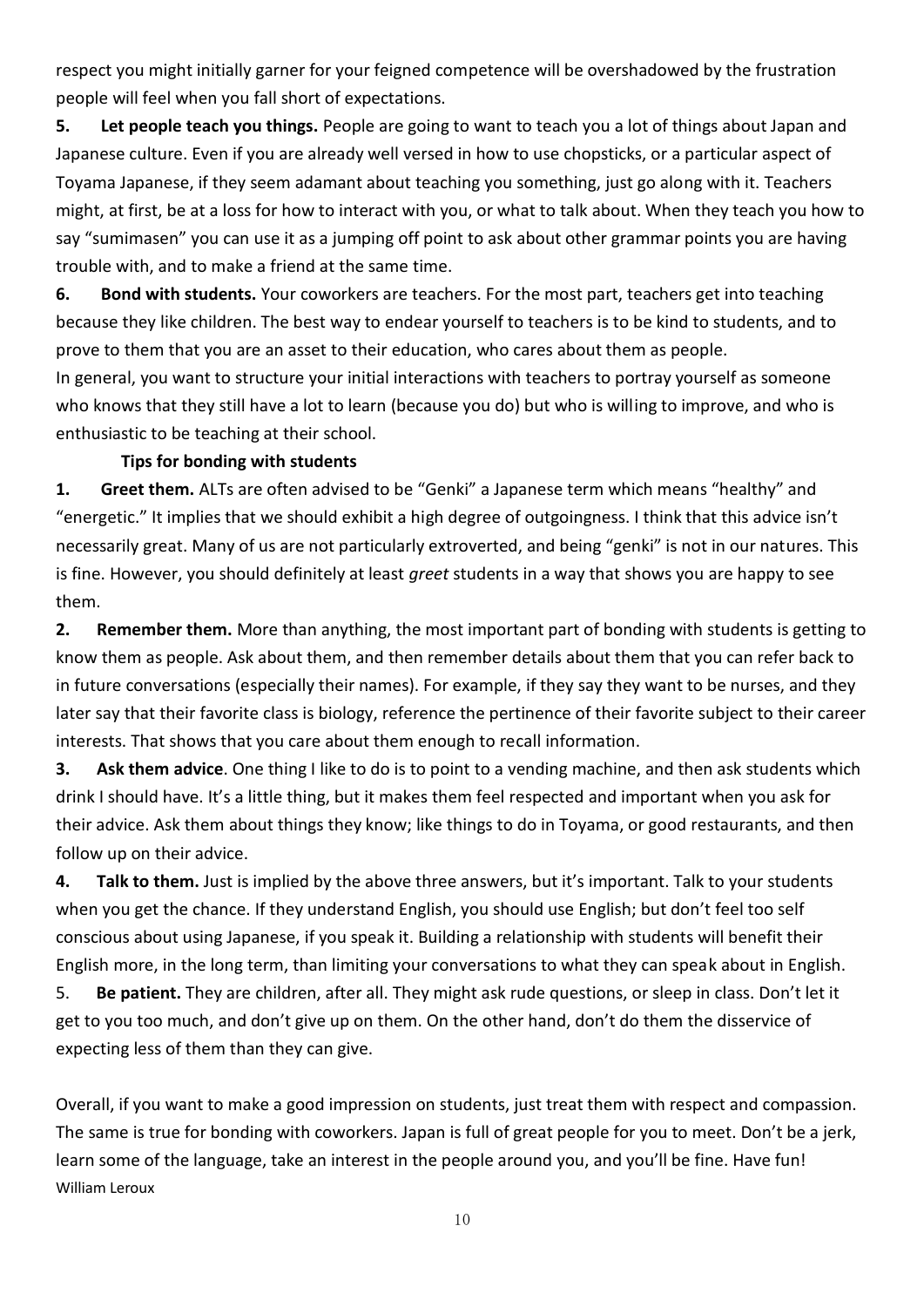respect you might initially garner for your feigned competence will be overshadowed by the frustration people will feel when you fall short of expectations.

**5. Let people teach you things.** People are going to want to teach you a lot of things about Japan and Japanese culture. Even if you are already well versed in how to use chopsticks, or a particular aspect of Toyama Japanese, if they seem adamant about teaching you something, just go along with it. Teachers might, at first, be at a loss for how to interact with you, or what to talk about. When they teach you how to say "sumimasen" you can use it as a jumping off point to ask about other grammar points you are having trouble with, and to make a friend at the same time.

**6. Bond with students.** Your coworkers are teachers. For the most part, teachers get into teaching because they like children. The best way to endear yourself to teachers is to be kind to students, and to prove to them that you are an asset to their education, who cares about them as people.

In general, you want to structure your initial interactions with teachers to portray yourself as someone who knows that they still have a lot to learn (because you do) but who is willing to improve, and who is enthusiastic to be teaching at their school.

**Tips for bonding with students**

**1. Greet them.** ALTs are often advised to be "Genki" a Japanese term which means "healthy" and "energetic." It implies that we should exhibit a high degree of outgoingness. I think that this advice isn't necessarily great. Many of us are not particularly extroverted, and being "genki" is not in our natures. This is fine. However, you should definitely at least *greet* students in a way that shows you are happy to see them.

**2. Remember them.** More than anything, the most important part of bonding with students is getting to know them as people. Ask about them, and then remember details about them that you can refer back to in future conversations (especially their names). For example, if they say they want to be nurses, and they later say that their favorite class is biology, reference the pertinence of their favorite subject to their career interests. That shows that you care about them enough to recall information.

**3. Ask them advice**. One thing I like to do is to point to a vending machine, and then ask students which drink I should have. It's a little thing, but it makes them feel respected and important when you ask for their advice. Ask them about things they know; like things to do in Toyama, or good restaurants, and then follow up on their advice.

**4. Talk to them.** Just is implied by the above three answers, but it's important. Talk to your students when you get the chance. If they understand English, you should use English; but don't feel too self conscious about using Japanese, if you speak it. Building a relationship with students will benefit their English more, in the long term, than limiting your conversations to what they can speak about in English.

5. **Be patient.** They are children, after all. They might ask rude questions, or sleep in class. Don't let it get to you too much, and don't give up on them. On the other hand, don't do them the disservice of expecting less of them than they can give.

Overall, if you want to make a good impression on students, just treat them with respect and compassion. The same is true for bonding with coworkers. Japan is full of great people for you to meet. Don't be a jerk, learn some of the language, take an interest in the people around you, and you'll be fine. Have fun!

William Leroux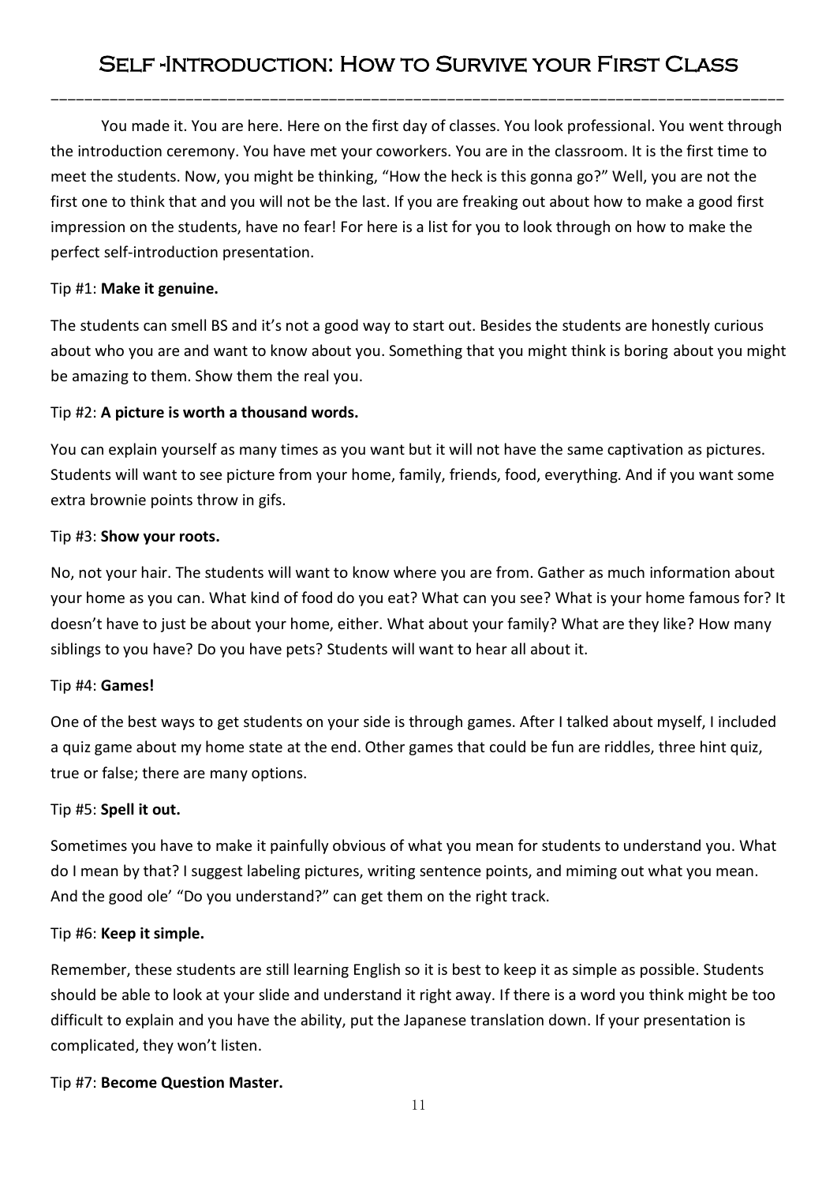# Self-Introduction: How to Survive your First Class

You made it. You are here. Here on the first day of classes. You look professional. You went through the introduction ceremony. You have met your coworkers. You are in the classroom. It is the first time to meet the students. Now, you might be thinking, "How the heck is this gonna go?" Well, you are not the first one to think that and you will not be the last. If you are freaking out about how to make a good first impression on the students, have no fear! For here is a list for you to look through on how to make the perfect self-introduction presentation.

Tip #1: **Make it genuine.**

The students can smell BS and it's not a good way to start out. Besides the students are honestly curious about who you are and want to know about you. Something that you might think is boring about you might be amazing to them. Show them the real you.

Tip #2: **A picture is worth a thousand words.**

You can explain yourself as many times as you want but it will not have the same captivation as pictures. Students will want to see picture from your home, family, friends, food, everything. And if you want some extra brownie points throw in gifs.

Tip #3: **Show your roots.**

No, not your hair. The students will want to know where you are from. Gather as much information about your home as you can. What kind of food do you eat? What can you see? What is your home famous for? It doesn't have to just be about your home, either. What about your family? What are they like? How many siblings to you have? Do you have pets? Students will want to hear all about it.

Tip #4: **Games!**

One of the best ways to get students on your side is through games. After I talked about myself, I included a quiz game about my home state at the end. Other games that could be fun are riddles, three hint quiz, true or false; there are many options.

Tip #5: **Spell it out.**

Sometimes you have to make it painfully obvious of what you mean for students to understand you. What do I mean by that? I suggest labeling pictures, writing sentence points, and miming out what you mean. And the good ole' "Do you understand?" can get them on the right track.

Tip #6: **Keep it simple.**

Remember, these students are still learning English so it is best to keep it as simple as possible. Students should be able to look at your slide and understand it right away. If there is a word you think might be too difficult to explain and you have the ability, put the Japanese translation down. If your presentation is complicated, they won't listen.

Tip #7: **Become Question Master.**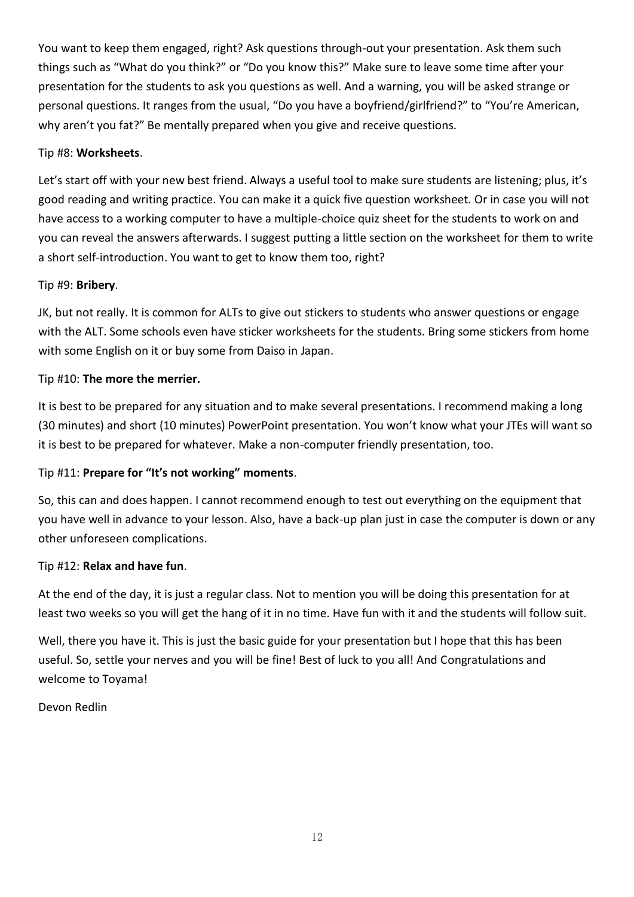You want to keep them engaged, right? Ask questions through-out your presentation. Ask them such things such as "What do you think?" or "Do you know this?" Make sure to leave some time after your presentation for the students to ask you questions as well. And a warning, you will be asked strange or personal questions. It ranges from the usual, "Do you have a boyfriend/girlfriend?" to "You're American, why aren't you fat?" Be mentally prepared when you give and receive questions.

Tip #8: **Worksheets**.

Let's start off with your new best friend. Always a useful tool to make sure students are listening; plus, it's good reading and writing practice. You can make it a quick five question worksheet. Or in case you will not have access to a working computer to have a multiple-choice quiz sheet for the students to work on and you can reveal the answers afterwards. I suggest putting a little section on the worksheet for them to write a short self-introduction. You want to get to know them too, right?

Tip #9: **Bribery**.

JK, but not really. It is common for ALTs to give out stickers to students who answer questions or engage with the ALT. Some schools even have sticker worksheets for the students. Bring some stickers from home with some English on it or buy some from Daiso in Japan.

Tip #10: **The more the merrier.**

It is best to be prepared for any situation and to make several presentations. I recommend making a long (30 minutes) and short (10 minutes) PowerPoint presentation. You won't know what your JTEs will want so it is best to be prepared for whatever. Make a non-computer friendly presentation, too.

Tip #11: **Prepare for "It's not working" moments**.

So, this can and does happen. I cannot recommend enough to test out everything on the equipment that you have well in advance to your lesson. Also, have a back-up plan just in case the computer is down or any other unforeseen complications.

Tip #12: **Relax and have fun**.

At the end of the day, it is just a regular class. Not to mention you will be doing this presentation for at least two weeks so you will get the hang of it in no time. Have fun with it and the students will follow suit.

Well, there you have it. This is just the basic guide for your presentation but I hope that this has been useful. So, settle your nerves and you will be fine! Best of luck to you all! And Congratulations and welcome to Toyama!

Devon Redlin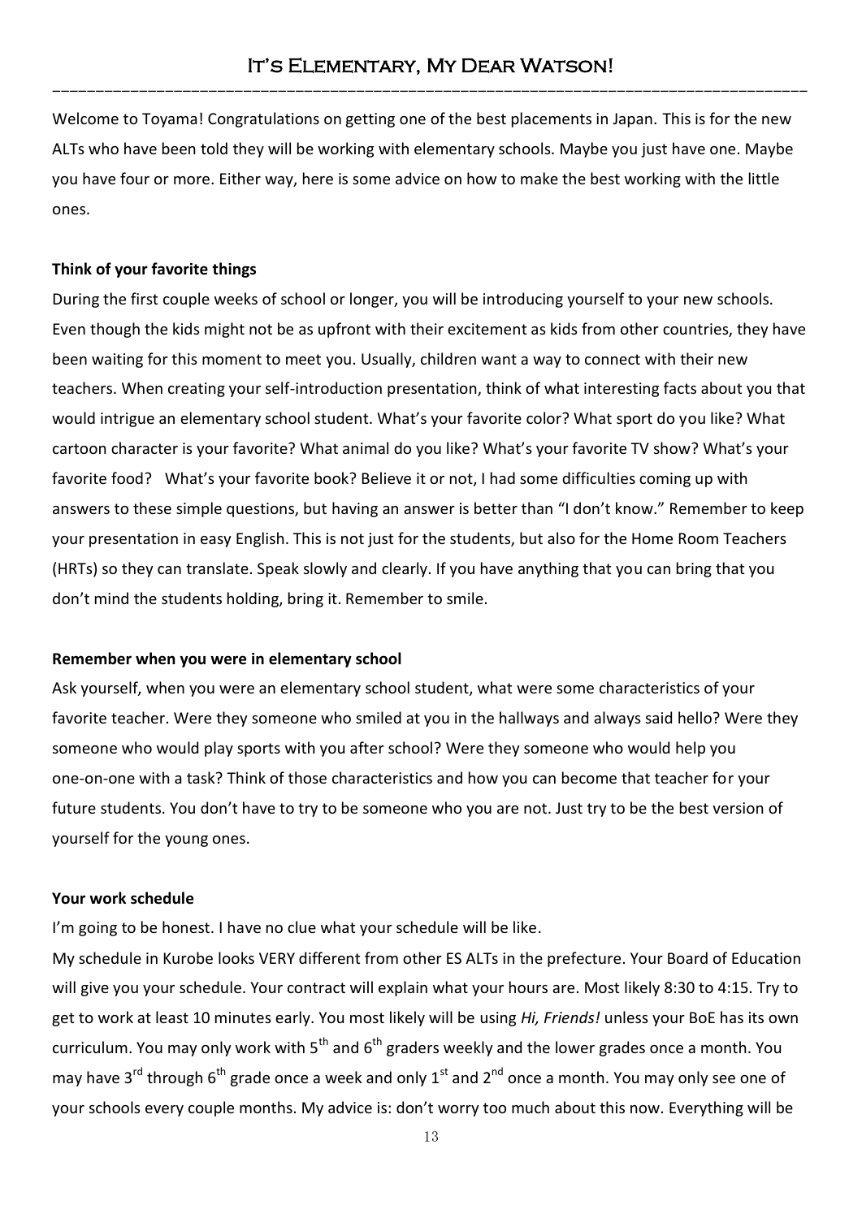# It's Elementary, My Dear Watson!

Welcome to Toyama! Congratulations on getting one of the best placements in Japan. This is for the new ALTs who have been told they will be working with elementary schools. Maybe you just have one. Maybe you have four or more. Either way, here is some advice on how to make the best working with the little ones.

**Think of your favorite things**

During the first couple weeks of school or longer, you will be introducing yourself to your new schools. Even though the kids might not be as upfront with their excitement as kids from other countries, they have been waiting for this moment to meet you. Usually, children want a way to connect with their new teachers. When creating your self-introduction presentation, think of what interesting facts about you that would intrigue an elementary school student. What's your favorite color? What sport do you like? What cartoon character is your favorite? What animal do you like? What's your favorite TV show? What's your favorite food? What's your favorite book? Believe it or not, I had some difficulties coming up with answers to these simple questions, but having an answer is better than "I don't know." Remember to keep your presentation in easy English. This is not just for the students, but also for the Home Room Teachers (HRTs) so they can translate. Speak slowly and clearly. If you have anything that you can bring that you don't mind the students holding, bring it. Remember to smile.

**Remember when you were in elementary school**

Ask yourself, when you were an elementary school student, what were some characteristics of your favorite teacher. Were they someone who smiled at you in the hallways and always said hello? Were they someone who would play sports with you after school? Were they someone who would help you one-on-one with a task? Think of those characteristics and how you can become that teacher for your future students. You don't have to try to be someone who you are not. Just try to be the best version of yourself for the young ones.

**Your work schedule**

I'm going to be honest. I have no clue what your schedule will be like.

My schedule in Kurobe looks VERY different from other ES ALTs in the prefecture. Your Board of Education will give you your schedule. Your contract will explain what your hours are. Most likely 8:30 to 4:15. Try to get to work at least 10 minutes early. You most likely will be using *Hi, Friends!* unless your BoE has its own curriculum. You may only work with 5th and 6th graders weekly and the lower grades once a month. You may have 3rd through 6th grade once a week and only 1st and 2nd once a month. You may only see one of your schools every couple months. My advice is: don't worry too much about this now. Everything will be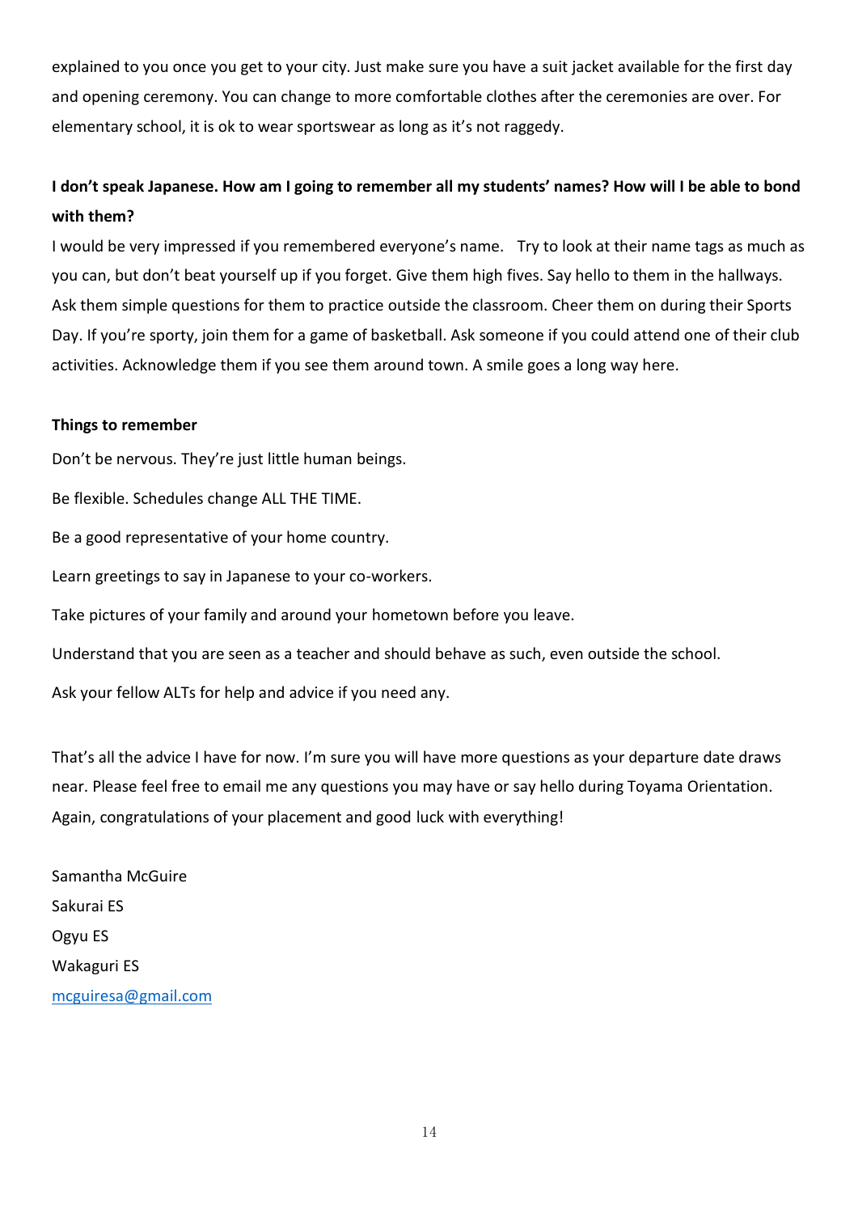explained to you once you get to your city. Just make sure you have a suit jacket available for the first day and opening ceremony. You can change to more comfortable clothes after the ceremonies are over. For elementary school, it is ok to wear sportswear as long as it's not raggedy.

**I don't speak Japanese. How am I going to remember all my students' names? How will I be able to bond with them?**

I would be very impressed if you remembered everyone's name. Try to look at their name tags as much as you can, but don't beat yourself up if you forget. Give them high fives. Say hello to them in the hallways. Ask them simple questions for them to practice outside the classroom. Cheer them on during their Sports Day. If you're sporty, join them for a game of basketball. Ask someone if you could attend one of their club activities. Acknowledge them if you see them around town. A smile goes a long way here.

**Things to remember**

Don't be nervous. They're just little human beings.

Be flexible. Schedules change ALL THE TIME.

Be a good representative of your home country.

Learn greetings to say in Japanese to your co-workers.

Take pictures of your family and around your hometown before you leave.

Understand that you are seen as a teacher and should behave as such, even outside the school.

Ask your fellow ALTs for help and advice if you need any.

That's all the advice I have for now. I'm sure you will have more questions as your departure date draws near. Please feel free to email me any questions you may have or say hello during Toyama Orientation. Again, congratulations of your placement and good luck with everything!

Samantha McGuire

Sakurai ES

Ogyu ES

Wakaguri ES

mcguiresa@gmail.com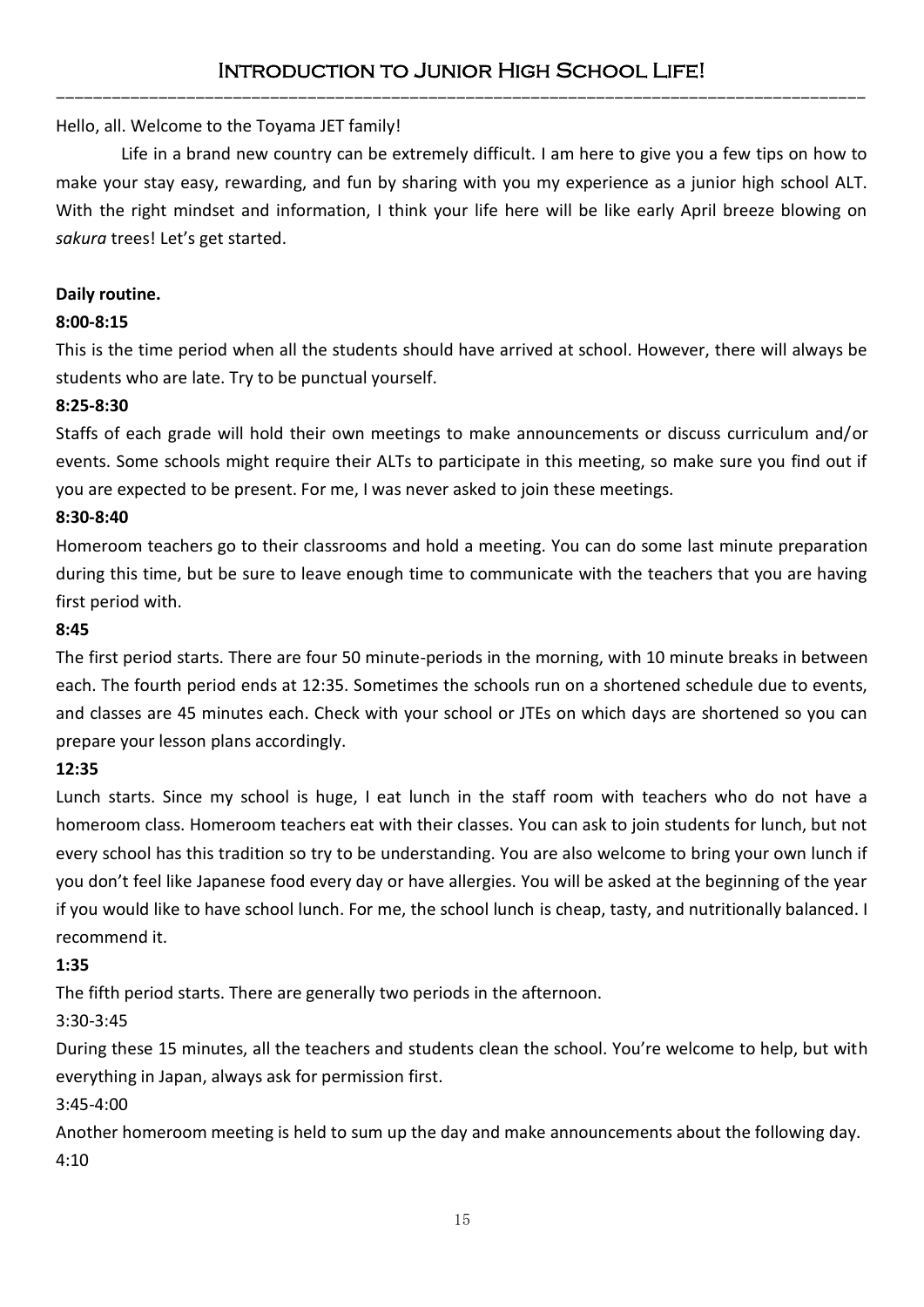# Introduction to Junior High School Life!

Hello, all. Welcome to the Toyama JET family!

Life in a brand new country can be extremely difficult. I am here to give you a few tips on how to make your stay easy, rewarding, and fun by sharing with you my experience as a junior high school ALT. With the right mindset and information, I think your life here will be like early April breeze blowing on *sakura* trees! Let's get started.

**Daily routine.**

**8:00-8:15**

This is the time period when all the students should have arrived at school. However, there will always be students who are late. Try to be punctual yourself.

**8:25-8:30**

Staffs of each grade will hold their own meetings to make announcements or discuss curriculum and/or events. Some schools might require their ALTs to participate in this meeting, so make sure you find out if you are expected to be present. For me, I was never asked to join these meetings.

**8:30-8:40**

Homeroom teachers go to their classrooms and hold a meeting. You can do some last minute preparation during this time, but be sure to leave enough time to communicate with the teachers that you are having first period with.

**8:45**

The first period starts. There are four 50 minute-periods in the morning, with 10 minute breaks in between each. The fourth period ends at 12:35. Sometimes the schools run on a shortened schedule due to events, and classes are 45 minutes each. Check with your school or JTEs on which days are shortened so you can prepare your lesson plans accordingly.

**12:35**

Lunch starts. Since my school is huge, I eat lunch in the staff room with teachers who do not have a homeroom class. Homeroom teachers eat with their classes. You can ask to join students for lunch, but not every school has this tradition so try to be understanding. You are also welcome to bring your own lunch if you don't feel like Japanese food every day or have allergies. You will be asked at the beginning of the year if you would like to have school lunch. For me, the school lunch is cheap, tasty, and nutritionally balanced. I recommend it.

**1:35**

The fifth period starts. There are generally two periods in the afternoon.

3:30-3:45

During these 15 minutes, all the teachers and students clean the school. You're welcome to help, but with everything in Japan, always ask for permission first.

3:45-4:00

Another homeroom meeting is held to sum up the day and make announcements about the following day.

4:10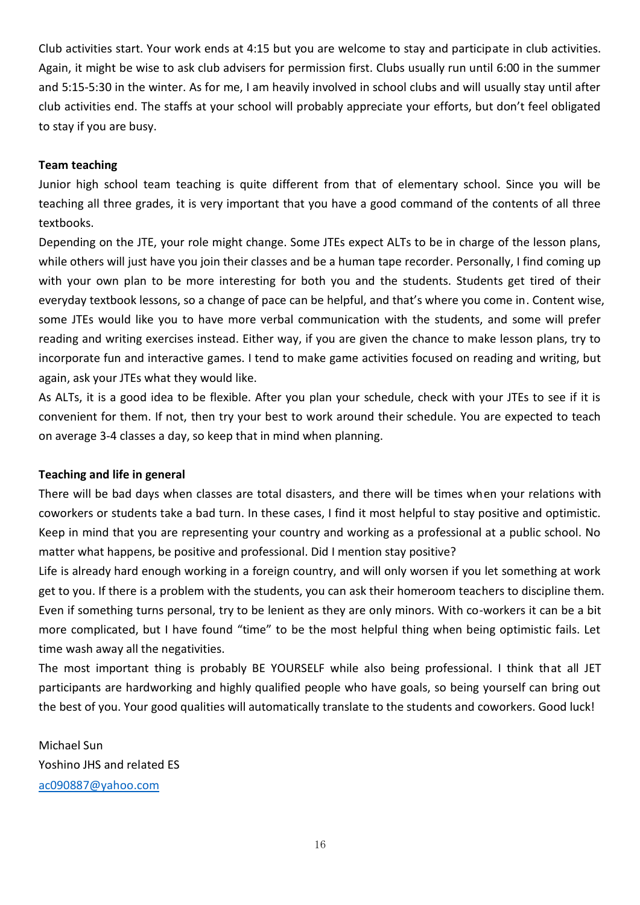Club activities start. Your work ends at 4:15 but you are welcome to stay and participate in club activities. Again, it might be wise to ask club advisers for permission first. Clubs usually run until 6:00 in the summer and 5:15-5:30 in the winter. As for me, I am heavily involved in school clubs and will usually stay until after club activities end. The staffs at your school will probably appreciate your efforts, but don't feel obligated to stay if you are busy.

**Team teaching**

Junior high school team teaching is quite different from that of elementary school. Since you will be teaching all three grades, it is very important that you have a good command of the contents of all three textbooks.

Depending on the JTE, your role might change. Some JTEs expect ALTs to be in charge of the lesson plans, while others will just have you join their classes and be a human tape recorder. Personally, I find coming up with your own plan to be more interesting for both you and the students. Students get tired of their everyday textbook lessons, so a change of pace can be helpful, and that's where you come in. Content wise, some JTEs would like you to have more verbal communication with the students, and some will prefer reading and writing exercises instead. Either way, if you are given the chance to make lesson plans, try to incorporate fun and interactive games. I tend to make game activities focused on reading and writing, but again, ask your JTEs what they would like.

As ALTs, it is a good idea to be flexible. After you plan your schedule, check with your JTEs to see if it is convenient for them. If not, then try your best to work around their schedule. You are expected to teach on average 3-4 classes a day, so keep that in mind when planning.

**Teaching and life in general**

There will be bad days when classes are total disasters, and there will be times when your relations with coworkers or students take a bad turn. In these cases, I find it most helpful to stay positive and optimistic. Keep in mind that you are representing your country and working as a professional at a public school. No matter what happens, be positive and professional. Did I mention stay positive?

Life is already hard enough working in a foreign country, and will only worsen if you let something at work get to you. If there is a problem with the students, you can ask their homeroom teachers to discipline them. Even if something turns personal, try to be lenient as they are only minors. With co-workers it can be a bit more complicated, but I have found "time" to be the most helpful thing when being optimistic fails. Let time wash away all the negativities.

The most important thing is probably BE YOURSELF while also being professional. I think that all JET participants are hardworking and highly qualified people who have goals, so being yourself can bring out the best of you. Your good qualities will automatically translate to the students and coworkers. Good luck!

Michael Sun
Yoshino JHS and related ES
ac090887@yahoo.com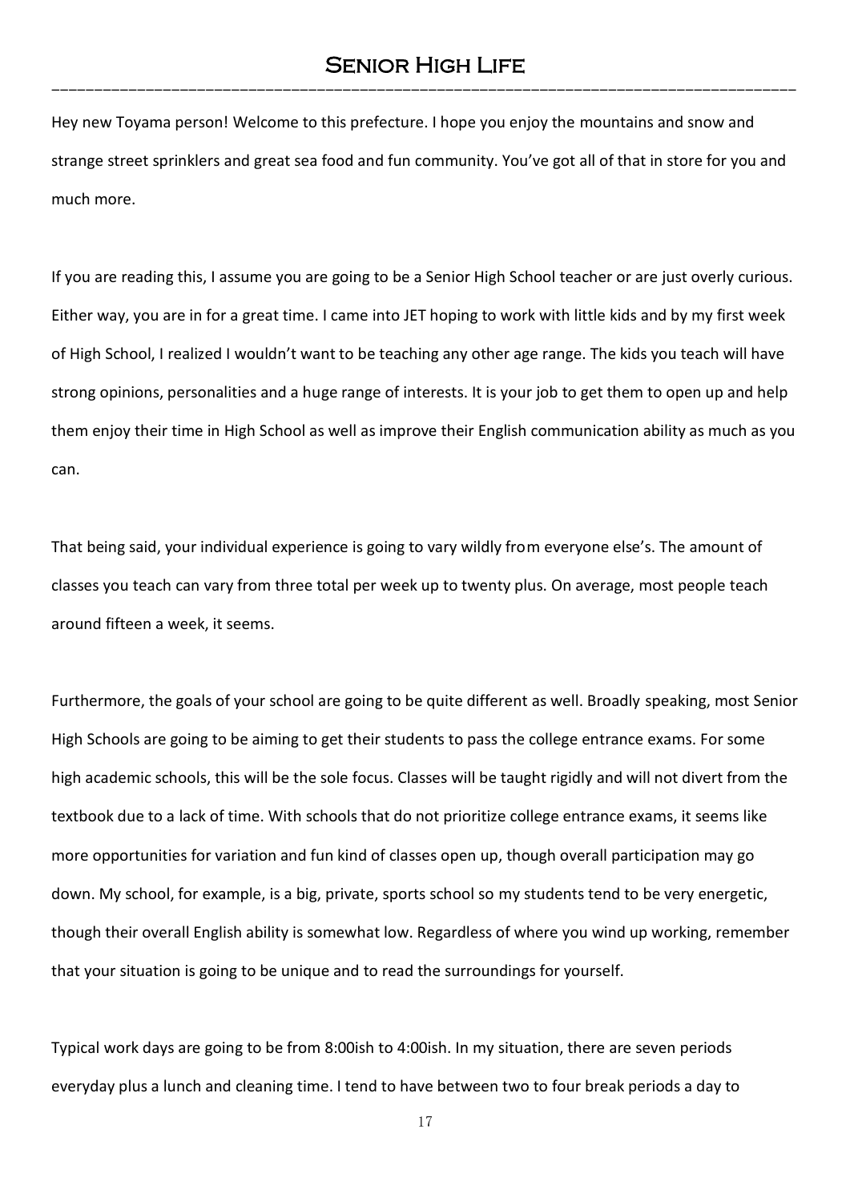# Senior High Life

Hey new Toyama person! Welcome to this prefecture. I hope you enjoy the mountains and snow and strange street sprinklers and great sea food and fun community. You've got all of that in store for you and much more.

If you are reading this, I assume you are going to be a Senior High School teacher or are just overly curious. Either way, you are in for a great time. I came into JET hoping to work with little kids and by my first week of High School, I realized I wouldn't want to be teaching any other age range. The kids you teach will have strong opinions, personalities and a huge range of interests. It is your job to get them to open up and help them enjoy their time in High School as well as improve their English communication ability as much as you can.

That being said, your individual experience is going to vary wildly from everyone else's. The amount of classes you teach can vary from three total per week up to twenty plus. On average, most people teach around fifteen a week, it seems.

Furthermore, the goals of your school are going to be quite different as well. Broadly speaking, most Senior High Schools are going to be aiming to get their students to pass the college entrance exams. For some high academic schools, this will be the sole focus. Classes will be taught rigidly and will not divert from the textbook due to a lack of time. With schools that do not prioritize college entrance exams, it seems like more opportunities for variation and fun kind of classes open up, though overall participation may go down. My school, for example, is a big, private, sports school so my students tend to be very energetic, though their overall English ability is somewhat low. Regardless of where you wind up working, remember that your situation is going to be unique and to read the surroundings for yourself.

Typical work days are going to be from 8:00ish to 4:00ish. In my situation, there are seven periods everyday plus a lunch and cleaning time. I tend to have between two to four break periods a day to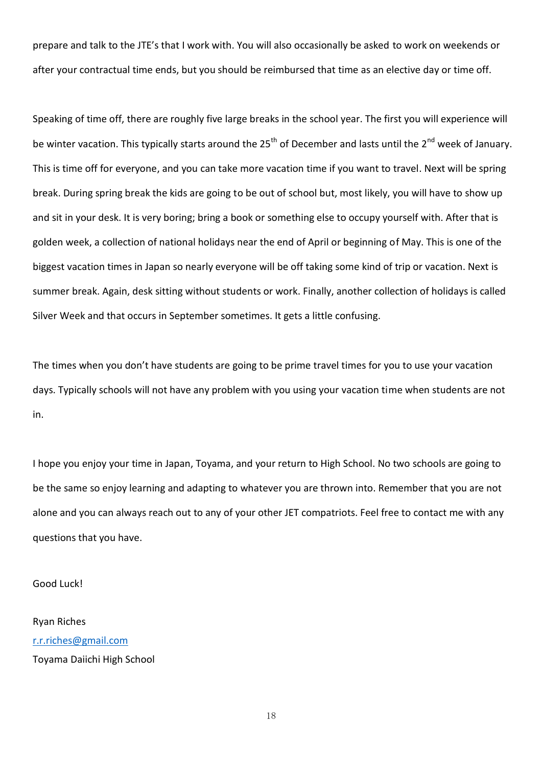prepare and talk to the JTE's that I work with. You will also occasionally be asked to work on weekends or after your contractual time ends, but you should be reimbursed that time as an elective day or time off.

Speaking of time off, there are roughly five large breaks in the school year. The first you will experience will be winter vacation. This typically starts around the 25th of December and lasts until the 2nd week of January. This is time off for everyone, and you can take more vacation time if you want to travel. Next will be spring break. During spring break the kids are going to be out of school but, most likely, you will have to show up and sit in your desk. It is very boring; bring a book or something else to occupy yourself with. After that is golden week, a collection of national holidays near the end of April or beginning of May. This is one of the biggest vacation times in Japan so nearly everyone will be off taking some kind of trip or vacation. Next is summer break. Again, desk sitting without students or work. Finally, another collection of holidays is called Silver Week and that occurs in September sometimes. It gets a little confusing.

The times when you don't have students are going to be prime travel times for you to use your vacation days. Typically schools will not have any problem with you using your vacation time when students are not in.

I hope you enjoy your time in Japan, Toyama, and your return to High School. No two schools are going to be the same so enjoy learning and adapting to whatever you are thrown into. Remember that you are not alone and you can always reach out to any of your other JET compatriots. Feel free to contact me with any questions that you have.

Good Luck!

Ryan Riches
r.r.riches@gmail.com
Toyama Daiichi High School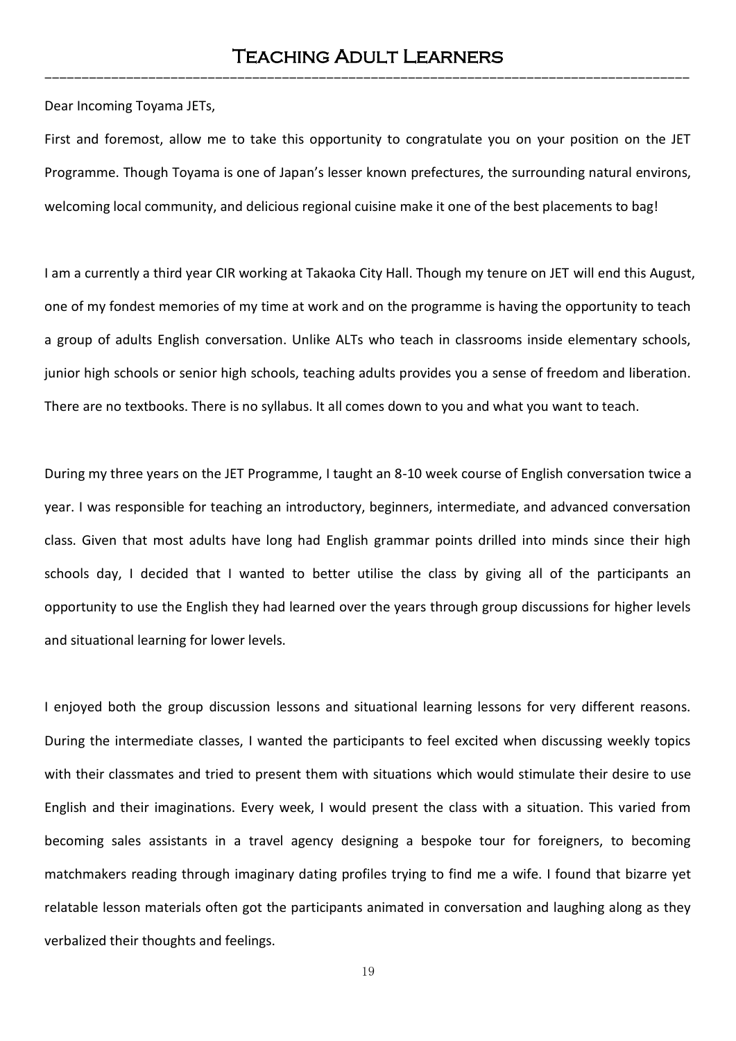# Teaching Adult Learners

Dear Incoming Toyama JETs,

First and foremost, allow me to take this opportunity to congratulate you on your position on the JET Programme. Though Toyama is one of Japan's lesser known prefectures, the surrounding natural environs, welcoming local community, and delicious regional cuisine make it one of the best placements to bag!

I am a currently a third year CIR working at Takaoka City Hall. Though my tenure on JET will end this August, one of my fondest memories of my time at work and on the programme is having the opportunity to teach a group of adults English conversation. Unlike ALTs who teach in classrooms inside elementary schools, junior high schools or senior high schools, teaching adults provides you a sense of freedom and liberation. There are no textbooks. There is no syllabus. It all comes down to you and what you want to teach.

During my three years on the JET Programme, I taught an 8-10 week course of English conversation twice a year. I was responsible for teaching an introductory, beginners, intermediate, and advanced conversation class. Given that most adults have long had English grammar points drilled into minds since their high schools day, I decided that I wanted to better utilise the class by giving all of the participants an opportunity to use the English they had learned over the years through group discussions for higher levels and situational learning for lower levels.

I enjoyed both the group discussion lessons and situational learning lessons for very different reasons. During the intermediate classes, I wanted the participants to feel excited when discussing weekly topics with their classmates and tried to present them with situations which would stimulate their desire to use English and their imaginations. Every week, I would present the class with a situation. This varied from becoming sales assistants in a travel agency designing a bespoke tour for foreigners, to becoming matchmakers reading through imaginary dating profiles trying to find me a wife. I found that bizarre yet relatable lesson materials often got the participants animated in conversation and laughing along as they verbalized their thoughts and feelings.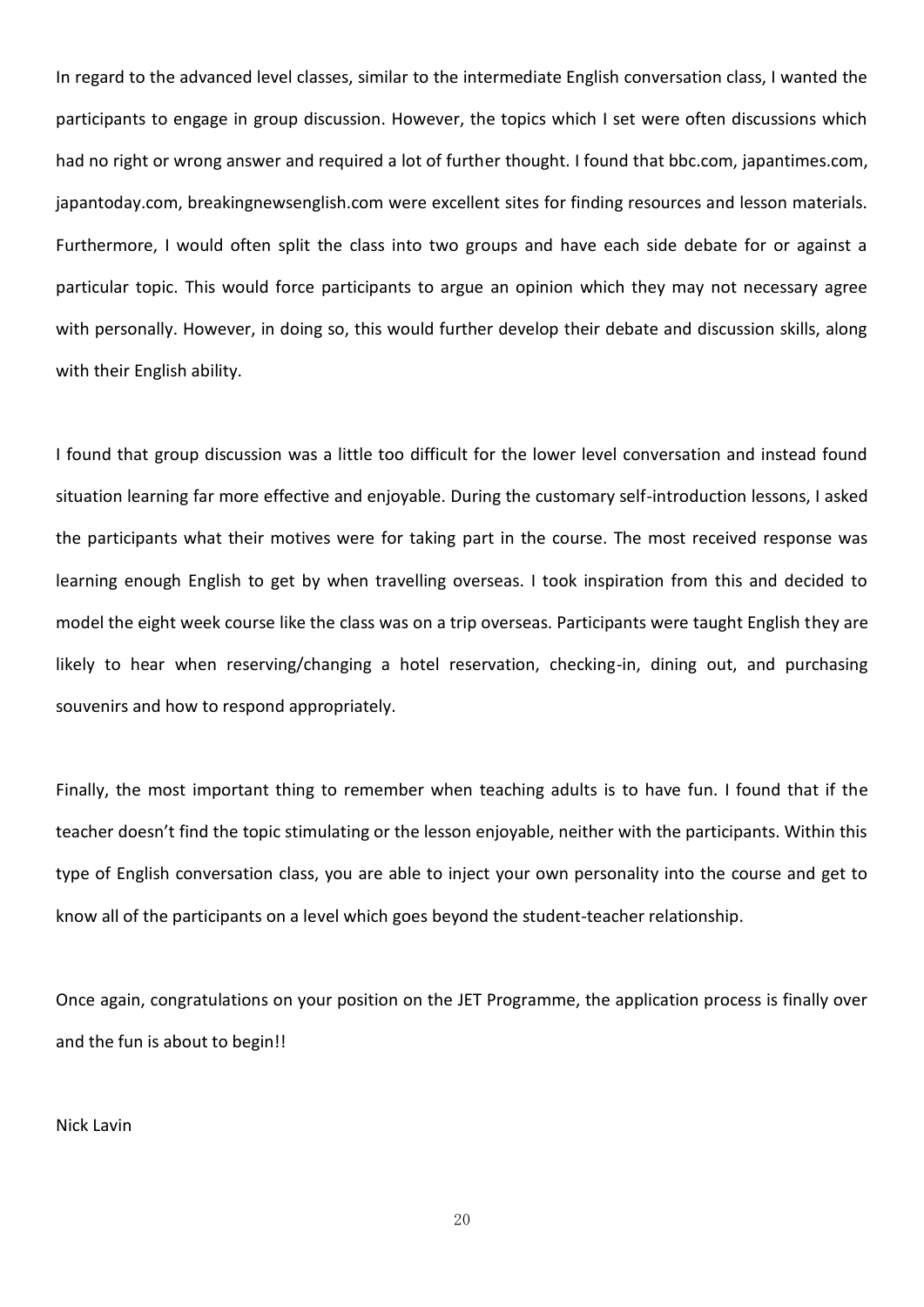In regard to the advanced level classes, similar to the intermediate English conversation class, I wanted the participants to engage in group discussion. However, the topics which I set were often discussions which had no right or wrong answer and required a lot of further thought. I found that bbc.com, japantimes.com, japantoday.com, breakingnewsenglish.com were excellent sites for finding resources and lesson materials. Furthermore, I would often split the class into two groups and have each side debate for or against a particular topic. This would force participants to argue an opinion which they may not necessary agree with personally. However, in doing so, this would further develop their debate and discussion skills, along with their English ability.

I found that group discussion was a little too difficult for the lower level conversation and instead found situation learning far more effective and enjoyable. During the customary self-introduction lessons, I asked the participants what their motives were for taking part in the course. The most received response was learning enough English to get by when travelling overseas. I took inspiration from this and decided to model the eight week course like the class was on a trip overseas. Participants were taught English they are likely to hear when reserving/changing a hotel reservation, checking-in, dining out, and purchasing souvenirs and how to respond appropriately.

Finally, the most important thing to remember when teaching adults is to have fun. I found that if the teacher doesn't find the topic stimulating or the lesson enjoyable, neither with the participants. Within this type of English conversation class, you are able to inject your own personality into the course and get to know all of the participants on a level which goes beyond the student-teacher relationship.

Once again, congratulations on your position on the JET Programme, the application process is finally over and the fun is about to begin!!

Nick Lavin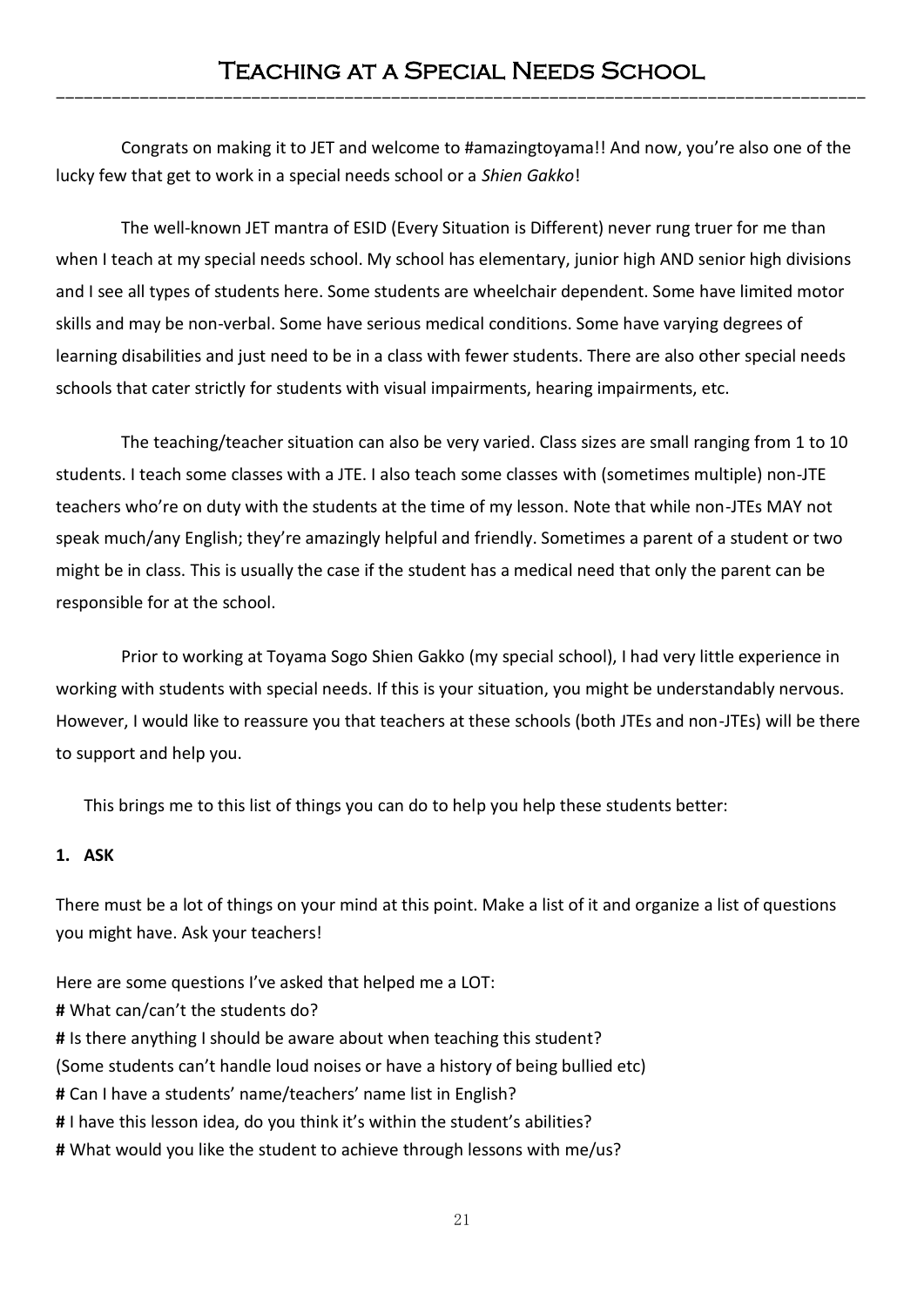# Teaching at a Special Needs School

Congrats on making it to JET and welcome to #amazingtoyama!! And now, you're also one of the lucky few that get to work in a special needs school or a *Shien Gakko*!

The well-known JET mantra of ESID (Every Situation is Different) never rung truer for me than when I teach at my special needs school. My school has elementary, junior high AND senior high divisions and I see all types of students here. Some students are wheelchair dependent. Some have limited motor skills and may be non-verbal. Some have serious medical conditions. Some have varying degrees of learning disabilities and just need to be in a class with fewer students. There are also other special needs schools that cater strictly for students with visual impairments, hearing impairments, etc.

The teaching/teacher situation can also be very varied. Class sizes are small ranging from 1 to 10 students. I teach some classes with a JTE. I also teach some classes with (sometimes multiple) non-JTE teachers who're on duty with the students at the time of my lesson. Note that while non-JTEs MAY not speak much/any English; they're amazingly helpful and friendly. Sometimes a parent of a student or two might be in class. This is usually the case if the student has a medical need that only the parent can be responsible for at the school.

Prior to working at Toyama Sogo Shien Gakko (my special school), I had very little experience in working with students with special needs. If this is your situation, you might be understandably nervous. However, I would like to reassure you that teachers at these schools (both JTEs and non-JTEs) will be there to support and help you.

This brings me to this list of things you can do to help you help these students better:

**1. ASK**

There must be a lot of things on your mind at this point. Make a list of it and organize a list of questions you might have. Ask your teachers!

Here are some questions I've asked that helped me a LOT:

**#** What can/can't the students do?

**#** Is there anything I should be aware about when teaching this student?
(Some students can't handle loud noises or have a history of being bullied etc)

**#** Can I have a students' name/teachers' name list in English?

**#** I have this lesson idea, do you think it's within the student's abilities?

**#** What would you like the student to achieve through lessons with me/us?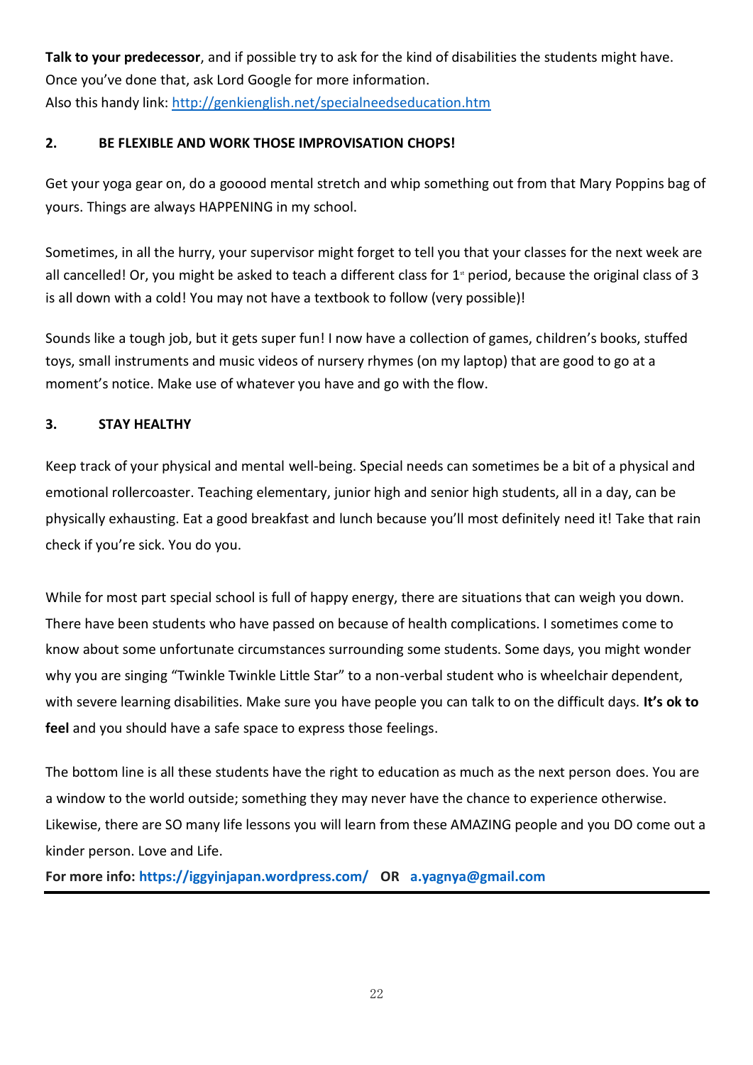**Talk to your predecessor**, and if possible try to ask for the kind of disabilities the students might have. Once you've done that, ask Lord Google for more information.
Also this handy link: http://genkienglish.net/specialneedseducation.htm

### 2. BE FLEXIBLE AND WORK THOSE IMPROVISATION CHOPS!

Get your yoga gear on, do a gooood mental stretch and whip something out from that Mary Poppins bag of yours. Things are always HAPPENING in my school.

Sometimes, in all the hurry, your supervisor might forget to tell you that your classes for the next week are all cancelled! Or, you might be asked to teach a different class for 1st period, because the original class of 3 is all down with a cold! You may not have a textbook to follow (very possible)!

Sounds like a tough job, but it gets super fun! I now have a collection of games, children's books, stuffed toys, small instruments and music videos of nursery rhymes (on my laptop) that are good to go at a moment's notice. Make use of whatever you have and go with the flow.

### 3. STAY HEALTHY

Keep track of your physical and mental well-being. Special needs can sometimes be a bit of a physical and emotional rollercoaster. Teaching elementary, junior high and senior high students, all in a day, can be physically exhausting. Eat a good breakfast and lunch because you'll most definitely need it! Take that rain check if you're sick. You do you.

While for most part special school is full of happy energy, there are situations that can weigh you down. There have been students who have passed on because of health complications. I sometimes come to know about some unfortunate circumstances surrounding some students. Some days, you might wonder why you are singing "Twinkle Twinkle Little Star" to a non-verbal student who is wheelchair dependent, with severe learning disabilities. Make sure you have people you can talk to on the difficult days. **It's ok to feel** and you should have a safe space to express those feelings.

The bottom line is all these students have the right to education as much as the next person does. You are a window to the world outside; something they may never have the chance to experience otherwise. Likewise, there are SO many life lessons you will learn from these AMAZING people and you DO come out a kinder person. Love and Life.

**For more info: https://iggyinjapan.wordpress.com/ OR a.yagnya@gmail.com**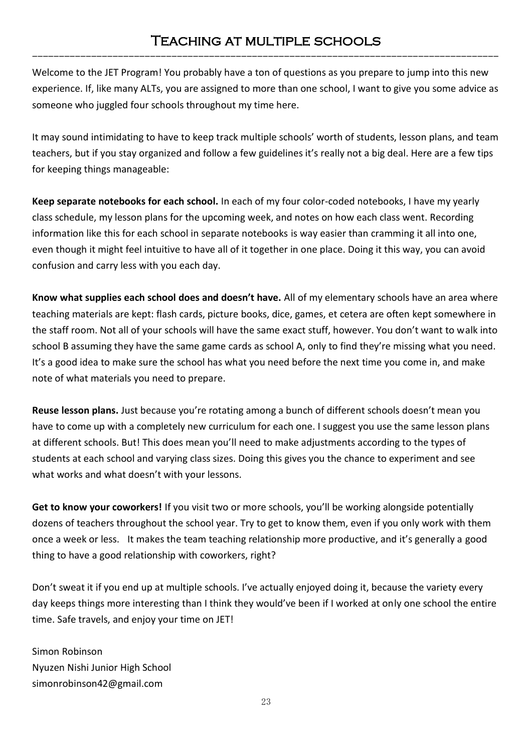# Teaching at multiple schools

Welcome to the JET Program! You probably have a ton of questions as you prepare to jump into this new experience. If, like many ALTs, you are assigned to more than one school, I want to give you some advice as someone who juggled four schools throughout my time here.

It may sound intimidating to have to keep track multiple schools' worth of students, lesson plans, and team teachers, but if you stay organized and follow a few guidelines it's really not a big deal. Here are a few tips for keeping things manageable:

**Keep separate notebooks for each school.** In each of my four color-coded notebooks, I have my yearly class schedule, my lesson plans for the upcoming week, and notes on how each class went. Recording information like this for each school in separate notebooks is way easier than cramming it all into one, even though it might feel intuitive to have all of it together in one place. Doing it this way, you can avoid confusion and carry less with you each day.

**Know what supplies each school does and doesn't have.** All of my elementary schools have an area where teaching materials are kept: flash cards, picture books, dice, games, et cetera are often kept somewhere in the staff room. Not all of your schools will have the same exact stuff, however. You don't want to walk into school B assuming they have the same game cards as school A, only to find they're missing what you need. It's a good idea to make sure the school has what you need before the next time you come in, and make note of what materials you need to prepare.

**Reuse lesson plans.** Just because you're rotating among a bunch of different schools doesn't mean you have to come up with a completely new curriculum for each one. I suggest you use the same lesson plans at different schools. But! This does mean you'll need to make adjustments according to the types of students at each school and varying class sizes. Doing this gives you the chance to experiment and see what works and what doesn't with your lessons.

**Get to know your coworkers!** If you visit two or more schools, you'll be working alongside potentially dozens of teachers throughout the school year. Try to get to know them, even if you only work with them once a week or less. It makes the team teaching relationship more productive, and it's generally a good thing to have a good relationship with coworkers, right?

Don't sweat it if you end up at multiple schools. I've actually enjoyed doing it, because the variety every day keeps things more interesting than I think they would've been if I worked at only one school the entire time. Safe travels, and enjoy your time on JET!

Simon Robinson
Nyuzen Nishi Junior High School
simonrobinson42@gmail.com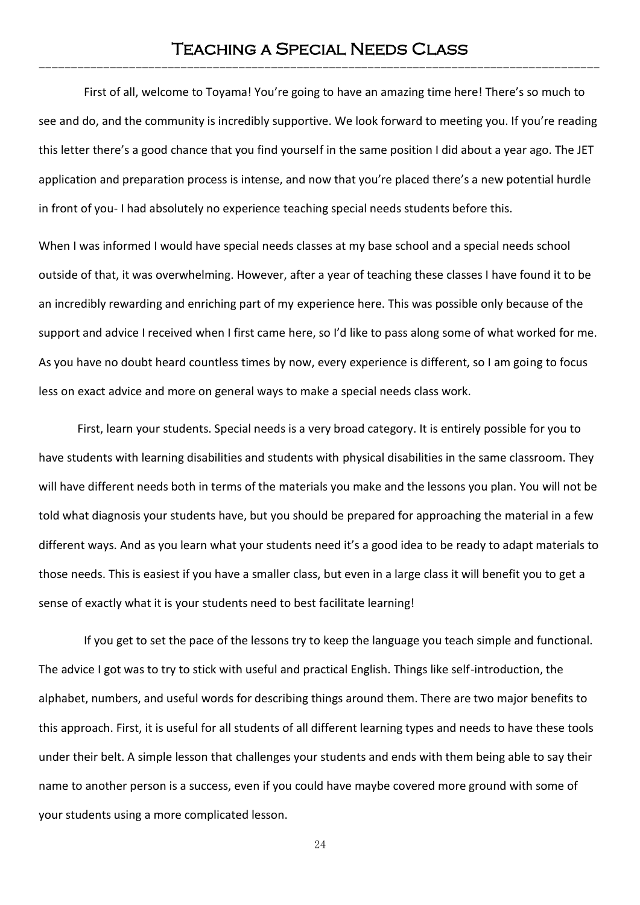# Teaching a Special Needs Class

First of all, welcome to Toyama! You're going to have an amazing time here! There's so much to see and do, and the community is incredibly supportive. We look forward to meeting you. If you're reading this letter there's a good chance that you find yourself in the same position I did about a year ago. The JET application and preparation process is intense, and now that you're placed there's a new potential hurdle in front of you- I had absolutely no experience teaching special needs students before this.

When I was informed I would have special needs classes at my base school and a special needs school outside of that, it was overwhelming. However, after a year of teaching these classes I have found it to be an incredibly rewarding and enriching part of my experience here. This was possible only because of the support and advice I received when I first came here, so I'd like to pass along some of what worked for me. As you have no doubt heard countless times by now, every experience is different, so I am going to focus less on exact advice and more on general ways to make a special needs class work.

First, learn your students. Special needs is a very broad category. It is entirely possible for you to have students with learning disabilities and students with physical disabilities in the same classroom. They will have different needs both in terms of the materials you make and the lessons you plan. You will not be told what diagnosis your students have, but you should be prepared for approaching the material in a few different ways. And as you learn what your students need it's a good idea to be ready to adapt materials to those needs. This is easiest if you have a smaller class, but even in a large class it will benefit you to get a sense of exactly what it is your students need to best facilitate learning!

If you get to set the pace of the lessons try to keep the language you teach simple and functional. The advice I got was to try to stick with useful and practical English. Things like self-introduction, the alphabet, numbers, and useful words for describing things around them. There are two major benefits to this approach. First, it is useful for all students of all different learning types and needs to have these tools under their belt. A simple lesson that challenges your students and ends with them being able to say their name to another person is a success, even if you could have maybe covered more ground with some of your students using a more complicated lesson.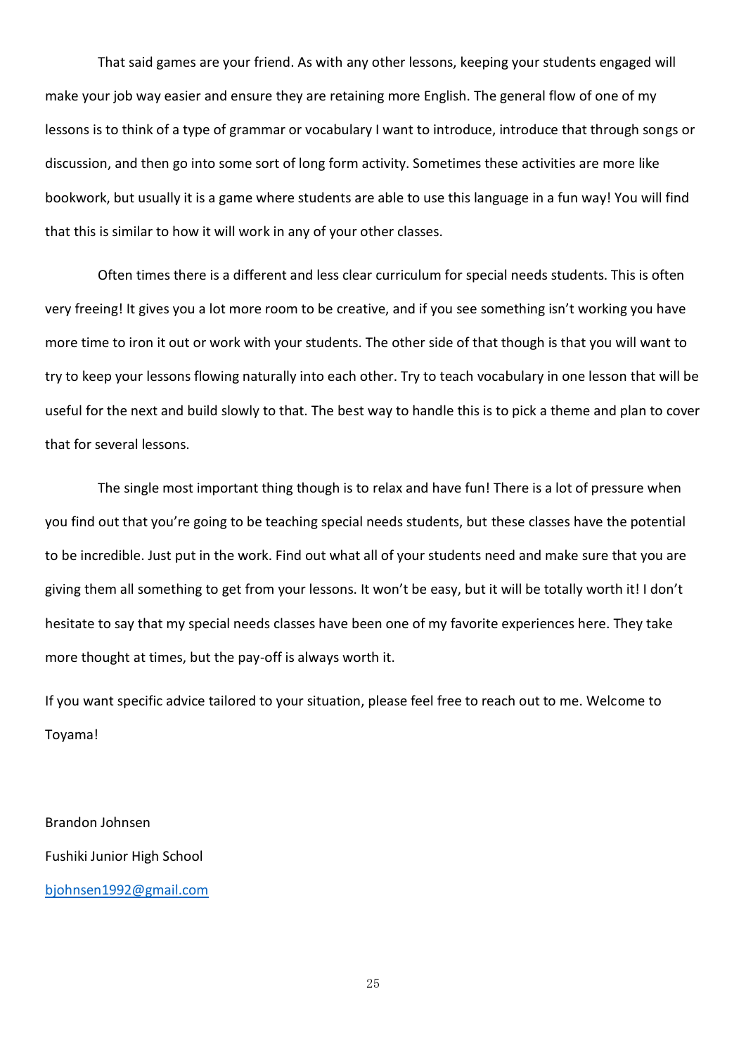That said games are your friend. As with any other lessons, keeping your students engaged will make your job way easier and ensure they are retaining more English. The general flow of one of my lessons is to think of a type of grammar or vocabulary I want to introduce, introduce that through songs or discussion, and then go into some sort of long form activity. Sometimes these activities are more like bookwork, but usually it is a game where students are able to use this language in a fun way! You will find that this is similar to how it will work in any of your other classes.

Often times there is a different and less clear curriculum for special needs students. This is often very freeing! It gives you a lot more room to be creative, and if you see something isn't working you have more time to iron it out or work with your students. The other side of that though is that you will want to try to keep your lessons flowing naturally into each other. Try to teach vocabulary in one lesson that will be useful for the next and build slowly to that. The best way to handle this is to pick a theme and plan to cover that for several lessons.

The single most important thing though is to relax and have fun! There is a lot of pressure when you find out that you're going to be teaching special needs students, but these classes have the potential to be incredible. Just put in the work. Find out what all of your students need and make sure that you are giving them all something to get from your lessons. It won't be easy, but it will be totally worth it! I don't hesitate to say that my special needs classes have been one of my favorite experiences here. They take more thought at times, but the pay-off is always worth it.

If you want specific advice tailored to your situation, please feel free to reach out to me. Welcome to Toyama!

Brandon Johnsen

Fushiki Junior High School

bjohnsen1992@gmail.com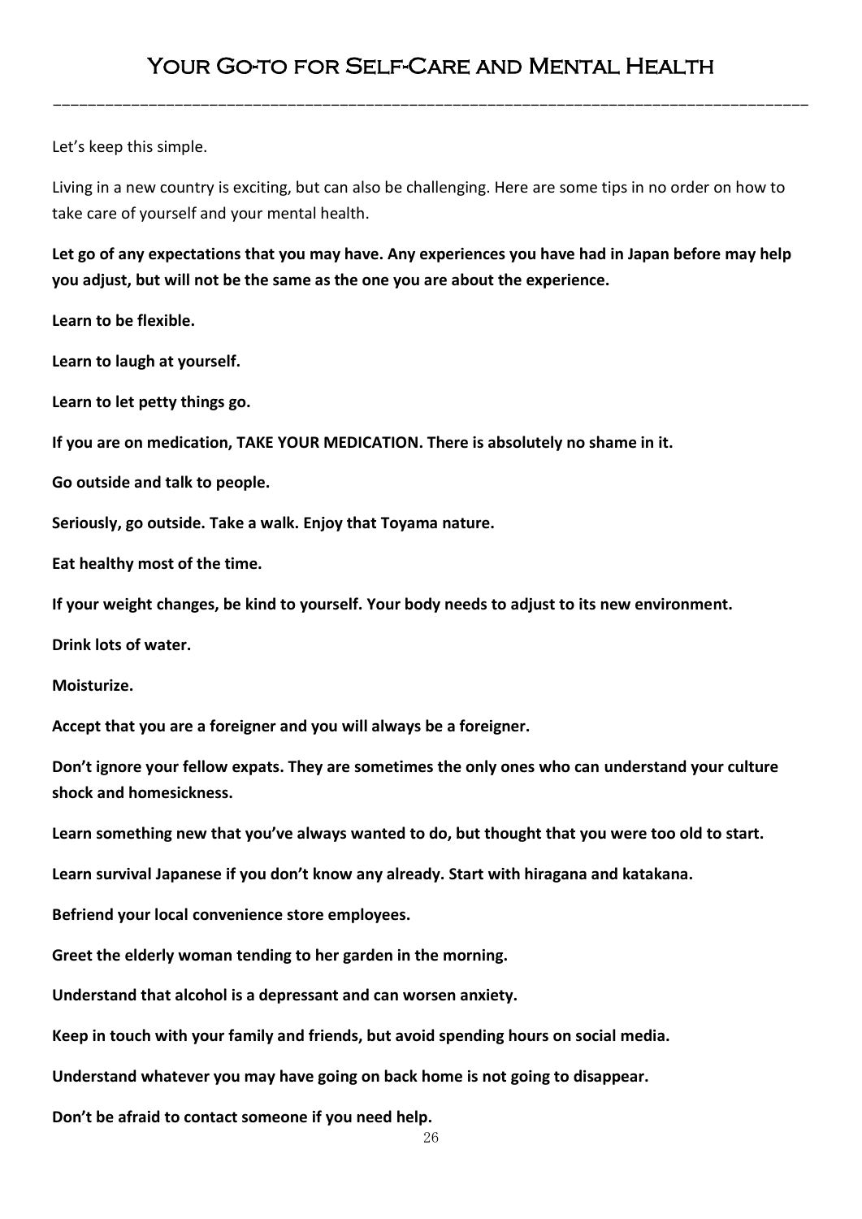# Your Go-to for Self-Care and Mental Health

Let's keep this simple.

Living in a new country is exciting, but can also be challenging. Here are some tips in no order on how to take care of yourself and your mental health.

**Let go of any expectations that you may have. Any experiences you have had in Japan before may help you adjust, but will not be the same as the one you are about the experience.**

**Learn to be flexible.**

**Learn to laugh at yourself.**

**Learn to let petty things go.**

**If you are on medication, TAKE YOUR MEDICATION. There is absolutely no shame in it.**

**Go outside and talk to people.**

**Seriously, go outside. Take a walk. Enjoy that Toyama nature.**

**Eat healthy most of the time.**

**If your weight changes, be kind to yourself. Your body needs to adjust to its new environment.**

**Drink lots of water.**

**Moisturize.**

**Accept that you are a foreigner and you will always be a foreigner.**

**Don't ignore your fellow expats. They are sometimes the only ones who can understand your culture shock and homesickness.**

**Learn something new that you've always wanted to do, but thought that you were too old to start.**

**Learn survival Japanese if you don't know any already. Start with hiragana and katakana.**

**Befriend your local convenience store employees.**

**Greet the elderly woman tending to her garden in the morning.**

**Understand that alcohol is a depressant and can worsen anxiety.**

**Keep in touch with your family and friends, but avoid spending hours on social media.**

**Understand whatever you may have going on back home is not going to disappear.**

**Don't be afraid to contact someone if you need help.**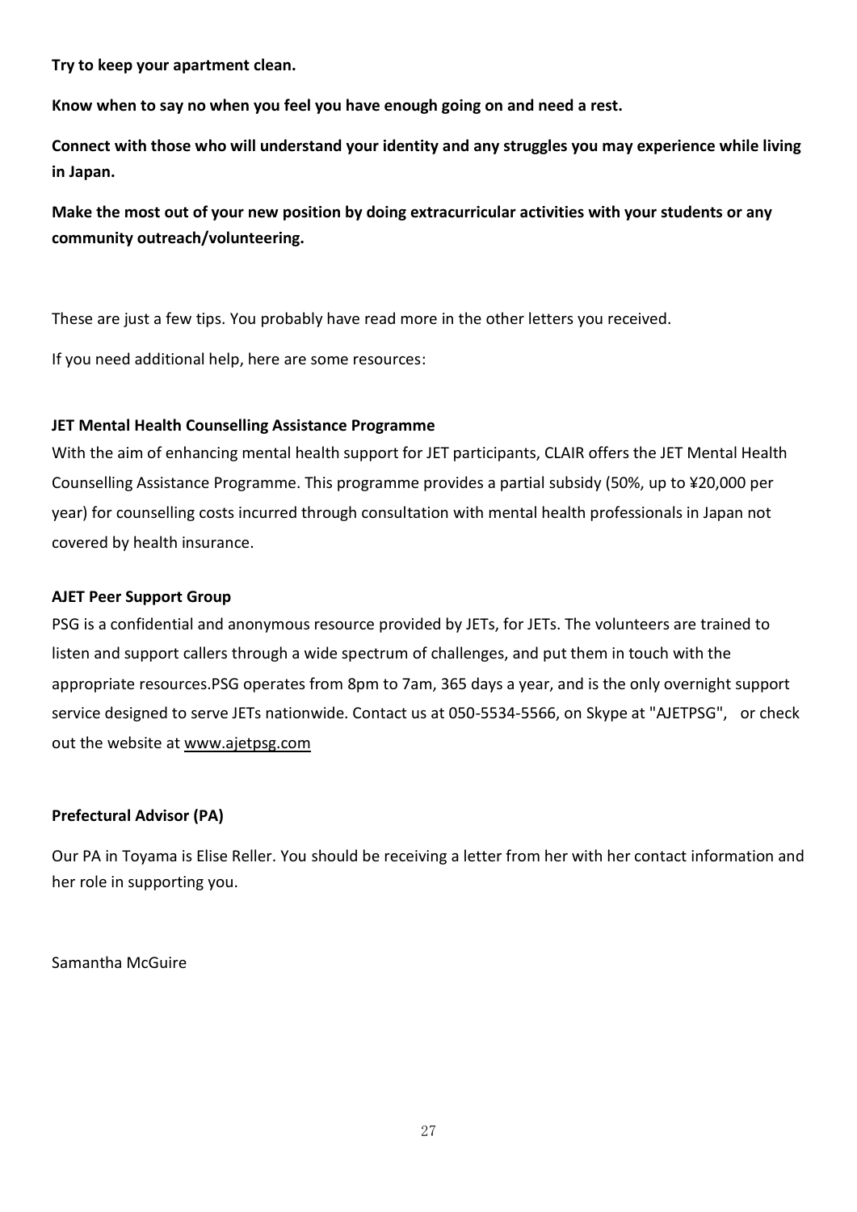**Try to keep your apartment clean.**

**Know when to say no when you feel you have enough going on and need a rest.**

**Connect with those who will understand your identity and any struggles you may experience while living in Japan.**

**Make the most out of your new position by doing extracurricular activities with your students or any community outreach/volunteering.**

These are just a few tips. You probably have read more in the other letters you received.

If you need additional help, here are some resources:

**JET Mental Health Counselling Assistance Programme**

With the aim of enhancing mental health support for JET participants, CLAIR offers the JET Mental Health Counselling Assistance Programme. This programme provides a partial subsidy (50%, up to ¥20,000 per year) for counselling costs incurred through consultation with mental health professionals in Japan not covered by health insurance.

**AJET Peer Support Group**

PSG is a confidential and anonymous resource provided by JETs, for JETs. The volunteers are trained to listen and support callers through a wide spectrum of challenges, and put them in touch with the appropriate resources.PSG operates from 8pm to 7am, 365 days a year, and is the only overnight support service designed to serve JETs nationwide. Contact us at 050-5534-5566, on Skype at "AJETPSG", or check out the website at www.ajetpsg.com

**Prefectural Advisor (PA)**

Our PA in Toyama is Elise Reller. You should be receiving a letter from her with her contact information and her role in supporting you.

Samantha McGuire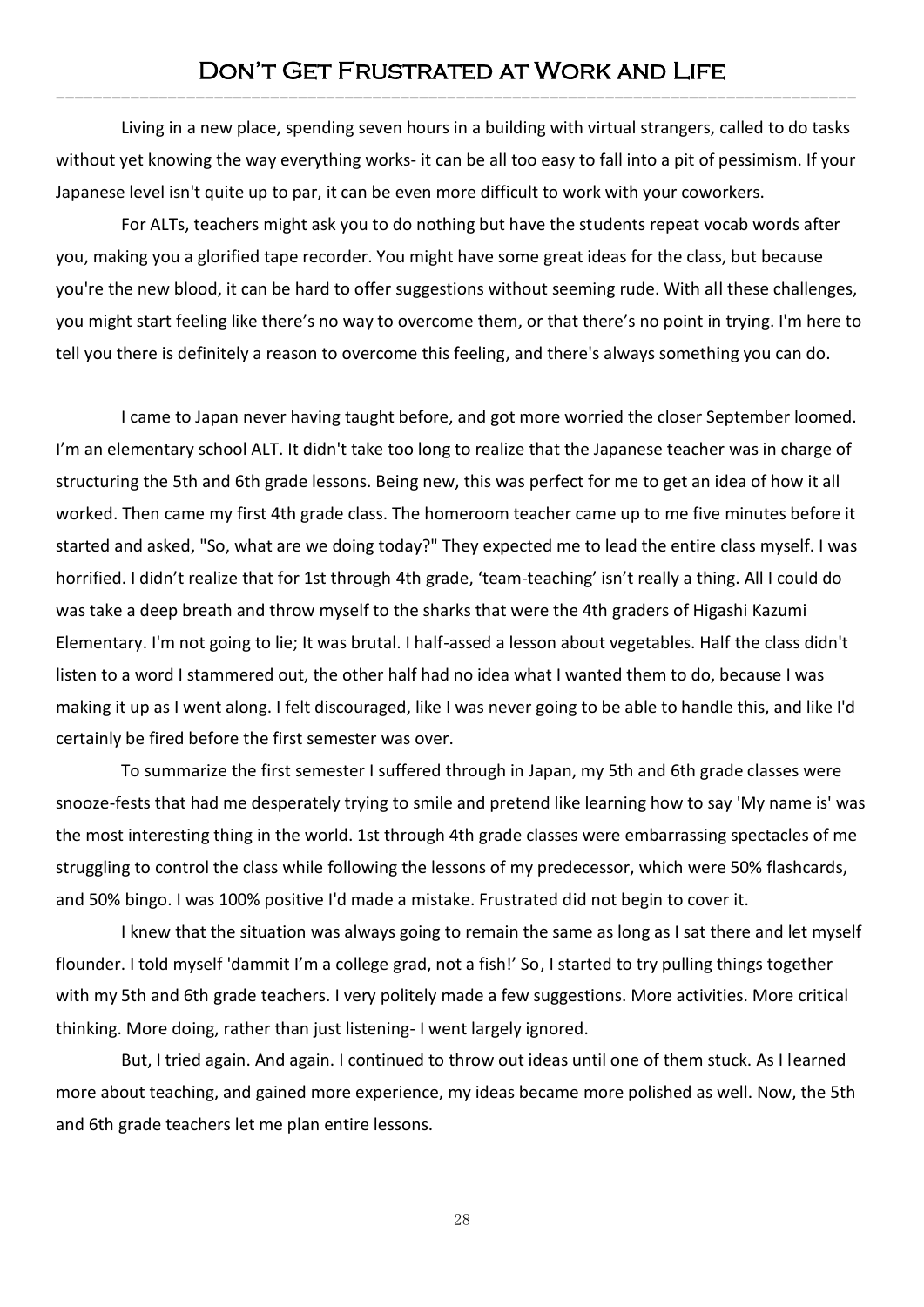# Don't Get Frustrated at Work and Life

Living in a new place, spending seven hours in a building with virtual strangers, called to do tasks without yet knowing the way everything works- it can be all too easy to fall into a pit of pessimism. If your Japanese level isn't quite up to par, it can be even more difficult to work with your coworkers.

For ALTs, teachers might ask you to do nothing but have the students repeat vocab words after you, making you a glorified tape recorder. You might have some great ideas for the class, but because you're the new blood, it can be hard to offer suggestions without seeming rude. With all these challenges, you might start feeling like there's no way to overcome them, or that there's no point in trying. I'm here to tell you there is definitely a reason to overcome this feeling, and there's always something you can do.

I came to Japan never having taught before, and got more worried the closer September loomed. I'm an elementary school ALT. It didn't take too long to realize that the Japanese teacher was in charge of structuring the 5th and 6th grade lessons. Being new, this was perfect for me to get an idea of how it all worked. Then came my first 4th grade class. The homeroom teacher came up to me five minutes before it started and asked, "So, what are we doing today?" They expected me to lead the entire class myself. I was horrified. I didn't realize that for 1st through 4th grade, 'team-teaching' isn't really a thing. All I could do was take a deep breath and throw myself to the sharks that were the 4th graders of Higashi Kazumi Elementary. I'm not going to lie; It was brutal. I half-assed a lesson about vegetables. Half the class didn't listen to a word I stammered out, the other half had no idea what I wanted them to do, because I was making it up as I went along. I felt discouraged, like I was never going to be able to handle this, and like I'd certainly be fired before the first semester was over.

To summarize the first semester I suffered through in Japan, my 5th and 6th grade classes were snooze-fests that had me desperately trying to smile and pretend like learning how to say 'My name is' was the most interesting thing in the world. 1st through 4th grade classes were embarrassing spectacles of me struggling to control the class while following the lessons of my predecessor, which were 50% flashcards, and 50% bingo. I was 100% positive I'd made a mistake. Frustrated did not begin to cover it.

I knew that the situation was always going to remain the same as long as I sat there and let myself flounder. I told myself 'dammit I'm a college grad, not a fish!' So, I started to try pulling things together with my 5th and 6th grade teachers. I very politely made a few suggestions. More activities. More critical thinking. More doing, rather than just listening- I went largely ignored.

But, I tried again. And again. I continued to throw out ideas until one of them stuck. As I learned more about teaching, and gained more experience, my ideas became more polished as well. Now, the 5th and 6th grade teachers let me plan entire lessons.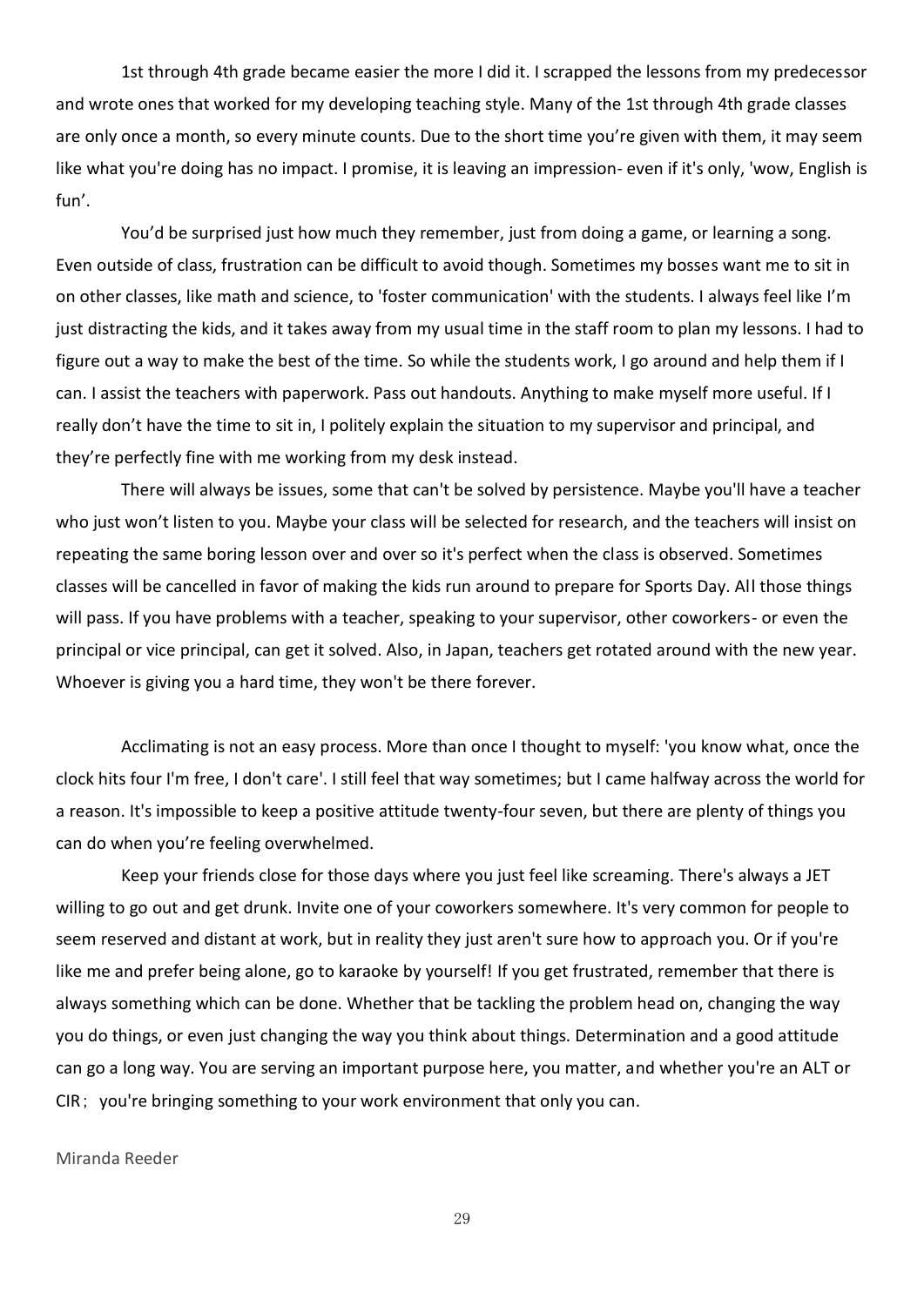1st through 4th grade became easier the more I did it. I scrapped the lessons from my predecessor and wrote ones that worked for my developing teaching style. Many of the 1st through 4th grade classes are only once a month, so every minute counts. Due to the short time you're given with them, it may seem like what you're doing has no impact. I promise, it is leaving an impression- even if it's only, 'wow, English is fun'.

You'd be surprised just how much they remember, just from doing a game, or learning a song. Even outside of class, frustration can be difficult to avoid though. Sometimes my bosses want me to sit in on other classes, like math and science, to 'foster communication' with the students. I always feel like I'm just distracting the kids, and it takes away from my usual time in the staff room to plan my lessons. I had to figure out a way to make the best of the time. So while the students work, I go around and help them if I can. I assist the teachers with paperwork. Pass out handouts. Anything to make myself more useful. If I really don't have the time to sit in, I politely explain the situation to my supervisor and principal, and they're perfectly fine with me working from my desk instead.

There will always be issues, some that can't be solved by persistence. Maybe you'll have a teacher who just won't listen to you. Maybe your class will be selected for research, and the teachers will insist on repeating the same boring lesson over and over so it's perfect when the class is observed. Sometimes classes will be cancelled in favor of making the kids run around to prepare for Sports Day. All those things will pass. If you have problems with a teacher, speaking to your supervisor, other coworkers- or even the principal or vice principal, can get it solved. Also, in Japan, teachers get rotated around with the new year. Whoever is giving you a hard time, they won't be there forever.

Acclimating is not an easy process. More than once I thought to myself: 'you know what, once the clock hits four I'm free, I don't care'. I still feel that way sometimes; but I came halfway across the world for a reason. It's impossible to keep a positive attitude twenty-four seven, but there are plenty of things you can do when you're feeling overwhelmed.

Keep your friends close for those days where you just feel like screaming. There's always a JET willing to go out and get drunk. Invite one of your coworkers somewhere. It's very common for people to seem reserved and distant at work, but in reality they just aren't sure how to approach you. Or if you're like me and prefer being alone, go to karaoke by yourself! If you get frustrated, remember that there is always something which can be done. Whether that be tackling the problem head on, changing the way you do things, or even just changing the way you think about things. Determination and a good attitude can go a long way. You are serving an important purpose here, you matter, and whether you're an ALT or CIR； you're bringing something to your work environment that only you can.

Miranda Reeder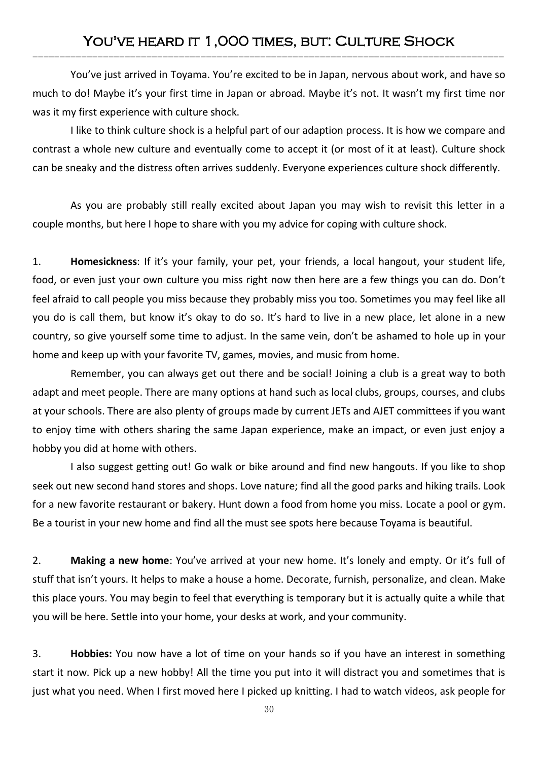# You've heard it 1,000 times, but: Culture Shock

You've just arrived in Toyama. You're excited to be in Japan, nervous about work, and have so much to do! Maybe it's your first time in Japan or abroad. Maybe it's not. It wasn't my first time nor was it my first experience with culture shock.

I like to think culture shock is a helpful part of our adaption process. It is how we compare and contrast a whole new culture and eventually come to accept it (or most of it at least). Culture shock can be sneaky and the distress often arrives suddenly. Everyone experiences culture shock differently.

As you are probably still really excited about Japan you may wish to revisit this letter in a couple months, but here I hope to share with you my advice for coping with culture shock.

1. **Homesickness**: If it's your family, your pet, your friends, a local hangout, your student life, food, or even just your own culture you miss right now then here are a few things you can do. Don't feel afraid to call people you miss because they probably miss you too. Sometimes you may feel like all you do is call them, but know it's okay to do so. It's hard to live in a new place, let alone in a new country, so give yourself some time to adjust. In the same vein, don't be ashamed to hole up in your home and keep up with your favorite TV, games, movies, and music from home.

   Remember, you can always get out there and be social! Joining a club is a great way to both adapt and meet people. There are many options at hand such as local clubs, groups, courses, and clubs at your schools. There are also plenty of groups made by current JETs and AJET committees if you want to enjoy time with others sharing the same Japan experience, make an impact, or even just enjoy a hobby you did at home with others.

   I also suggest getting out! Go walk or bike around and find new hangouts. If you like to shop seek out new second hand stores and shops. Love nature; find all the good parks and hiking trails. Look for a new favorite restaurant or bakery. Hunt down a food from home you miss. Locate a pool or gym. Be a tourist in your new home and find all the must see spots here because Toyama is beautiful.

2. **Making a new home**: You've arrived at your new home. It's lonely and empty. Or it's full of stuff that isn't yours. It helps to make a house a home. Decorate, furnish, personalize, and clean. Make this place yours. You may begin to feel that everything is temporary but it is actually quite a while that you will be here. Settle into your home, your desks at work, and your community.

3. **Hobbies:** You now have a lot of time on your hands so if you have an interest in something start it now. Pick up a new hobby! All the time you put into it will distract you and sometimes that is just what you need. When I first moved here I picked up knitting. I had to watch videos, ask people for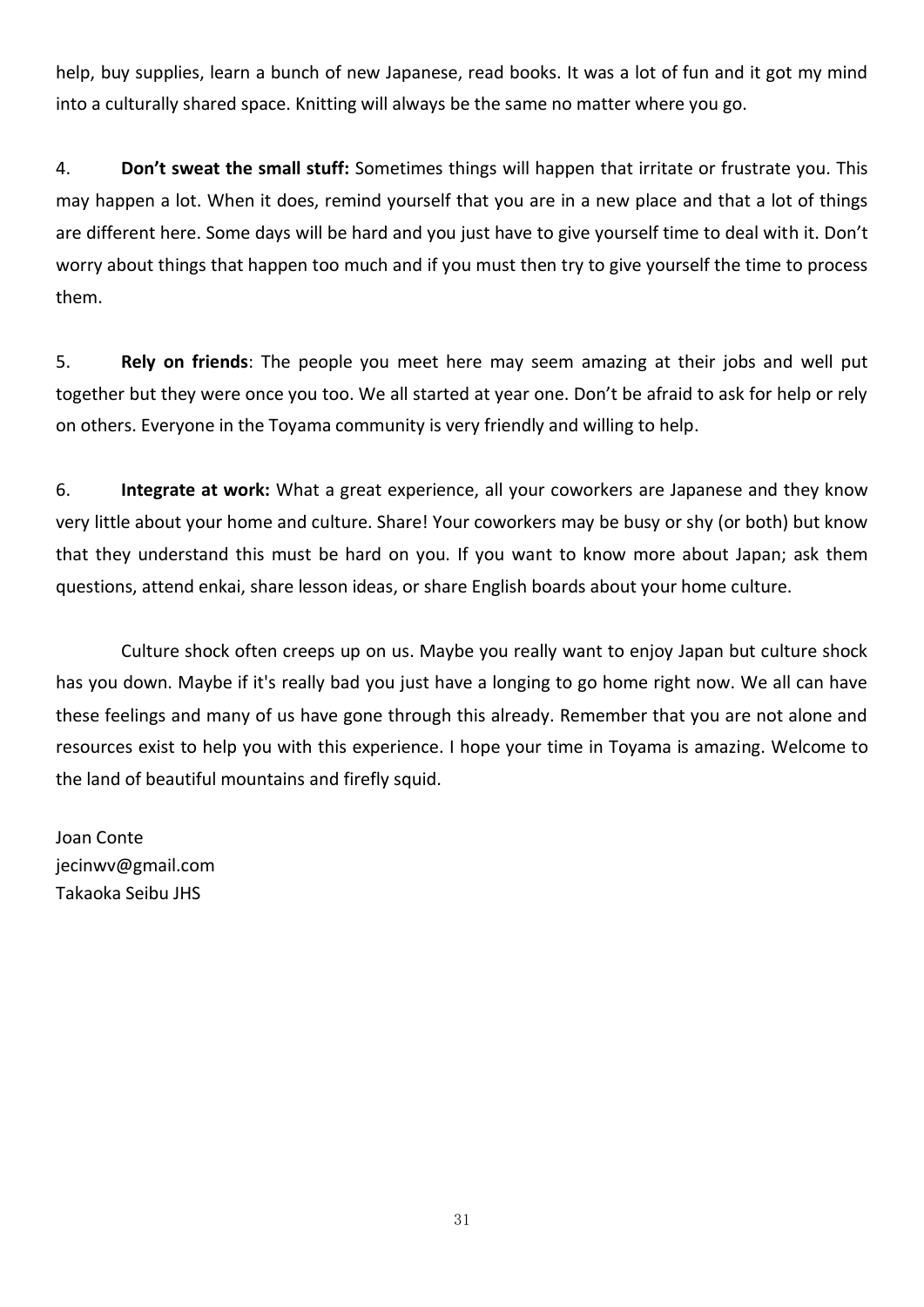help, buy supplies, learn a bunch of new Japanese, read books. It was a lot of fun and it got my mind into a culturally shared space. Knitting will always be the same no matter where you go.

4. **Don't sweat the small stuff:** Sometimes things will happen that irritate or frustrate you. This may happen a lot. When it does, remind yourself that you are in a new place and that a lot of things are different here. Some days will be hard and you just have to give yourself time to deal with it. Don't worry about things that happen too much and if you must then try to give yourself the time to process them.

5. **Rely on friends**: The people you meet here may seem amazing at their jobs and well put together but they were once you too. We all started at year one. Don't be afraid to ask for help or rely on others. Everyone in the Toyama community is very friendly and willing to help.

6. **Integrate at work:** What a great experience, all your coworkers are Japanese and they know very little about your home and culture. Share! Your coworkers may be busy or shy (or both) but know that they understand this must be hard on you. If you want to know more about Japan; ask them questions, attend enkai, share lesson ideas, or share English boards about your home culture.

Culture shock often creeps up on us. Maybe you really want to enjoy Japan but culture shock has you down. Maybe if it's really bad you just have a longing to go home right now. We all can have these feelings and many of us have gone through this already. Remember that you are not alone and resources exist to help you with this experience. I hope your time in Toyama is amazing. Welcome to the land of beautiful mountains and firefly squid.

Joan Conte
jecinwv@gmail.com
Takaoka Seibu JHS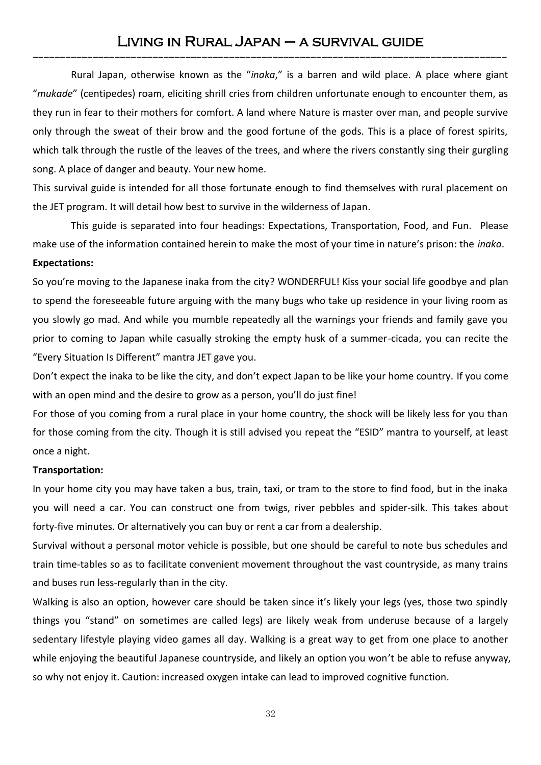# Living in Rural Japan – a survival guide

Rural Japan, otherwise known as the "*inaka*," is a barren and wild place. A place where giant "*mukade*" (centipedes) roam, eliciting shrill cries from children unfortunate enough to encounter them, as they run in fear to their mothers for comfort. A land where Nature is master over man, and people survive only through the sweat of their brow and the good fortune of the gods. This is a place of forest spirits, which talk through the rustle of the leaves of the trees, and where the rivers constantly sing their gurgling song. A place of danger and beauty. Your new home.

This survival guide is intended for all those fortunate enough to find themselves with rural placement on the JET program. It will detail how best to survive in the wilderness of Japan.

This guide is separated into four headings: Expectations, Transportation, Food, and Fun. Please make use of the information contained herein to make the most of your time in nature's prison: the *inaka*.

**Expectations:**

So you're moving to the Japanese inaka from the city? WONDERFUL! Kiss your social life goodbye and plan to spend the foreseeable future arguing with the many bugs who take up residence in your living room as you slowly go mad. And while you mumble repeatedly all the warnings your friends and family gave you prior to coming to Japan while casually stroking the empty husk of a summer-cicada, you can recite the "Every Situation Is Different" mantra JET gave you.

Don't expect the inaka to be like the city, and don't expect Japan to be like your home country. If you come with an open mind and the desire to grow as a person, you'll do just fine!

For those of you coming from a rural place in your home country, the shock will be likely less for you than for those coming from the city. Though it is still advised you repeat the "ESID" mantra to yourself, at least once a night.

**Transportation:**

In your home city you may have taken a bus, train, taxi, or tram to the store to find food, but in the inaka you will need a car. You can construct one from twigs, river pebbles and spider-silk. This takes about forty-five minutes. Or alternatively you can buy or rent a car from a dealership.

Survival without a personal motor vehicle is possible, but one should be careful to note bus schedules and train time-tables so as to facilitate convenient movement throughout the vast countryside, as many trains and buses run less-regularly than in the city.

Walking is also an option, however care should be taken since it's likely your legs (yes, those two spindly things you "stand" on sometimes are called legs) are likely weak from underuse because of a largely sedentary lifestyle playing video games all day. Walking is a great way to get from one place to another while enjoying the beautiful Japanese countryside, and likely an option you won't be able to refuse anyway, so why not enjoy it. Caution: increased oxygen intake can lead to improved cognitive function.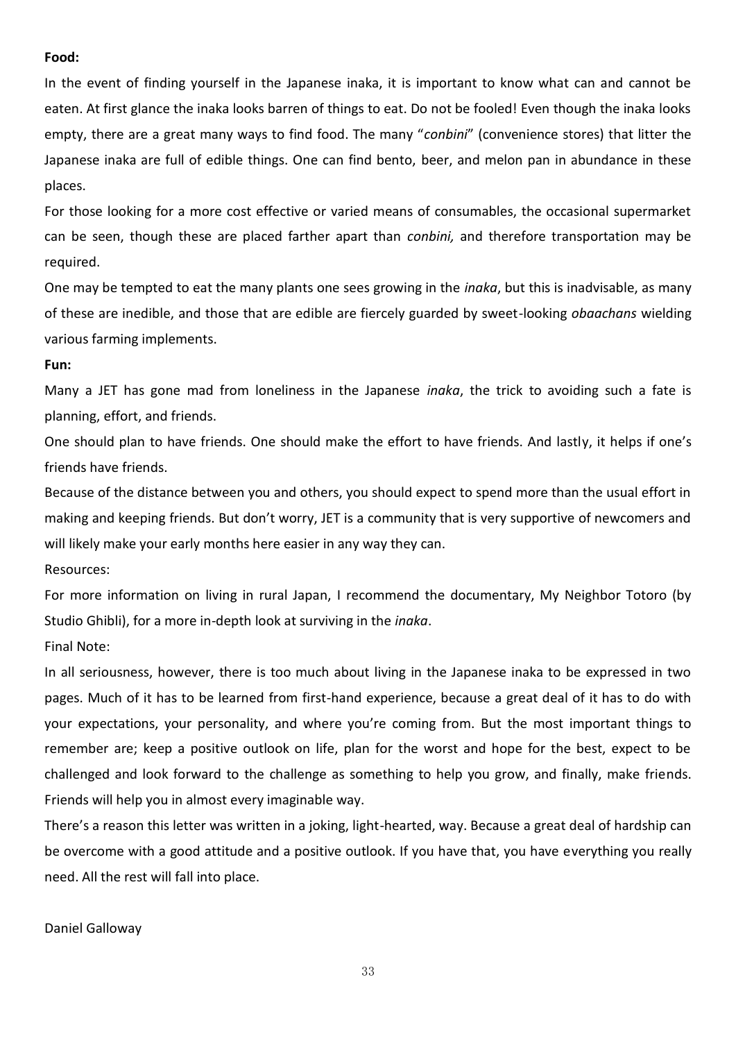**Food:**

In the event of finding yourself in the Japanese inaka, it is important to know what can and cannot be eaten. At first glance the inaka looks barren of things to eat. Do not be fooled! Even though the inaka looks empty, there are a great many ways to find food. The many "*conbini*" (convenience stores) that litter the Japanese inaka are full of edible things. One can find bento, beer, and melon pan in abundance in these places.

For those looking for a more cost effective or varied means of consumables, the occasional supermarket can be seen, though these are placed farther apart than *conbini,* and therefore transportation may be required.

One may be tempted to eat the many plants one sees growing in the *inaka*, but this is inadvisable, as many of these are inedible, and those that are edible are fiercely guarded by sweet-looking *obaachans* wielding various farming implements.

**Fun:**

Many a JET has gone mad from loneliness in the Japanese *inaka*, the trick to avoiding such a fate is planning, effort, and friends.

One should plan to have friends. One should make the effort to have friends. And lastly, it helps if one's friends have friends.

Because of the distance between you and others, you should expect to spend more than the usual effort in making and keeping friends. But don't worry, JET is a community that is very supportive of newcomers and will likely make your early months here easier in any way they can.

Resources:

For more information on living in rural Japan, I recommend the documentary, My Neighbor Totoro (by Studio Ghibli), for a more in-depth look at surviving in the *inaka*.

Final Note:

In all seriousness, however, there is too much about living in the Japanese inaka to be expressed in two pages. Much of it has to be learned from first-hand experience, because a great deal of it has to do with your expectations, your personality, and where you're coming from. But the most important things to remember are; keep a positive outlook on life, plan for the worst and hope for the best, expect to be challenged and look forward to the challenge as something to help you grow, and finally, make friends. Friends will help you in almost every imaginable way.

There's a reason this letter was written in a joking, light-hearted, way. Because a great deal of hardship can be overcome with a good attitude and a positive outlook. If you have that, you have everything you really need. All the rest will fall into place.

Daniel Galloway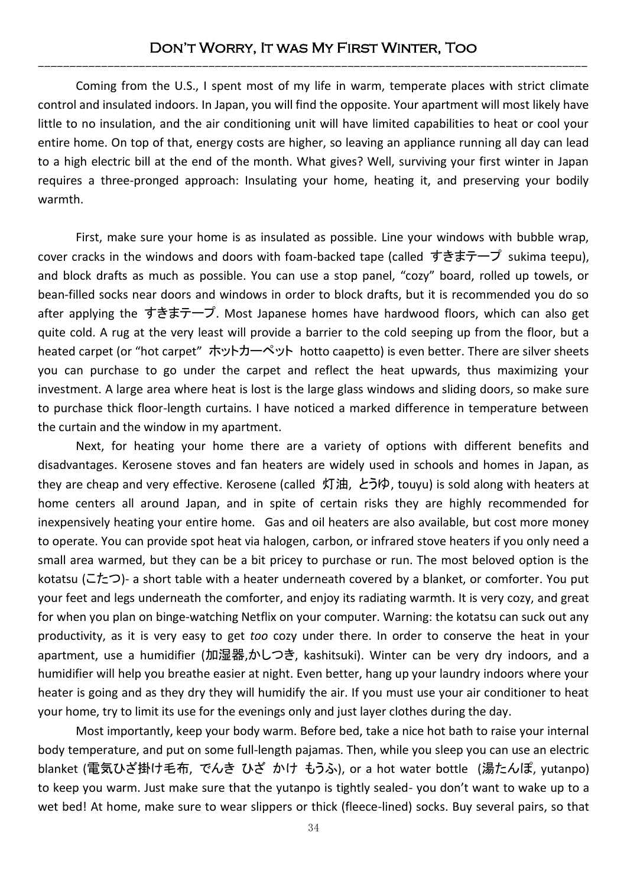# Don't Worry, It was My First Winter, Too

Coming from the U.S., I spent most of my life in warm, temperate places with strict climate control and insulated indoors. In Japan, you will find the opposite. Your apartment will most likely have little to no insulation, and the air conditioning unit will have limited capabilities to heat or cool your entire home. On top of that, energy costs are higher, so leaving an appliance running all day can lead to a high electric bill at the end of the month. What gives? Well, surviving your first winter in Japan requires a three-pronged approach: Insulating your home, heating it, and preserving your bodily warmth.

First, make sure your home is as insulated as possible. Line your windows with bubble wrap, cover cracks in the windows and doors with foam-backed tape (called すきまテープ sukima teepu), and block drafts as much as possible. You can use a stop panel, "cozy" board, rolled up towels, or bean-filled socks near doors and windows in order to block drafts, but it is recommended you do so after applying the すきまテープ. Most Japanese homes have hardwood floors, which can also get quite cold. A rug at the very least will provide a barrier to the cold seeping up from the floor, but a heated carpet (or "hot carpet" ホットカーペット hotto caapetto) is even better. There are silver sheets you can purchase to go under the carpet and reflect the heat upwards, thus maximizing your investment. A large area where heat is lost is the large glass windows and sliding doors, so make sure to purchase thick floor-length curtains. I have noticed a marked difference in temperature between the curtain and the window in my apartment.

Next, for heating your home there are a variety of options with different benefits and disadvantages. Kerosene stoves and fan heaters are widely used in schools and homes in Japan, as they are cheap and very effective. Kerosene (called 灯油, とうゆ, touyu) is sold along with heaters at home centers all around Japan, and in spite of certain risks they are highly recommended for inexpensively heating your entire home. Gas and oil heaters are also available, but cost more money to operate. You can provide spot heat via halogen, carbon, or infrared stove heaters if you only need a small area warmed, but they can be a bit pricey to purchase or run. The most beloved option is the kotatsu (こたつ)- a short table with a heater underneath covered by a blanket, or comforter. You put your feet and legs underneath the comforter, and enjoy its radiating warmth. It is very cozy, and great for when you plan on binge-watching Netflix on your computer. Warning: the kotatsu can suck out any productivity, as it is very easy to get *too* cozy under there. In order to conserve the heat in your apartment, use a humidifier (加湿器,かしつき, kashitsuki). Winter can be very dry indoors, and a humidifier will help you breathe easier at night. Even better, hang up your laundry indoors where your heater is going and as they dry they will humidify the air. If you must use your air conditioner to heat your home, try to limit its use for the evenings only and just layer clothes during the day.

Most importantly, keep your body warm. Before bed, take a nice hot bath to raise your internal body temperature, and put on some full-length pajamas. Then, while you sleep you can use an electric blanket (電気ひざ掛け毛布, でんき ひざ かけ もうふ), or a hot water bottle (湯たんぽ, yutanpo) to keep you warm. Just make sure that the yutanpo is tightly sealed- you don't want to wake up to a wet bed! At home, make sure to wear slippers or thick (fleece-lined) socks. Buy several pairs, so that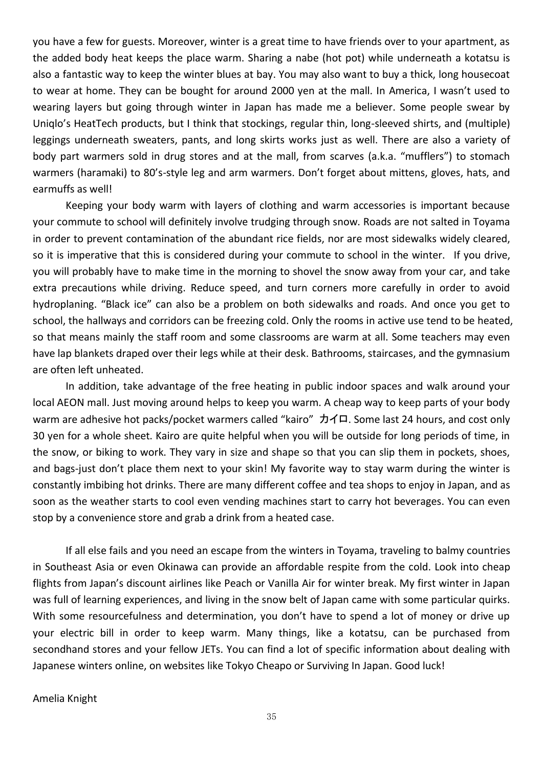you have a few for guests. Moreover, winter is a great time to have friends over to your apartment, as the added body heat keeps the place warm. Sharing a nabe (hot pot) while underneath a kotatsu is also a fantastic way to keep the winter blues at bay. You may also want to buy a thick, long housecoat to wear at home. They can be bought for around 2000 yen at the mall. In America, I wasn't used to wearing layers but going through winter in Japan has made me a believer. Some people swear by Uniqlo's HeatTech products, but I think that stockings, regular thin, long-sleeved shirts, and (multiple) leggings underneath sweaters, pants, and long skirts works just as well. There are also a variety of body part warmers sold in drug stores and at the mall, from scarves (a.k.a. "mufflers") to stomach warmers (haramaki) to 80's-style leg and arm warmers. Don't forget about mittens, gloves, hats, and earmuffs as well!

Keeping your body warm with layers of clothing and warm accessories is important because your commute to school will definitely involve trudging through snow. Roads are not salted in Toyama in order to prevent contamination of the abundant rice fields, nor are most sidewalks widely cleared, so it is imperative that this is considered during your commute to school in the winter. If you drive, you will probably have to make time in the morning to shovel the snow away from your car, and take extra precautions while driving. Reduce speed, and turn corners more carefully in order to avoid hydroplaning. "Black ice" can also be a problem on both sidewalks and roads. And once you get to school, the hallways and corridors can be freezing cold. Only the rooms in active use tend to be heated, so that means mainly the staff room and some classrooms are warm at all. Some teachers may even have lap blankets draped over their legs while at their desk. Bathrooms, staircases, and the gymnasium are often left unheated.

In addition, take advantage of the free heating in public indoor spaces and walk around your local AEON mall. Just moving around helps to keep you warm. A cheap way to keep parts of your body warm are adhesive hot packs/pocket warmers called "kairo" カイロ. Some last 24 hours, and cost only 30 yen for a whole sheet. Kairo are quite helpful when you will be outside for long periods of time, in the snow, or biking to work. They vary in size and shape so that you can slip them in pockets, shoes, and bags-just don't place them next to your skin! My favorite way to stay warm during the winter is constantly imbibing hot drinks. There are many different coffee and tea shops to enjoy in Japan, and as soon as the weather starts to cool even vending machines start to carry hot beverages. You can even stop by a convenience store and grab a drink from a heated case.

If all else fails and you need an escape from the winters in Toyama, traveling to balmy countries in Southeast Asia or even Okinawa can provide an affordable respite from the cold. Look into cheap flights from Japan's discount airlines like Peach or Vanilla Air for winter break. My first winter in Japan was full of learning experiences, and living in the snow belt of Japan came with some particular quirks. With some resourcefulness and determination, you don't have to spend a lot of money or drive up your electric bill in order to keep warm. Many things, like a kotatsu, can be purchased from secondhand stores and your fellow JETs. You can find a lot of specific information about dealing with Japanese winters online, on websites like Tokyo Cheapo or Surviving In Japan. Good luck!

Amelia Knight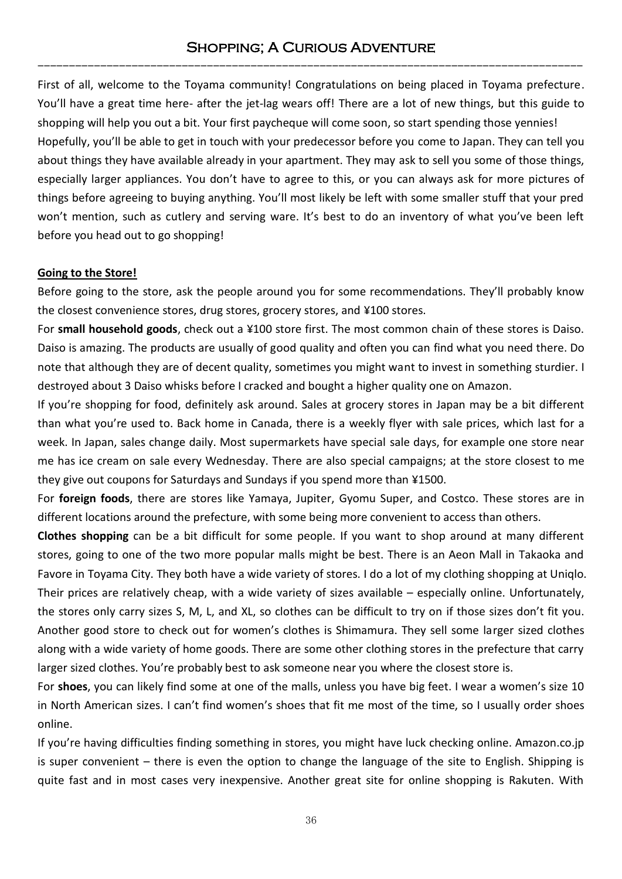# Shopping; A Curious Adventure

First of all, welcome to the Toyama community! Congratulations on being placed in Toyama prefecture. You'll have a great time here- after the jet-lag wears off! There are a lot of new things, but this guide to shopping will help you out a bit. Your first paycheque will come soon, so start spending those yennies!

Hopefully, you'll be able to get in touch with your predecessor before you come to Japan. They can tell you about things they have available already in your apartment. They may ask to sell you some of those things, especially larger appliances. You don't have to agree to this, or you can always ask for more pictures of things before agreeing to buying anything. You'll most likely be left with some smaller stuff that your pred won't mention, such as cutlery and serving ware. It's best to do an inventory of what you've been left before you head out to go shopping!

## Going to the Store!

Before going to the store, ask the people around you for some recommendations. They'll probably know the closest convenience stores, drug stores, grocery stores, and ¥100 stores.

For **small household goods**, check out a ¥100 store first. The most common chain of these stores is Daiso. Daiso is amazing. The products are usually of good quality and often you can find what you need there. Do note that although they are of decent quality, sometimes you might want to invest in something sturdier. I destroyed about 3 Daiso whisks before I cracked and bought a higher quality one on Amazon.

If you're shopping for food, definitely ask around. Sales at grocery stores in Japan may be a bit different than what you're used to. Back home in Canada, there is a weekly flyer with sale prices, which last for a week. In Japan, sales change daily. Most supermarkets have special sale days, for example one store near me has ice cream on sale every Wednesday. There are also special campaigns; at the store closest to me they give out coupons for Saturdays and Sundays if you spend more than ¥1500.

For **foreign foods**, there are stores like Yamaya, Jupiter, Gyomu Super, and Costco. These stores are in different locations around the prefecture, with some being more convenient to access than others.

**Clothes shopping** can be a bit difficult for some people. If you want to shop around at many different stores, going to one of the two more popular malls might be best. There is an Aeon Mall in Takaoka and Favore in Toyama City. They both have a wide variety of stores. I do a lot of my clothing shopping at Uniqlo. Their prices are relatively cheap, with a wide variety of sizes available – especially online. Unfortunately, the stores only carry sizes S, M, L, and XL, so clothes can be difficult to try on if those sizes don't fit you. Another good store to check out for women's clothes is Shimamura. They sell some larger sized clothes along with a wide variety of home goods. There are some other clothing stores in the prefecture that carry larger sized clothes. You're probably best to ask someone near you where the closest store is.

For **shoes**, you can likely find some at one of the malls, unless you have big feet. I wear a women's size 10 in North American sizes. I can't find women's shoes that fit me most of the time, so I usually order shoes online.

If you're having difficulties finding something in stores, you might have luck checking online. Amazon.co.jp is super convenient – there is even the option to change the language of the site to English. Shipping is quite fast and in most cases very inexpensive. Another great site for online shopping is Rakuten. With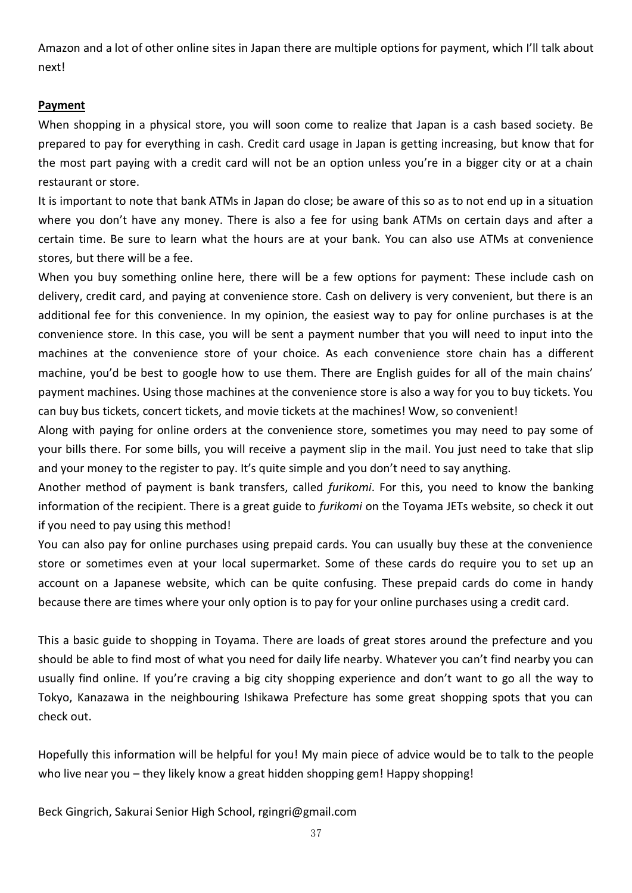Amazon and a lot of other online sites in Japan there are multiple options for payment, which I'll talk about next!

**Payment**

When shopping in a physical store, you will soon come to realize that Japan is a cash based society. Be prepared to pay for everything in cash. Credit card usage in Japan is getting increasing, but know that for the most part paying with a credit card will not be an option unless you're in a bigger city or at a chain restaurant or store.

It is important to note that bank ATMs in Japan do close; be aware of this so as to not end up in a situation where you don't have any money. There is also a fee for using bank ATMs on certain days and after a certain time. Be sure to learn what the hours are at your bank. You can also use ATMs at convenience stores, but there will be a fee.

When you buy something online here, there will be a few options for payment: These include cash on delivery, credit card, and paying at convenience store. Cash on delivery is very convenient, but there is an additional fee for this convenience. In my opinion, the easiest way to pay for online purchases is at the convenience store. In this case, you will be sent a payment number that you will need to input into the machines at the convenience store of your choice. As each convenience store chain has a different machine, you'd be best to google how to use them. There are English guides for all of the main chains' payment machines. Using those machines at the convenience store is also a way for you to buy tickets. You can buy bus tickets, concert tickets, and movie tickets at the machines! Wow, so convenient!

Along with paying for online orders at the convenience store, sometimes you may need to pay some of your bills there. For some bills, you will receive a payment slip in the mail. You just need to take that slip and your money to the register to pay. It's quite simple and you don't need to say anything.

Another method of payment is bank transfers, called *furikomi*. For this, you need to know the banking information of the recipient. There is a great guide to *furikomi* on the Toyama JETs website, so check it out if you need to pay using this method!

You can also pay for online purchases using prepaid cards. You can usually buy these at the convenience store or sometimes even at your local supermarket. Some of these cards do require you to set up an account on a Japanese website, which can be quite confusing. These prepaid cards do come in handy because there are times where your only option is to pay for your online purchases using a credit card.

This a basic guide to shopping in Toyama. There are loads of great stores around the prefecture and you should be able to find most of what you need for daily life nearby. Whatever you can't find nearby you can usually find online. If you're craving a big city shopping experience and don't want to go all the way to Tokyo, Kanazawa in the neighbouring Ishikawa Prefecture has some great shopping spots that you can check out.

Hopefully this information will be helpful for you! My main piece of advice would be to talk to the people who live near you – they likely know a great hidden shopping gem! Happy shopping!

Beck Gingrich, Sakurai Senior High School, rgingri@gmail.com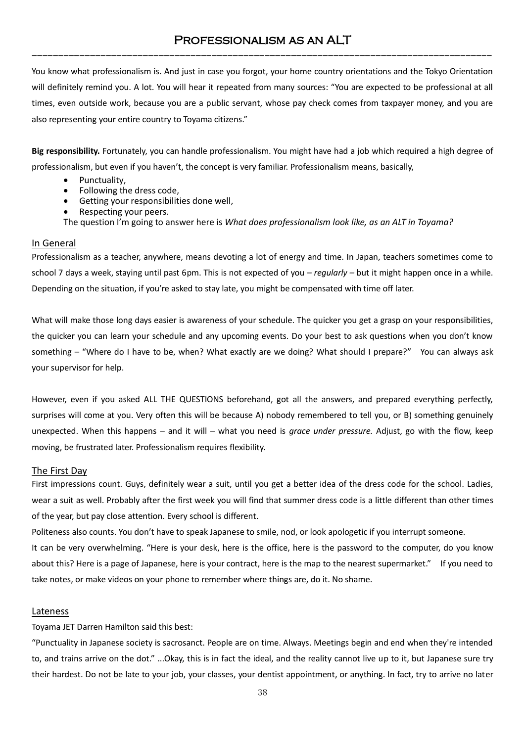# Professionalism as an ALT

You know what professionalism is. And just in case you forgot, your home country orientations and the Tokyo Orientation will definitely remind you. A lot. You will hear it repeated from many sources: "You are expected to be professional at all times, even outside work, because you are a public servant, whose pay check comes from taxpayer money, and you are also representing your entire country to Toyama citizens."

**Big responsibility.** Fortunately, you can handle professionalism. You might have had a job which required a high degree of professionalism, but even if you haven't, the concept is very familiar. Professionalism means, basically,

- Punctuality,
- Following the dress code,
- Getting your responsibilities done well,
- Respecting your peers.

The question I'm going to answer here is *What does professionalism look like, as an ALT in Toyama?*

## In General

Professionalism as a teacher, anywhere, means devoting a lot of energy and time. In Japan, teachers sometimes come to school 7 days a week, staying until past 6pm. This is not expected of you – *regularly* – but it might happen once in a while. Depending on the situation, if you're asked to stay late, you might be compensated with time off later.

What will make those long days easier is awareness of your schedule. The quicker you get a grasp on your responsibilities, the quicker you can learn your schedule and any upcoming events. Do your best to ask questions when you don't know something – "Where do I have to be, when? What exactly are we doing? What should I prepare?" You can always ask your supervisor for help.

However, even if you asked ALL THE QUESTIONS beforehand, got all the answers, and prepared everything perfectly, surprises will come at you. Very often this will be because A) nobody remembered to tell you, or B) something genuinely unexpected. When this happens – and it will – what you need is *grace under pressure.* Adjust, go with the flow, keep moving, be frustrated later. Professionalism requires flexibility.

## The First Day

First impressions count. Guys, definitely wear a suit, until you get a better idea of the dress code for the school. Ladies, wear a suit as well. Probably after the first week you will find that summer dress code is a little different than other times of the year, but pay close attention. Every school is different.

Politeness also counts. You don't have to speak Japanese to smile, nod, or look apologetic if you interrupt someone.

It can be very overwhelming. "Here is your desk, here is the office, here is the password to the computer, do you know about this? Here is a page of Japanese, here is your contract, here is the map to the nearest supermarket." If you need to take notes, or make videos on your phone to remember where things are, do it. No shame.

## Lateness

Toyama JET Darren Hamilton said this best:

"Punctuality in Japanese society is sacrosanct. People are on time. Always. Meetings begin and end when they're intended to, and trains arrive on the dot." ...Okay, this is in fact the ideal, and the reality cannot live up to it, but Japanese sure try their hardest. Do not be late to your job, your classes, your dentist appointment, or anything. In fact, try to arrive no later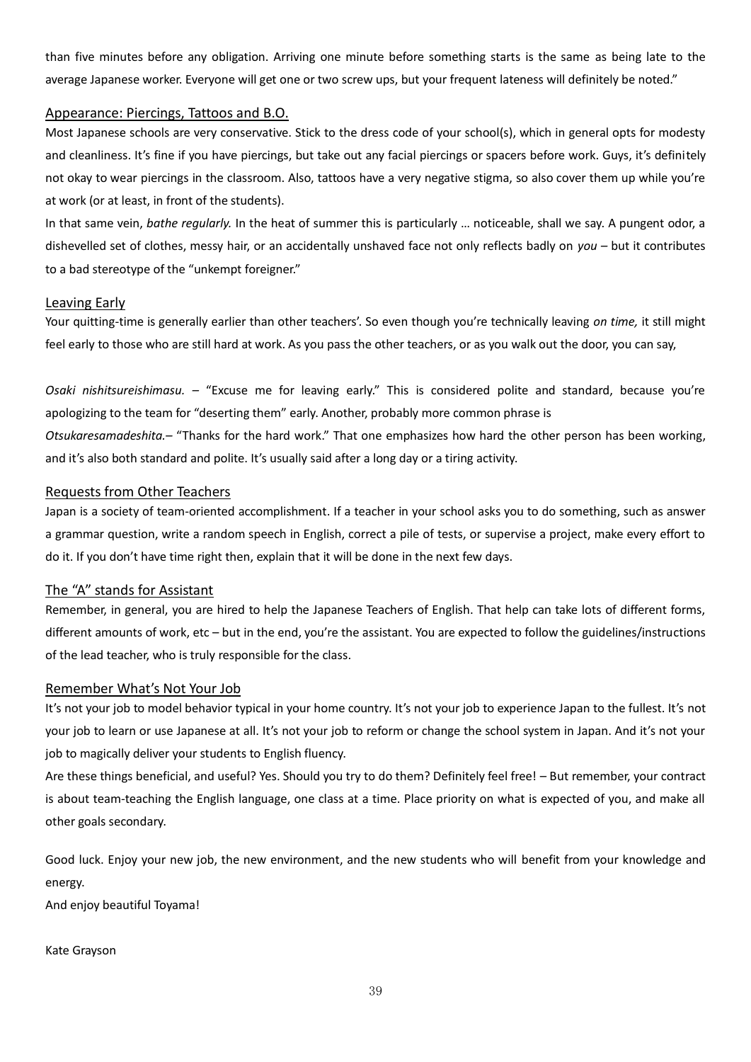than five minutes before any obligation. Arriving one minute before something starts is the same as being late to the average Japanese worker. Everyone will get one or two screw ups, but your frequent lateness will definitely be noted."

## Appearance: Piercings, Tattoos and B.O.

Most Japanese schools are very conservative. Stick to the dress code of your school(s), which in general opts for modesty and cleanliness. It's fine if you have piercings, but take out any facial piercings or spacers before work. Guys, it's definitely not okay to wear piercings in the classroom. Also, tattoos have a very negative stigma, so also cover them up while you're at work (or at least, in front of the students).

In that same vein, *bathe regularly.* In the heat of summer this is particularly … noticeable, shall we say. A pungent odor, a dishevelled set of clothes, messy hair, or an accidentally unshaved face not only reflects badly on *you* – but it contributes to a bad stereotype of the "unkempt foreigner."

## Leaving Early

Your quitting-time is generally earlier than other teachers'. So even though you're technically leaving *on time,* it still might feel early to those who are still hard at work. As you pass the other teachers, or as you walk out the door, you can say,

*Osaki nishitsureishimasu.* – "Excuse me for leaving early." This is considered polite and standard, because you're apologizing to the team for "deserting them" early. Another, probably more common phrase is

*Otsukaresamadeshita.*– "Thanks for the hard work." That one emphasizes how hard the other person has been working, and it's also both standard and polite. It's usually said after a long day or a tiring activity.

## Requests from Other Teachers

Japan is a society of team-oriented accomplishment. If a teacher in your school asks you to do something, such as answer a grammar question, write a random speech in English, correct a pile of tests, or supervise a project, make every effort to do it. If you don't have time right then, explain that it will be done in the next few days.

## The "A" stands for Assistant

Remember, in general, you are hired to help the Japanese Teachers of English. That help can take lots of different forms, different amounts of work, etc – but in the end, you're the assistant. You are expected to follow the guidelines/instructions of the lead teacher, who is truly responsible for the class.

## Remember What's Not Your Job

It's not your job to model behavior typical in your home country. It's not your job to experience Japan to the fullest. It's not your job to learn or use Japanese at all. It's not your job to reform or change the school system in Japan. And it's not your job to magically deliver your students to English fluency.

Are these things beneficial, and useful? Yes. Should you try to do them? Definitely feel free! – But remember, your contract is about team-teaching the English language, one class at a time. Place priority on what is expected of you, and make all other goals secondary.

Good luck. Enjoy your new job, the new environment, and the new students who will benefit from your knowledge and energy.

And enjoy beautiful Toyama!

Kate Grayson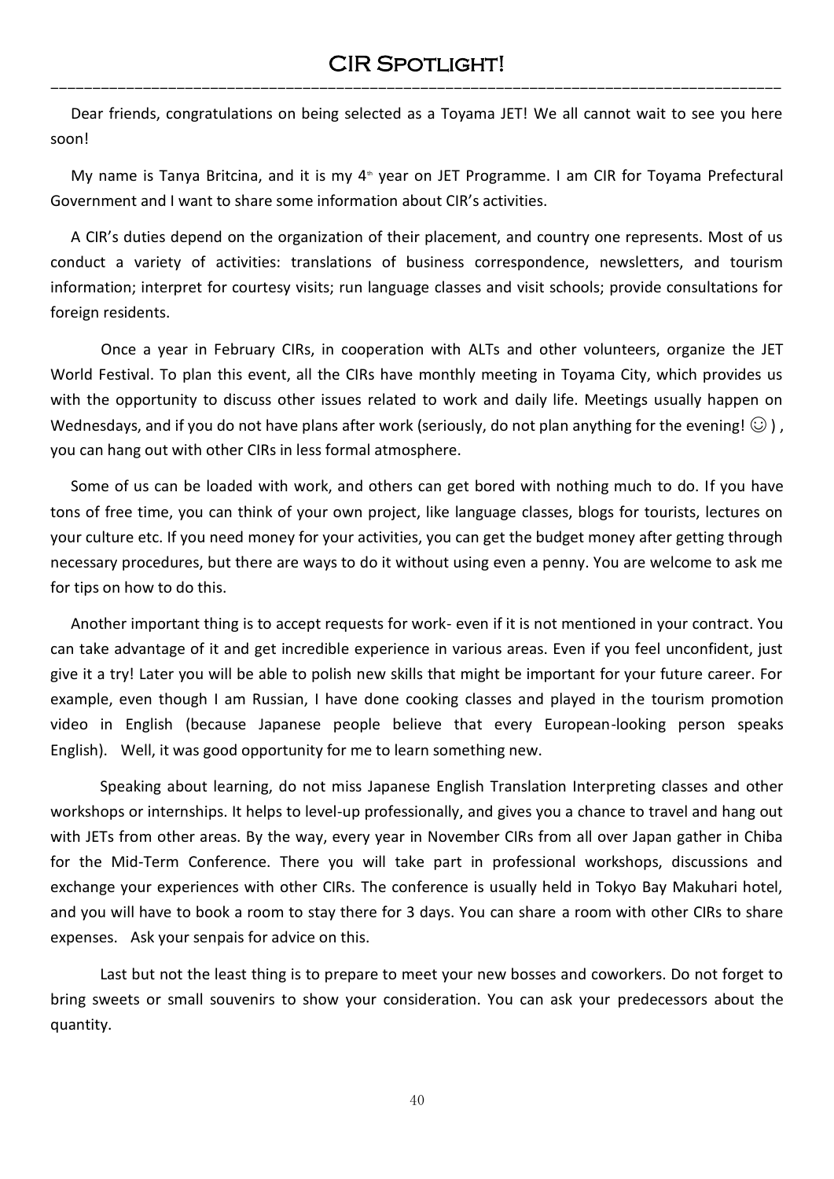# CIR Spotlight!

Dear friends, congratulations on being selected as a Toyama JET! We all cannot wait to see you here soon!

My name is Tanya Britcina, and it is my 4th year on JET Programme. I am CIR for Toyama Prefectural Government and I want to share some information about CIR's activities.

A CIR's duties depend on the organization of their placement, and country one represents. Most of us conduct a variety of activities: translations of business correspondence, newsletters, and tourism information; interpret for courtesy visits; run language classes and visit schools; provide consultations for foreign residents.

Once a year in February CIRs, in cooperation with ALTs and other volunteers, organize the JET World Festival. To plan this event, all the CIRs have monthly meeting in Toyama City, which provides us with the opportunity to discuss other issues related to work and daily life. Meetings usually happen on Wednesdays, and if you do not have plans after work (seriously, do not plan anything for the evening! ☺ ) , you can hang out with other CIRs in less formal atmosphere.

Some of us can be loaded with work, and others can get bored with nothing much to do. If you have tons of free time, you can think of your own project, like language classes, blogs for tourists, lectures on your culture etc. If you need money for your activities, you can get the budget money after getting through necessary procedures, but there are ways to do it without using even a penny. You are welcome to ask me for tips on how to do this.

Another important thing is to accept requests for work- even if it is not mentioned in your contract. You can take advantage of it and get incredible experience in various areas. Even if you feel unconfident, just give it a try! Later you will be able to polish new skills that might be important for your future career. For example, even though I am Russian, I have done cooking classes and played in the tourism promotion video in English (because Japanese people believe that every European-looking person speaks English). Well, it was good opportunity for me to learn something new.

Speaking about learning, do not miss Japanese English Translation Interpreting classes and other workshops or internships. It helps to level-up professionally, and gives you a chance to travel and hang out with JETs from other areas. By the way, every year in November CIRs from all over Japan gather in Chiba for the Mid-Term Conference. There you will take part in professional workshops, discussions and exchange your experiences with other CIRs. The conference is usually held in Tokyo Bay Makuhari hotel, and you will have to book a room to stay there for 3 days. You can share a room with other CIRs to share expenses. Ask your senpais for advice on this.

Last but not the least thing is to prepare to meet your new bosses and coworkers. Do not forget to bring sweets or small souvenirs to show your consideration. You can ask your predecessors about the quantity.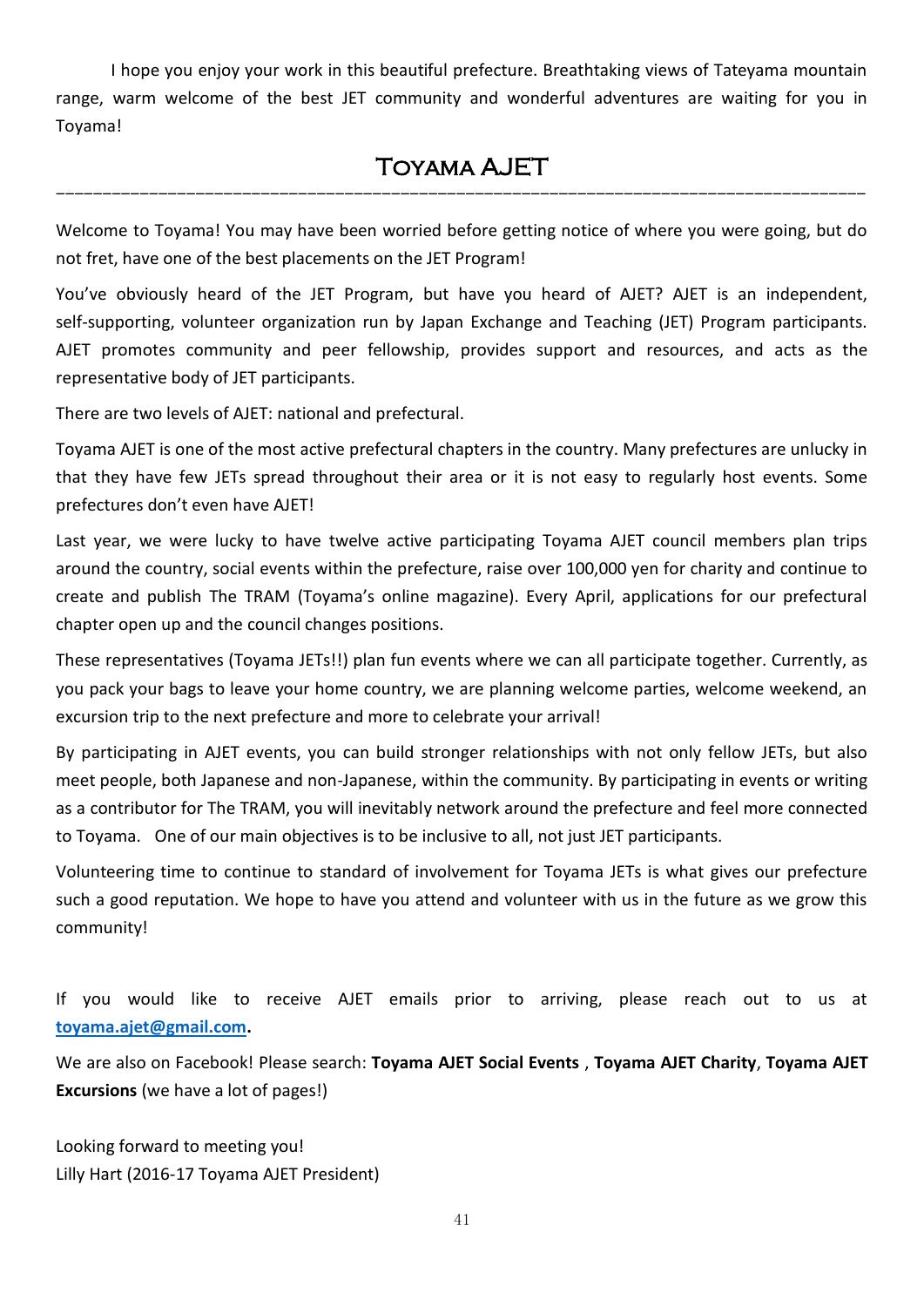I hope you enjoy your work in this beautiful prefecture. Breathtaking views of Tateyama mountain range, warm welcome of the best JET community and wonderful adventures are waiting for you in Toyama!

## Toyama AJET

Welcome to Toyama! You may have been worried before getting notice of where you were going, but do not fret, have one of the best placements on the JET Program!

You've obviously heard of the JET Program, but have you heard of AJET? AJET is an independent, self-supporting, volunteer organization run by Japan Exchange and Teaching (JET) Program participants. AJET promotes community and peer fellowship, provides support and resources, and acts as the representative body of JET participants.

There are two levels of AJET: national and prefectural.

Toyama AJET is one of the most active prefectural chapters in the country. Many prefectures are unlucky in that they have few JETs spread throughout their area or it is not easy to regularly host events. Some prefectures don't even have AJET!

Last year, we were lucky to have twelve active participating Toyama AJET council members plan trips around the country, social events within the prefecture, raise over 100,000 yen for charity and continue to create and publish The TRAM (Toyama's online magazine). Every April, applications for our prefectural chapter open up and the council changes positions.

These representatives (Toyama JETs!!) plan fun events where we can all participate together. Currently, as you pack your bags to leave your home country, we are planning welcome parties, welcome weekend, an excursion trip to the next prefecture and more to celebrate your arrival!

By participating in AJET events, you can build stronger relationships with not only fellow JETs, but also meet people, both Japanese and non-Japanese, within the community. By participating in events or writing as a contributor for The TRAM, you will inevitably network around the prefecture and feel more connected to Toyama.   One of our main objectives is to be inclusive to all, not just JET participants.

Volunteering time to continue to standard of involvement for Toyama JETs is what gives our prefecture such a good reputation. We hope to have you attend and volunteer with us in the future as we grow this community!

If you would like to receive AJET emails prior to arriving, please reach out to us at **toyama.ajet@gmail.com.**

We are also on Facebook! Please search: **Toyama AJET Social Events** , **Toyama AJET Charity**, **Toyama AJET Excursions** (we have a lot of pages!)

Looking forward to meeting you!
Lilly Hart (2016-17 Toyama AJET President)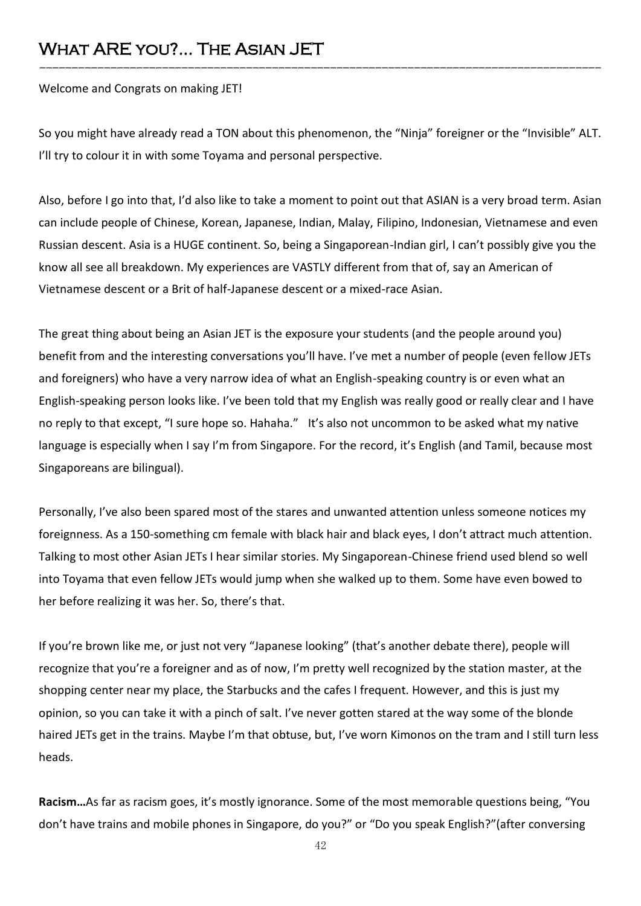# What ARE you?... The Asian JET

Welcome and Congrats on making JET!

So you might have already read a TON about this phenomenon, the "Ninja" foreigner or the "Invisible" ALT. I'll try to colour it in with some Toyama and personal perspective.

Also, before I go into that, I'd also like to take a moment to point out that ASIAN is a very broad term. Asian can include people of Chinese, Korean, Japanese, Indian, Malay, Filipino, Indonesian, Vietnamese and even Russian descent. Asia is a HUGE continent. So, being a Singaporean-Indian girl, I can't possibly give you the know all see all breakdown. My experiences are VASTLY different from that of, say an American of Vietnamese descent or a Brit of half-Japanese descent or a mixed-race Asian.

The great thing about being an Asian JET is the exposure your students (and the people around you) benefit from and the interesting conversations you'll have. I've met a number of people (even fellow JETs and foreigners) who have a very narrow idea of what an English-speaking country is or even what an English-speaking person looks like. I've been told that my English was really good or really clear and I have no reply to that except, "I sure hope so. Hahaha." It's also not uncommon to be asked what my native language is especially when I say I'm from Singapore. For the record, it's English (and Tamil, because most Singaporeans are bilingual).

Personally, I've also been spared most of the stares and unwanted attention unless someone notices my foreignness. As a 150-something cm female with black hair and black eyes, I don't attract much attention. Talking to most other Asian JETs I hear similar stories. My Singaporean-Chinese friend used blend so well into Toyama that even fellow JETs would jump when she walked up to them. Some have even bowed to her before realizing it was her. So, there's that.

If you're brown like me, or just not very "Japanese looking" (that's another debate there), people will recognize that you're a foreigner and as of now, I'm pretty well recognized by the station master, at the shopping center near my place, the Starbucks and the cafes I frequent. However, and this is just my opinion, so you can take it with a pinch of salt. I've never gotten stared at the way some of the blonde haired JETs get in the trains. Maybe I'm that obtuse, but, I've worn Kimonos on the tram and I still turn less heads.

**Racism…**As far as racism goes, it's mostly ignorance. Some of the most memorable questions being, "You don't have trains and mobile phones in Singapore, do you?" or "Do you speak English?"(after conversing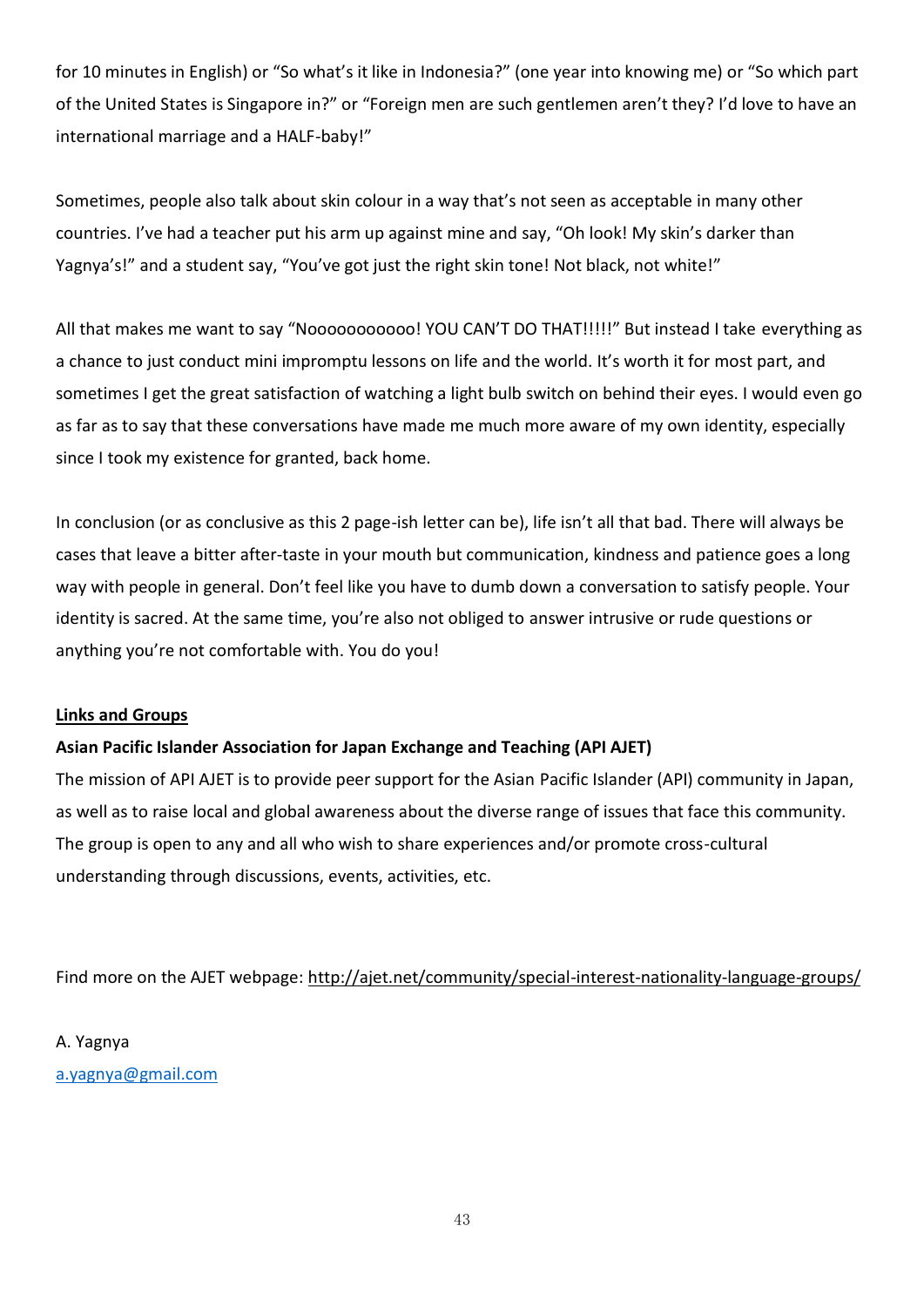for 10 minutes in English) or “So what’s it like in Indonesia?” (one year into knowing me) or “So which part of the United States is Singapore in?” or “Foreign men are such gentlemen aren’t they? I’d love to have an international marriage and a HALF-baby!”

Sometimes, people also talk about skin colour in a way that’s not seen as acceptable in many other countries. I’ve had a teacher put his arm up against mine and say, “Oh look! My skin’s darker than Yagnya’s!” and a student say, “You’ve got just the right skin tone! Not black, not white!”

All that makes me want to say “Noooooooooooo! YOU CAN’T DO THAT!!!!!” But instead I take everything as a chance to just conduct mini impromptu lessons on life and the world. It’s worth it for most part, and sometimes I get the great satisfaction of watching a light bulb switch on behind their eyes. I would even go as far as to say that these conversations have made me much more aware of my own identity, especially since I took my existence for granted, back home.

In conclusion (or as conclusive as this 2 page-ish letter can be), life isn’t all that bad. There will always be cases that leave a bitter after-taste in your mouth but communication, kindness and patience goes a long way with people in general. Don’t feel like you have to dumb down a conversation to satisfy people. Your identity is sacred. At the same time, you’re also not obliged to answer intrusive or rude questions or anything you’re not comfortable with. You do you!

**Links and Groups**

**Asian Pacific Islander Association for Japan Exchange and Teaching (API AJET)**

The mission of API AJET is to provide peer support for the Asian Pacific Islander (API) community in Japan, as well as to raise local and global awareness about the diverse range of issues that face this community. The group is open to any and all who wish to share experiences and/or promote cross-cultural understanding through discussions, events, activities, etc.

Find more on the AJET webpage: http://ajet.net/community/special-interest-nationality-language-groups/

A. Yagnya

a.yagnya@gmail.com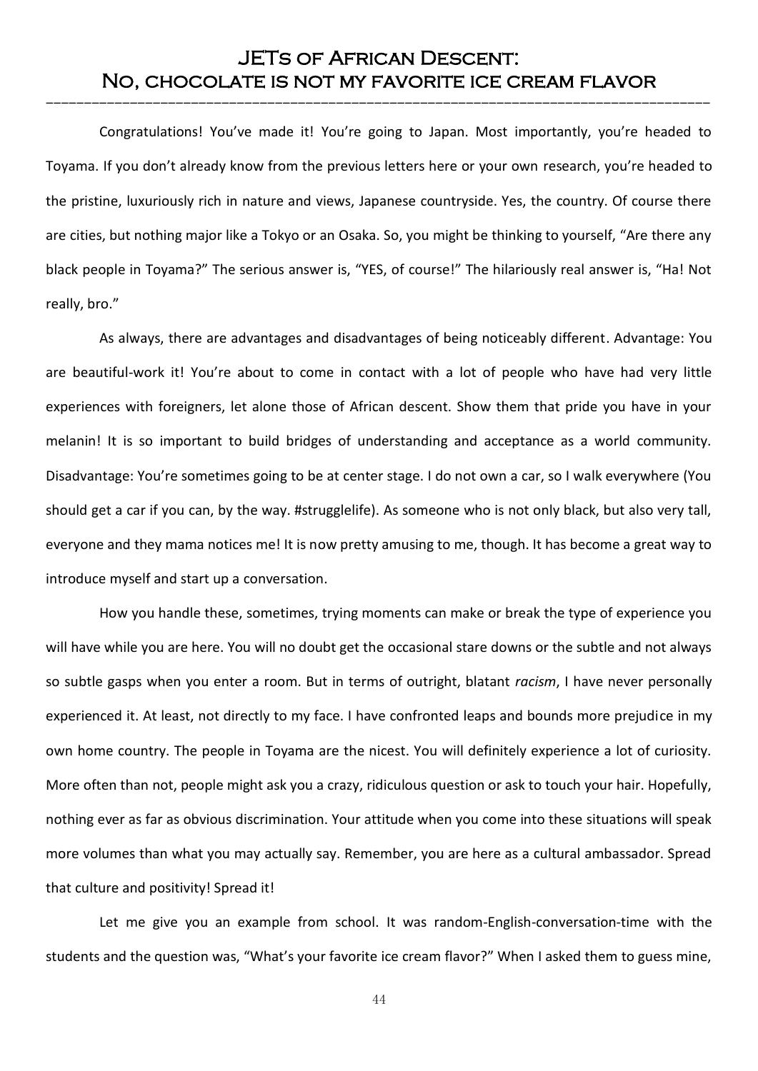# JETs of African Descent: No, chocolate is not my favorite ice cream flavor

Congratulations! You've made it! You're going to Japan. Most importantly, you're headed to Toyama. If you don't already know from the previous letters here or your own research, you're headed to the pristine, luxuriously rich in nature and views, Japanese countryside. Yes, the country. Of course there are cities, but nothing major like a Tokyo or an Osaka. So, you might be thinking to yourself, "Are there any black people in Toyama?" The serious answer is, "YES, of course!" The hilariously real answer is, "Ha! Not really, bro."

As always, there are advantages and disadvantages of being noticeably different. Advantage: You are beautiful-work it! You're about to come in contact with a lot of people who have had very little experiences with foreigners, let alone those of African descent. Show them that pride you have in your melanin! It is so important to build bridges of understanding and acceptance as a world community. Disadvantage: You're sometimes going to be at center stage. I do not own a car, so I walk everywhere (You should get a car if you can, by the way. #strugglelife). As someone who is not only black, but also very tall, everyone and they mama notices me! It is now pretty amusing to me, though. It has become a great way to introduce myself and start up a conversation.

How you handle these, sometimes, trying moments can make or break the type of experience you will have while you are here. You will no doubt get the occasional stare downs or the subtle and not always so subtle gasps when you enter a room. But in terms of outright, blatant *racism*, I have never personally experienced it. At least, not directly to my face. I have confronted leaps and bounds more prejudice in my own home country. The people in Toyama are the nicest. You will definitely experience a lot of curiosity. More often than not, people might ask you a crazy, ridiculous question or ask to touch your hair. Hopefully, nothing ever as far as obvious discrimination. Your attitude when you come into these situations will speak more volumes than what you may actually say. Remember, you are here as a cultural ambassador. Spread that culture and positivity! Spread it!

Let me give you an example from school. It was random-English-conversation-time with the students and the question was, "What's your favorite ice cream flavor?" When I asked them to guess mine,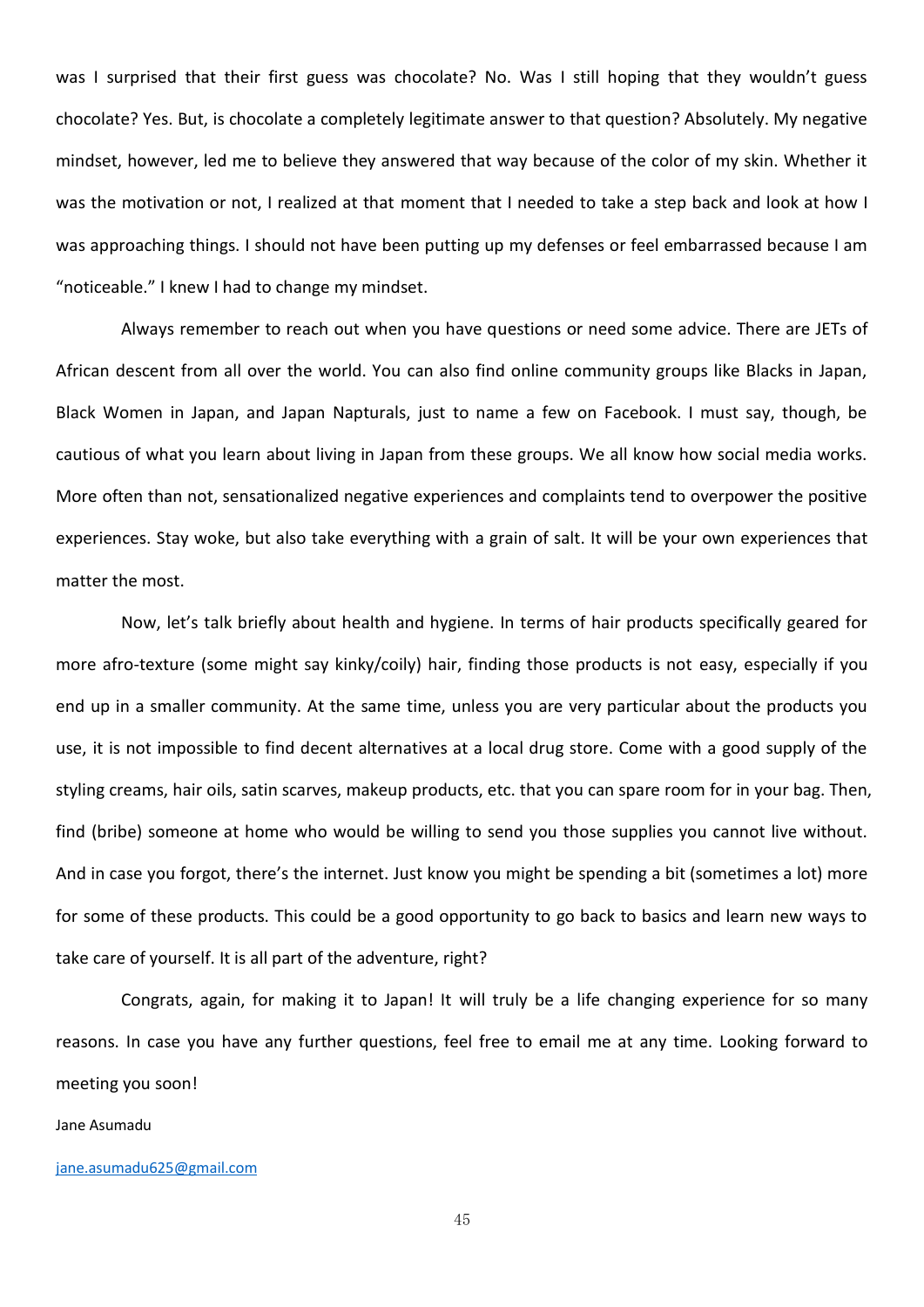was I surprised that their first guess was chocolate? No. Was I still hoping that they wouldn't guess chocolate? Yes. But, is chocolate a completely legitimate answer to that question? Absolutely. My negative mindset, however, led me to believe they answered that way because of the color of my skin. Whether it was the motivation or not, I realized at that moment that I needed to take a step back and look at how I was approaching things. I should not have been putting up my defenses or feel embarrassed because I am "noticeable." I knew I had to change my mindset.

Always remember to reach out when you have questions or need some advice. There are JETs of African descent from all over the world. You can also find online community groups like Blacks in Japan, Black Women in Japan, and Japan Napturals, just to name a few on Facebook. I must say, though, be cautious of what you learn about living in Japan from these groups. We all know how social media works. More often than not, sensationalized negative experiences and complaints tend to overpower the positive experiences. Stay woke, but also take everything with a grain of salt. It will be your own experiences that matter the most.

Now, let's talk briefly about health and hygiene. In terms of hair products specifically geared for more afro-texture (some might say kinky/coily) hair, finding those products is not easy, especially if you end up in a smaller community. At the same time, unless you are very particular about the products you use, it is not impossible to find decent alternatives at a local drug store. Come with a good supply of the styling creams, hair oils, satin scarves, makeup products, etc. that you can spare room for in your bag. Then, find (bribe) someone at home who would be willing to send you those supplies you cannot live without. And in case you forgot, there's the internet. Just know you might be spending a bit (sometimes a lot) more for some of these products. This could be a good opportunity to go back to basics and learn new ways to take care of yourself. It is all part of the adventure, right?

Congrats, again, for making it to Japan! It will truly be a life changing experience for so many reasons. In case you have any further questions, feel free to email me at any time. Looking forward to meeting you soon!

Jane Asumadu

jane.asumadu625@gmail.com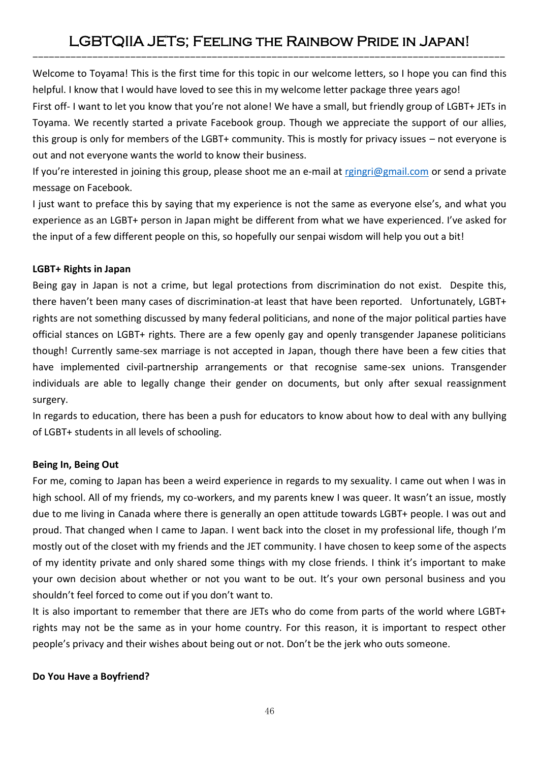# LGBTQIIA JETs; Feeling the Rainbow Pride in Japan!

Welcome to Toyama! This is the first time for this topic in our welcome letters, so I hope you can find this helpful. I know that I would have loved to see this in my welcome letter package three years ago!

First off- I want to let you know that you're not alone! We have a small, but friendly group of LGBT+ JETs in Toyama. We recently started a private Facebook group. Though we appreciate the support of our allies, this group is only for members of the LGBT+ community. This is mostly for privacy issues – not everyone is out and not everyone wants the world to know their business.

If you're interested in joining this group, please shoot me an e-mail at rgingri@gmail.com or send a private message on Facebook.

I just want to preface this by saying that my experience is not the same as everyone else's, and what you experience as an LGBT+ person in Japan might be different from what we have experienced. I've asked for the input of a few different people on this, so hopefully our senpai wisdom will help you out a bit!

**LGBT+ Rights in Japan**

Being gay in Japan is not a crime, but legal protections from discrimination do not exist. Despite this, there haven't been many cases of discrimination-at least that have been reported. Unfortunately, LGBT+ rights are not something discussed by many federal politicians, and none of the major political parties have official stances on LGBT+ rights. There are a few openly gay and openly transgender Japanese politicians though! Currently same-sex marriage is not accepted in Japan, though there have been a few cities that have implemented civil-partnership arrangements or that recognise same-sex unions. Transgender individuals are able to legally change their gender on documents, but only after sexual reassignment surgery.

In regards to education, there has been a push for educators to know about how to deal with any bullying of LGBT+ students in all levels of schooling.

**Being In, Being Out**

For me, coming to Japan has been a weird experience in regards to my sexuality. I came out when I was in high school. All of my friends, my co-workers, and my parents knew I was queer. It wasn't an issue, mostly due to me living in Canada where there is generally an open attitude towards LGBT+ people. I was out and proud. That changed when I came to Japan. I went back into the closet in my professional life, though I'm mostly out of the closet with my friends and the JET community. I have chosen to keep some of the aspects of my identity private and only shared some things with my close friends. I think it's important to make your own decision about whether or not you want to be out. It's your own personal business and you shouldn't feel forced to come out if you don't want to.

It is also important to remember that there are JETs who do come from parts of the world where LGBT+ rights may not be the same as in your home country. For this reason, it is important to respect other people's privacy and their wishes about being out or not. Don't be the jerk who outs someone.

**Do You Have a Boyfriend?**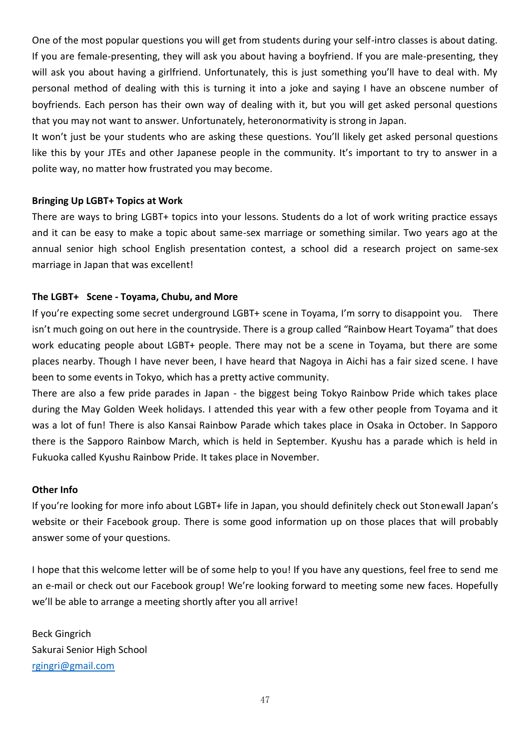One of the most popular questions you will get from students during your self-intro classes is about dating. If you are female-presenting, they will ask you about having a boyfriend. If you are male-presenting, they will ask you about having a girlfriend. Unfortunately, this is just something you'll have to deal with. My personal method of dealing with this is turning it into a joke and saying I have an obscene number of boyfriends. Each person has their own way of dealing with it, but you will get asked personal questions that you may not want to answer. Unfortunately, heteronormativity is strong in Japan.

It won't just be your students who are asking these questions. You'll likely get asked personal questions like this by your JTEs and other Japanese people in the community. It's important to try to answer in a polite way, no matter how frustrated you may become.

**Bringing Up LGBT+ Topics at Work**

There are ways to bring LGBT+ topics into your lessons. Students do a lot of work writing practice essays and it can be easy to make a topic about same-sex marriage or something similar. Two years ago at the annual senior high school English presentation contest, a school did a research project on same-sex marriage in Japan that was excellent!

**The LGBT+ Scene - Toyama, Chubu, and More**

If you're expecting some secret underground LGBT+ scene in Toyama, I'm sorry to disappoint you. There isn't much going on out here in the countryside. There is a group called "Rainbow Heart Toyama" that does work educating people about LGBT+ people. There may not be a scene in Toyama, but there are some places nearby. Though I have never been, I have heard that Nagoya in Aichi has a fair sized scene. I have been to some events in Tokyo, which has a pretty active community.

There are also a few pride parades in Japan - the biggest being Tokyo Rainbow Pride which takes place during the May Golden Week holidays. I attended this year with a few other people from Toyama and it was a lot of fun! There is also Kansai Rainbow Parade which takes place in Osaka in October. In Sapporo there is the Sapporo Rainbow March, which is held in September. Kyushu has a parade which is held in Fukuoka called Kyushu Rainbow Pride. It takes place in November.

**Other Info**

If you're looking for more info about LGBT+ life in Japan, you should definitely check out Stonewall Japan's website or their Facebook group. There is some good information up on those places that will probably answer some of your questions.

I hope that this welcome letter will be of some help to you! If you have any questions, feel free to send me an e-mail or check out our Facebook group! We're looking forward to meeting some new faces. Hopefully we'll be able to arrange a meeting shortly after you all arrive!

Beck Gingrich
Sakurai Senior High School
rgingri@gmail.com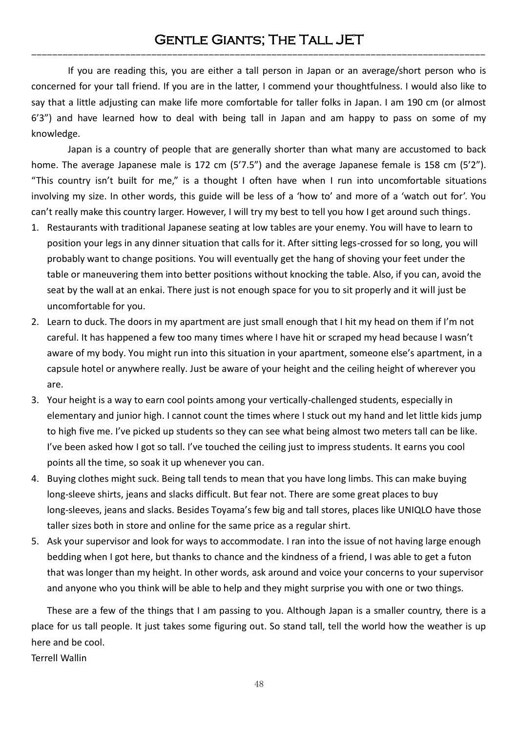# Gentle Giants; The Tall JET

If you are reading this, you are either a tall person in Japan or an average/short person who is concerned for your tall friend. If you are in the latter, I commend your thoughtfulness. I would also like to say that a little adjusting can make life more comfortable for taller folks in Japan. I am 190 cm (or almost 6'3") and have learned how to deal with being tall in Japan and am happy to pass on some of my knowledge.

Japan is a country of people that are generally shorter than what many are accustomed to back home. The average Japanese male is 172 cm (5'7.5") and the average Japanese female is 158 cm (5'2"). "This country isn't built for me," is a thought I often have when I run into uncomfortable situations involving my size. In other words, this guide will be less of a 'how to' and more of a 'watch out for'. You can't really make this country larger. However, I will try my best to tell you how I get around such things.

1. Restaurants with traditional Japanese seating at low tables are your enemy. You will have to learn to position your legs in any dinner situation that calls for it. After sitting legs-crossed for so long, you will probably want to change positions. You will eventually get the hang of shoving your feet under the table or maneuvering them into better positions without knocking the table. Also, if you can, avoid the seat by the wall at an enkai. There just is not enough space for you to sit properly and it will just be uncomfortable for you.
2. Learn to duck. The doors in my apartment are just small enough that I hit my head on them if I'm not careful. It has happened a few too many times where I have hit or scraped my head because I wasn't aware of my body. You might run into this situation in your apartment, someone else's apartment, in a capsule hotel or anywhere really. Just be aware of your height and the ceiling height of wherever you are.
3. Your height is a way to earn cool points among your vertically-challenged students, especially in elementary and junior high. I cannot count the times where I stuck out my hand and let little kids jump to high five me. I've picked up students so they can see what being almost two meters tall can be like. I've been asked how I got so tall. I've touched the ceiling just to impress students. It earns you cool points all the time, so soak it up whenever you can.
4. Buying clothes might suck. Being tall tends to mean that you have long limbs. This can make buying long-sleeve shirts, jeans and slacks difficult. But fear not. There are some great places to buy long-sleeves, jeans and slacks. Besides Toyama's few big and tall stores, places like UNIQLO have those taller sizes both in store and online for the same price as a regular shirt.
5. Ask your supervisor and look for ways to accommodate. I ran into the issue of not having large enough bedding when I got here, but thanks to chance and the kindness of a friend, I was able to get a futon that was longer than my height. In other words, ask around and voice your concerns to your supervisor and anyone who you think will be able to help and they might surprise you with one or two things.

These are a few of the things that I am passing to you. Although Japan is a smaller country, there is a place for us tall people. It just takes some figuring out. So stand tall, tell the world how the weather is up here and be cool.

Terrell Wallin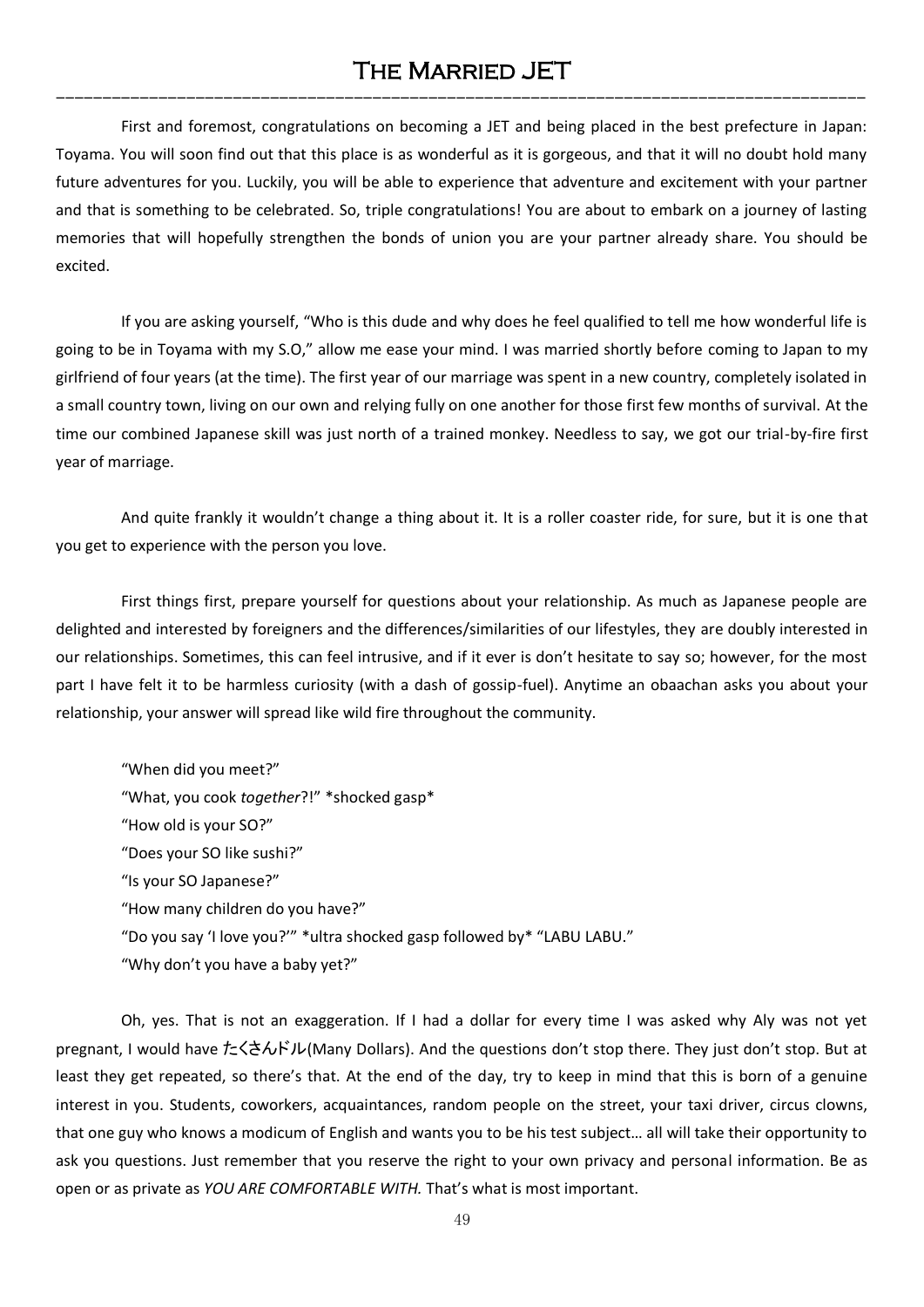# The Married JET

First and foremost, congratulations on becoming a JET and being placed in the best prefecture in Japan: Toyama. You will soon find out that this place is as wonderful as it is gorgeous, and that it will no doubt hold many future adventures for you. Luckily, you will be able to experience that adventure and excitement with your partner and that is something to be celebrated. So, triple congratulations! You are about to embark on a journey of lasting memories that will hopefully strengthen the bonds of union you are your partner already share. You should be excited.

If you are asking yourself, "Who is this dude and why does he feel qualified to tell me how wonderful life is going to be in Toyama with my S.O," allow me ease your mind. I was married shortly before coming to Japan to my girlfriend of four years (at the time). The first year of our marriage was spent in a new country, completely isolated in a small country town, living on our own and relying fully on one another for those first few months of survival. At the time our combined Japanese skill was just north of a trained monkey. Needless to say, we got our trial-by-fire first year of marriage.

And quite frankly it wouldn't change a thing about it. It is a roller coaster ride, for sure, but it is one that you get to experience with the person you love.

First things first, prepare yourself for questions about your relationship. As much as Japanese people are delighted and interested by foreigners and the differences/similarities of our lifestyles, they are doubly interested in our relationships. Sometimes, this can feel intrusive, and if it ever is don't hesitate to say so; however, for the most part I have felt it to be harmless curiosity (with a dash of gossip-fuel). Anytime an obaachan asks you about your relationship, your answer will spread like wild fire throughout the community.

> "When did you meet?"
> "What, you cook *together*?!" *shocked gasp*
> "How old is your SO?"
> "Does your SO like sushi?"
> "Is your SO Japanese?"
> "How many children do you have?"
> "Do you say 'I love you?'" *ultra shocked gasp followed by* "LABU LABU."
> "Why don't you have a baby yet?"

Oh, yes. That is not an exaggeration. If I had a dollar for every time I was asked why Aly was not yet pregnant, I would have たくさんドル(Many Dollars). And the questions don't stop there. They just don't stop. But at least they get repeated, so there's that. At the end of the day, try to keep in mind that this is born of a genuine interest in you. Students, coworkers, acquaintances, random people on the street, your taxi driver, circus clowns, that one guy who knows a modicum of English and wants you to be his test subject… all will take their opportunity to ask you questions. Just remember that you reserve the right to your own privacy and personal information. Be as open or as private as *YOU ARE COMFORTABLE WITH.* That's what is most important.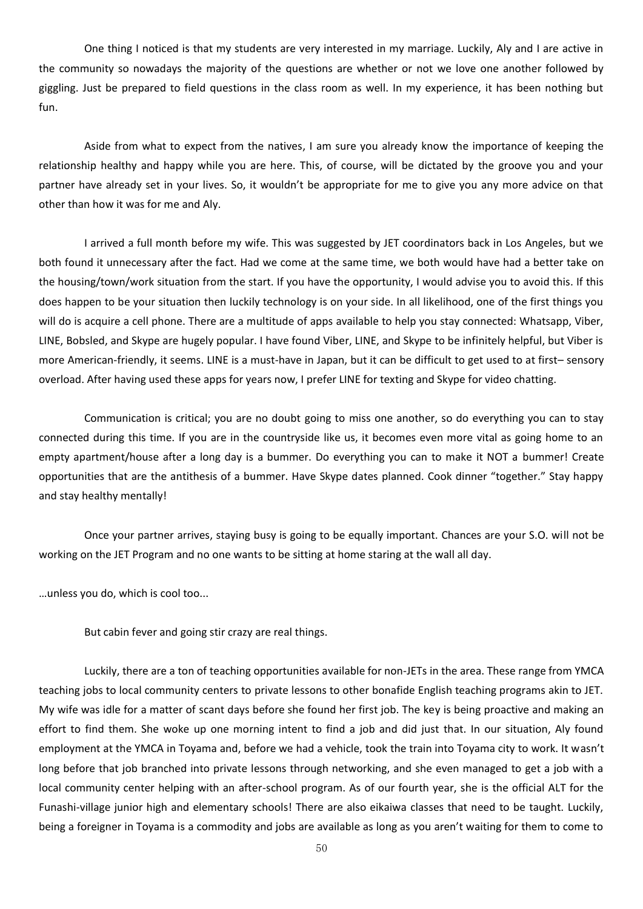One thing I noticed is that my students are very interested in my marriage. Luckily, Aly and I are active in the community so nowadays the majority of the questions are whether or not we love one another followed by giggling. Just be prepared to field questions in the class room as well. In my experience, it has been nothing but fun.

Aside from what to expect from the natives, I am sure you already know the importance of keeping the relationship healthy and happy while you are here. This, of course, will be dictated by the groove you and your partner have already set in your lives. So, it wouldn't be appropriate for me to give you any more advice on that other than how it was for me and Aly.

I arrived a full month before my wife. This was suggested by JET coordinators back in Los Angeles, but we both found it unnecessary after the fact. Had we come at the same time, we both would have had a better take on the housing/town/work situation from the start. If you have the opportunity, I would advise you to avoid this. If this does happen to be your situation then luckily technology is on your side. In all likelihood, one of the first things you will do is acquire a cell phone. There are a multitude of apps available to help you stay connected: Whatsapp, Viber, LINE, Bobsled, and Skype are hugely popular. I have found Viber, LINE, and Skype to be infinitely helpful, but Viber is more American-friendly, it seems. LINE is a must-have in Japan, but it can be difficult to get used to at first– sensory overload. After having used these apps for years now, I prefer LINE for texting and Skype for video chatting.

Communication is critical; you are no doubt going to miss one another, so do everything you can to stay connected during this time. If you are in the countryside like us, it becomes even more vital as going home to an empty apartment/house after a long day is a bummer. Do everything you can to make it NOT a bummer! Create opportunities that are the antithesis of a bummer. Have Skype dates planned. Cook dinner "together." Stay happy and stay healthy mentally!

Once your partner arrives, staying busy is going to be equally important. Chances are your S.O. will not be working on the JET Program and no one wants to be sitting at home staring at the wall all day.

…unless you do, which is cool too...

But cabin fever and going stir crazy are real things.

Luckily, there are a ton of teaching opportunities available for non-JETs in the area. These range from YMCA teaching jobs to local community centers to private lessons to other bonafide English teaching programs akin to JET. My wife was idle for a matter of scant days before she found her first job. The key is being proactive and making an effort to find them. She woke up one morning intent to find a job and did just that. In our situation, Aly found employment at the YMCA in Toyama and, before we had a vehicle, took the train into Toyama city to work. It wasn't long before that job branched into private lessons through networking, and she even managed to get a job with a local community center helping with an after-school program. As of our fourth year, she is the official ALT for the Funashi-village junior high and elementary schools! There are also eikaiwa classes that need to be taught. Luckily, being a foreigner in Toyama is a commodity and jobs are available as long as you aren't waiting for them to come to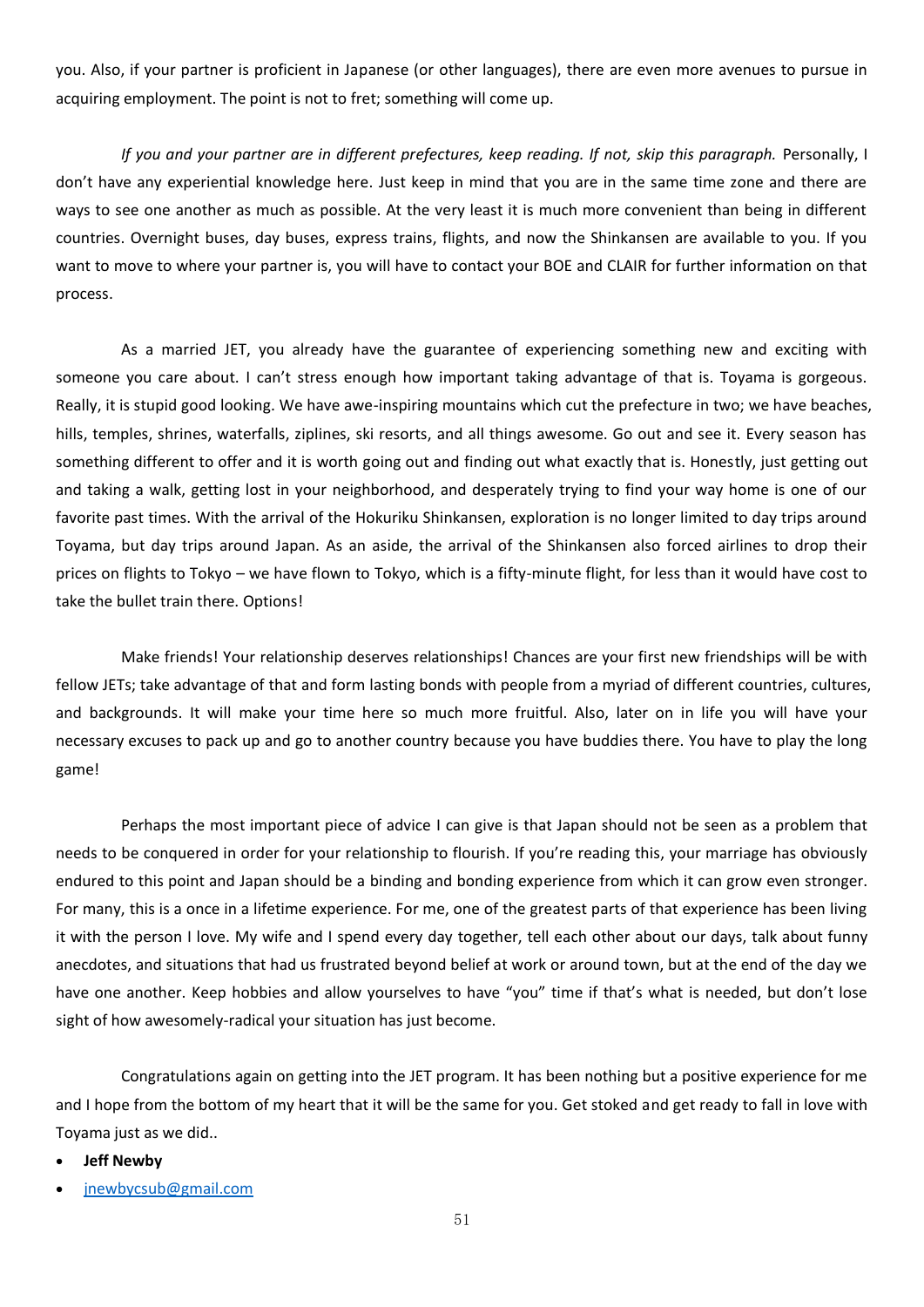you. Also, if your partner is proficient in Japanese (or other languages), there are even more avenues to pursue in acquiring employment. The point is not to fret; something will come up.

*If you and your partner are in different prefectures, keep reading. If not, skip this paragraph.* Personally, I don't have any experiential knowledge here. Just keep in mind that you are in the same time zone and there are ways to see one another as much as possible. At the very least it is much more convenient than being in different countries. Overnight buses, day buses, express trains, flights, and now the Shinkansen are available to you. If you want to move to where your partner is, you will have to contact your BOE and CLAIR for further information on that process.

As a married JET, you already have the guarantee of experiencing something new and exciting with someone you care about. I can't stress enough how important taking advantage of that is. Toyama is gorgeous. Really, it is stupid good looking. We have awe-inspiring mountains which cut the prefecture in two; we have beaches, hills, temples, shrines, waterfalls, ziplines, ski resorts, and all things awesome. Go out and see it. Every season has something different to offer and it is worth going out and finding out what exactly that is. Honestly, just getting out and taking a walk, getting lost in your neighborhood, and desperately trying to find your way home is one of our favorite past times. With the arrival of the Hokuriku Shinkansen, exploration is no longer limited to day trips around Toyama, but day trips around Japan. As an aside, the arrival of the Shinkansen also forced airlines to drop their prices on flights to Tokyo – we have flown to Tokyo, which is a fifty-minute flight, for less than it would have cost to take the bullet train there. Options!

Make friends! Your relationship deserves relationships! Chances are your first new friendships will be with fellow JETs; take advantage of that and form lasting bonds with people from a myriad of different countries, cultures, and backgrounds. It will make your time here so much more fruitful. Also, later on in life you will have your necessary excuses to pack up and go to another country because you have buddies there. You have to play the long game!

Perhaps the most important piece of advice I can give is that Japan should not be seen as a problem that needs to be conquered in order for your relationship to flourish. If you're reading this, your marriage has obviously endured to this point and Japan should be a binding and bonding experience from which it can grow even stronger. For many, this is a once in a lifetime experience. For me, one of the greatest parts of that experience has been living it with the person I love. My wife and I spend every day together, tell each other about our days, talk about funny anecdotes, and situations that had us frustrated beyond belief at work or around town, but at the end of the day we have one another. Keep hobbies and allow yourselves to have "you" time if that's what is needed, but don't lose sight of how awesomely-radical your situation has just become.

Congratulations again on getting into the JET program. It has been nothing but a positive experience for me and I hope from the bottom of my heart that it will be the same for you. Get stoked and get ready to fall in love with Toyama just as we did..

- **Jeff Newby**
- jnewbycsub@gmail.com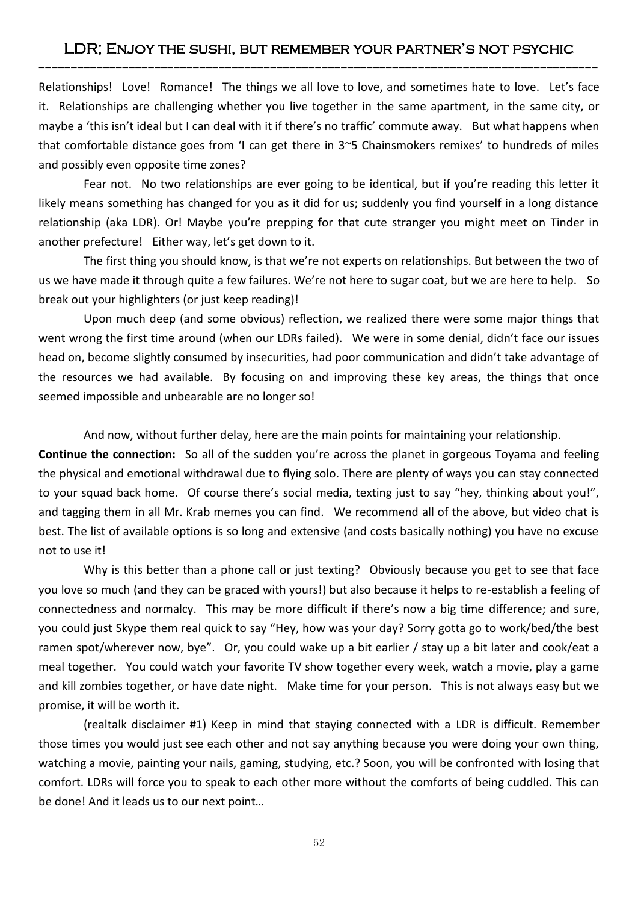# LDR; Enjoy the sushi, but remember your partner's not psychic

Relationships! Love! Romance! The things we all love to love, and sometimes hate to love. Let's face it. Relationships are challenging whether you live together in the same apartment, in the same city, or maybe a 'this isn't ideal but I can deal with it if there's no traffic' commute away. But what happens when that comfortable distance goes from 'I can get there in 3~5 Chainsmokers remixes' to hundreds of miles and possibly even opposite time zones?

Fear not. No two relationships are ever going to be identical, but if you're reading this letter it likely means something has changed for you as it did for us; suddenly you find yourself in a long distance relationship (aka LDR). Or! Maybe you're prepping for that cute stranger you might meet on Tinder in another prefecture! Either way, let's get down to it.

The first thing you should know, is that we're not experts on relationships. But between the two of us we have made it through quite a few failures. We're not here to sugar coat, but we are here to help. So break out your highlighters (or just keep reading)!

Upon much deep (and some obvious) reflection, we realized there were some major things that went wrong the first time around (when our LDRs failed). We were in some denial, didn't face our issues head on, become slightly consumed by insecurities, had poor communication and didn't take advantage of the resources we had available. By focusing on and improving these key areas, the things that once seemed impossible and unbearable are no longer so!

And now, without further delay, here are the main points for maintaining your relationship.

**Continue the connection:** So all of the sudden you're across the planet in gorgeous Toyama and feeling the physical and emotional withdrawal due to flying solo. There are plenty of ways you can stay connected to your squad back home. Of course there's social media, texting just to say "hey, thinking about you!", and tagging them in all Mr. Krab memes you can find. We recommend all of the above, but video chat is best. The list of available options is so long and extensive (and costs basically nothing) you have no excuse not to use it!

Why is this better than a phone call or just texting? Obviously because you get to see that face you love so much (and they can be graced with yours!) but also because it helps to re-establish a feeling of connectedness and normalcy. This may be more difficult if there's now a big time difference; and sure, you could just Skype them real quick to say "Hey, how was your day? Sorry gotta go to work/bed/the best ramen spot/wherever now, bye". Or, you could wake up a bit earlier / stay up a bit later and cook/eat a meal together. You could watch your favorite TV show together every week, watch a movie, play a game and kill zombies together, or have date night. Make time for your person. This is not always easy but we promise, it will be worth it.

(realtalk disclaimer #1) Keep in mind that staying connected with a LDR is difficult. Remember those times you would just see each other and not say anything because you were doing your own thing, watching a movie, painting your nails, gaming, studying, etc.? Soon, you will be confronted with losing that comfort. LDRs will force you to speak to each other more without the comforts of being cuddled. This can be done! And it leads us to our next point…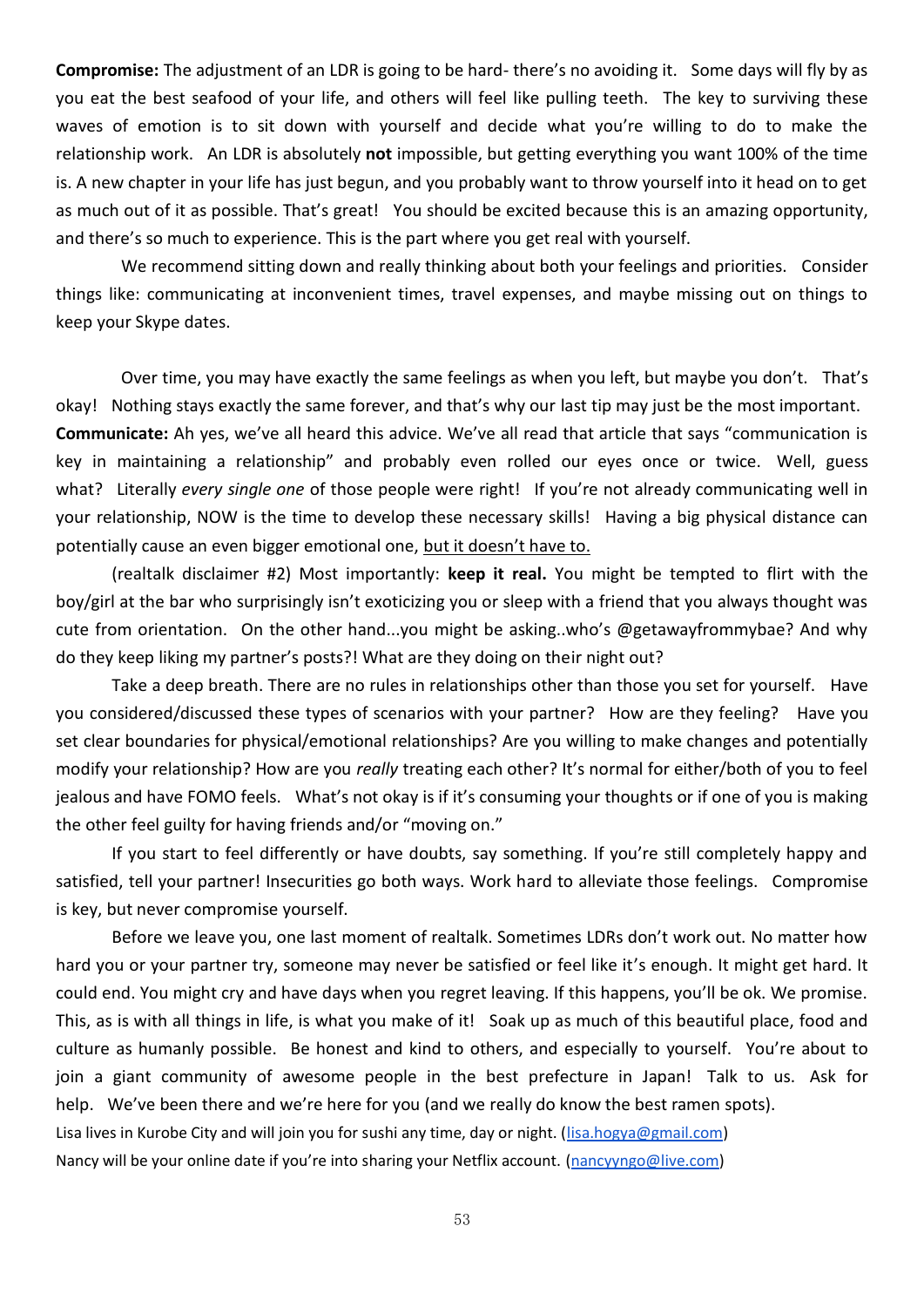**Compromise:** The adjustment of an LDR is going to be hard- there's no avoiding it. Some days will fly by as you eat the best seafood of your life, and others will feel like pulling teeth. The key to surviving these waves of emotion is to sit down with yourself and decide what you're willing to do to make the relationship work. An LDR is absolutely **not** impossible, but getting everything you want 100% of the time is. A new chapter in your life has just begun, and you probably want to throw yourself into it head on to get as much out of it as possible. That's great! You should be excited because this is an amazing opportunity, and there's so much to experience. This is the part where you get real with yourself.

We recommend sitting down and really thinking about both your feelings and priorities. Consider things like: communicating at inconvenient times, travel expenses, and maybe missing out on things to keep your Skype dates.

Over time, you may have exactly the same feelings as when you left, but maybe you don't. That's okay! Nothing stays exactly the same forever, and that's why our last tip may just be the most important.

**Communicate:** Ah yes, we've all heard this advice. We've all read that article that says "communication is key in maintaining a relationship" and probably even rolled our eyes once or twice. Well, guess what? Literally *every single one* of those people were right! If you're not already communicating well in your relationship, NOW is the time to develop these necessary skills! Having a big physical distance can potentially cause an even bigger emotional one, <u>but it doesn't have to.</u>

(realtalk disclaimer #2) Most importantly: **keep it real.** You might be tempted to flirt with the boy/girl at the bar who surprisingly isn't exoticizing you or sleep with a friend that you always thought was cute from orientation. On the other hand...you might be asking..who's @getawayfrommybae? And why do they keep liking my partner's posts?! What are they doing on their night out?

Take a deep breath. There are no rules in relationships other than those you set for yourself. Have you considered/discussed these types of scenarios with your partner? How are they feeling? Have you set clear boundaries for physical/emotional relationships? Are you willing to make changes and potentially modify your relationship? How are you *really* treating each other? It's normal for either/both of you to feel jealous and have FOMO feels. What's not okay is if it's consuming your thoughts or if one of you is making the other feel guilty for having friends and/or "moving on."

If you start to feel differently or have doubts, say something. If you're still completely happy and satisfied, tell your partner! Insecurities go both ways. Work hard to alleviate those feelings. Compromise is key, but never compromise yourself.

Before we leave you, one last moment of realtalk. Sometimes LDRs don't work out. No matter how hard you or your partner try, someone may never be satisfied or feel like it's enough. It might get hard. It could end. You might cry and have days when you regret leaving. If this happens, you'll be ok. We promise. This, as is with all things in life, is what you make of it! Soak up as much of this beautiful place, food and culture as humanly possible. Be honest and kind to others, and especially to yourself. You're about to join a giant community of awesome people in the best prefecture in Japan! Talk to us. Ask for help. We've been there and we're here for you (and we really do know the best ramen spots).

Lisa lives in Kurobe City and will join you for sushi any time, day or night. (lisa.hogya@gmail.com)

Nancy will be your online date if you're into sharing your Netflix account. (nancyyngo@live.com)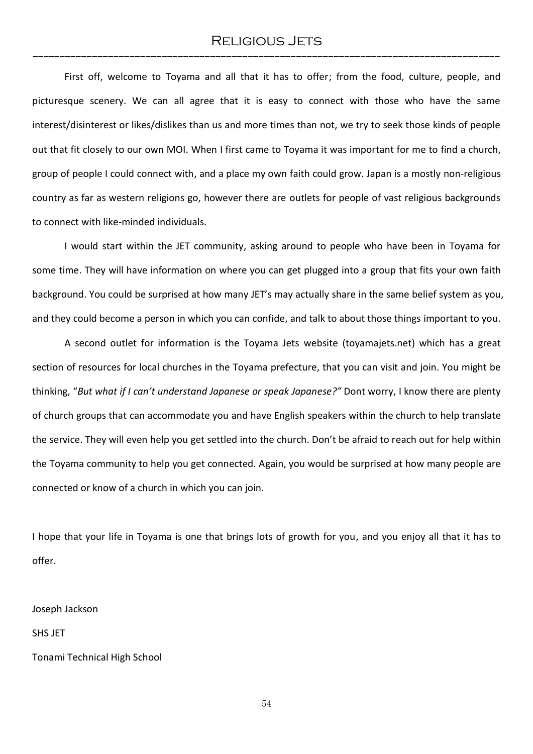# Religious Jets

First off, welcome to Toyama and all that it has to offer; from the food, culture, people, and picturesque scenery. We can all agree that it is easy to connect with those who have the same interest/disinterest or likes/dislikes than us and more times than not, we try to seek those kinds of people out that fit closely to our own MOI. When I first came to Toyama it was important for me to find a church, group of people I could connect with, and a place my own faith could grow. Japan is a mostly non-religious country as far as western religions go, however there are outlets for people of vast religious backgrounds to connect with like-minded individuals.

I would start within the JET community, asking around to people who have been in Toyama for some time. They will have information on where you can get plugged into a group that fits your own faith background. You could be surprised at how many JET's may actually share in the same belief system as you, and they could become a person in which you can confide, and talk to about those things important to you.

A second outlet for information is the Toyama Jets website (toyamajets.net) which has a great section of resources for local churches in the Toyama prefecture, that you can visit and join. You might be thinking, "*But what if I can't understand Japanese or speak Japanese?*" Dont worry, I know there are plenty of church groups that can accommodate you and have English speakers within the church to help translate the service. They will even help you get settled into the church. Don't be afraid to reach out for help within the Toyama community to help you get connected. Again, you would be surprised at how many people are connected or know of a church in which you can join.

I hope that your life in Toyama is one that brings lots of growth for you, and you enjoy all that it has to offer.

Joseph Jackson

SHS JET

Tonami Technical High School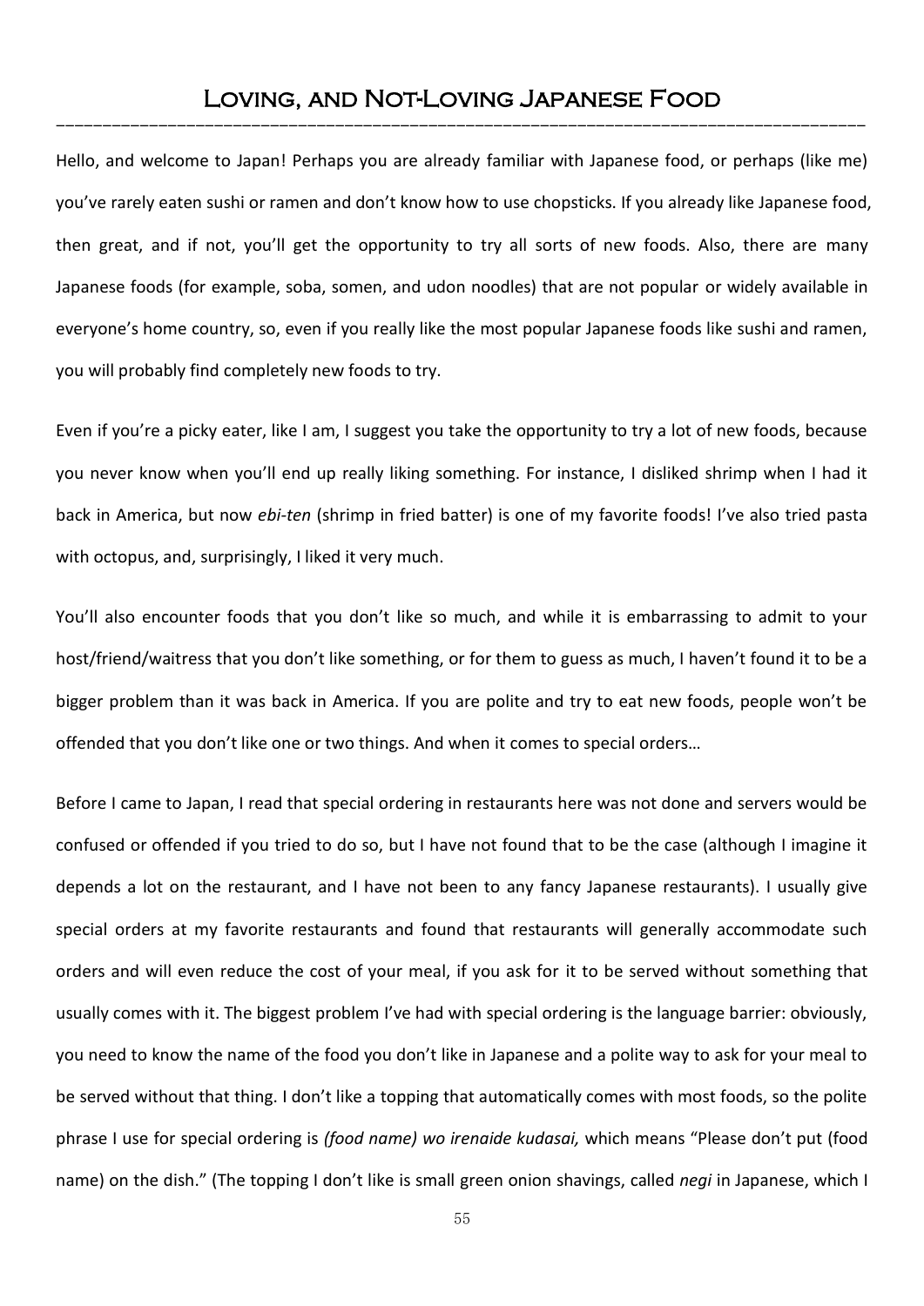# Loving, and Not-Loving Japanese Food

Hello, and welcome to Japan! Perhaps you are already familiar with Japanese food, or perhaps (like me) you've rarely eaten sushi or ramen and don't know how to use chopsticks. If you already like Japanese food, then great, and if not, you'll get the opportunity to try all sorts of new foods. Also, there are many Japanese foods (for example, soba, somen, and udon noodles) that are not popular or widely available in everyone's home country, so, even if you really like the most popular Japanese foods like sushi and ramen, you will probably find completely new foods to try.

Even if you're a picky eater, like I am, I suggest you take the opportunity to try a lot of new foods, because you never know when you'll end up really liking something. For instance, I disliked shrimp when I had it back in America, but now *ebi-ten* (shrimp in fried batter) is one of my favorite foods! I've also tried pasta with octopus, and, surprisingly, I liked it very much.

You'll also encounter foods that you don't like so much, and while it is embarrassing to admit to your host/friend/waitress that you don't like something, or for them to guess as much, I haven't found it to be a bigger problem than it was back in America. If you are polite and try to eat new foods, people won't be offended that you don't like one or two things. And when it comes to special orders…

Before I came to Japan, I read that special ordering in restaurants here was not done and servers would be confused or offended if you tried to do so, but I have not found that to be the case (although I imagine it depends a lot on the restaurant, and I have not been to any fancy Japanese restaurants). I usually give special orders at my favorite restaurants and found that restaurants will generally accommodate such orders and will even reduce the cost of your meal, if you ask for it to be served without something that usually comes with it. The biggest problem I've had with special ordering is the language barrier: obviously, you need to know the name of the food you don't like in Japanese and a polite way to ask for your meal to be served without that thing. I don't like a topping that automatically comes with most foods, so the polite phrase I use for special ordering is *(food name) wo irenaide kudasai,* which means "Please don't put (food name) on the dish." (The topping I don't like is small green onion shavings, called *negi* in Japanese, which I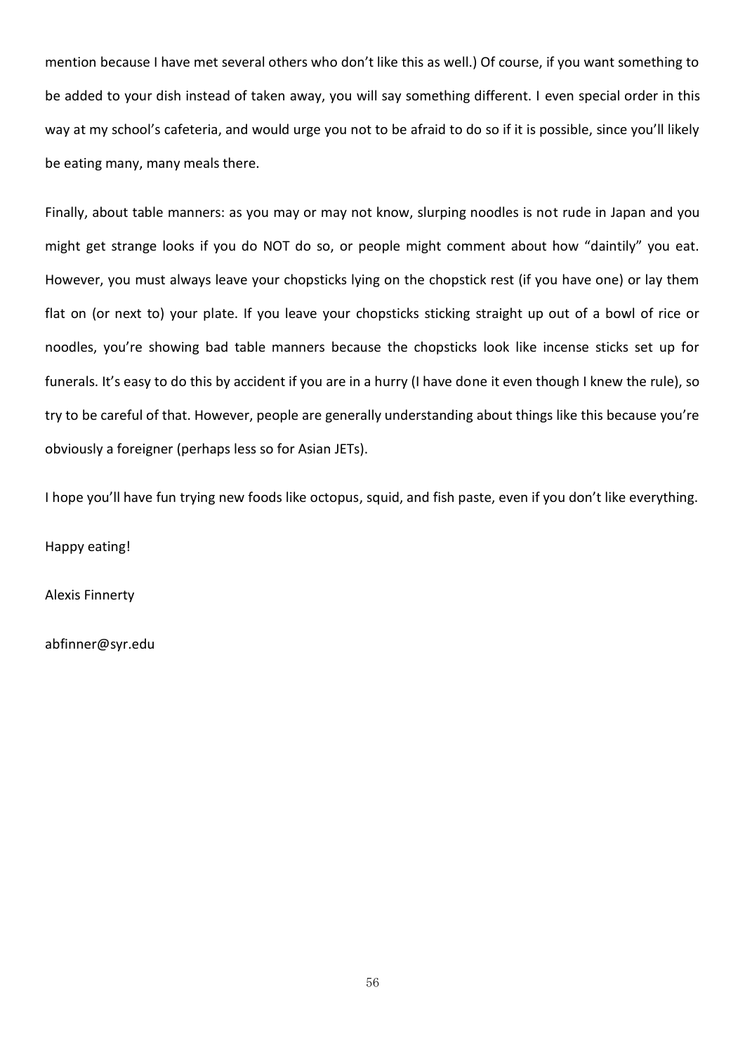mention because I have met several others who don't like this as well.) Of course, if you want something to be added to your dish instead of taken away, you will say something different. I even special order in this way at my school's cafeteria, and would urge you not to be afraid to do so if it is possible, since you'll likely be eating many, many meals there.

Finally, about table manners: as you may or may not know, slurping noodles is not rude in Japan and you might get strange looks if you do NOT do so, or people might comment about how "daintily" you eat. However, you must always leave your chopsticks lying on the chopstick rest (if you have one) or lay them flat on (or next to) your plate. If you leave your chopsticks sticking straight up out of a bowl of rice or noodles, you're showing bad table manners because the chopsticks look like incense sticks set up for funerals. It's easy to do this by accident if you are in a hurry (I have done it even though I knew the rule), so try to be careful of that. However, people are generally understanding about things like this because you're obviously a foreigner (perhaps less so for Asian JETs).

I hope you'll have fun trying new foods like octopus, squid, and fish paste, even if you don't like everything.

Happy eating!

Alexis Finnerty

abfinner@syr.edu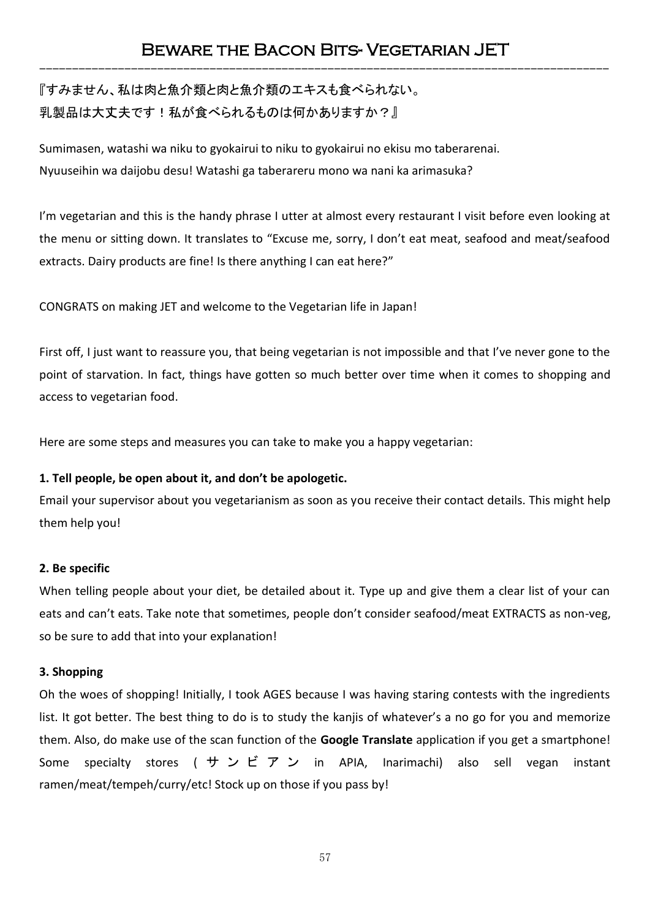# Beware the Bacon Bits- Vegetarian JET

『すみません、私は肉と魚介類と肉と魚介類のエキスも食べられない。
乳製品は大丈夫です！私が食べられるものは何かありますか？』

Sumimasen, watashi wa niku to gyokairui to niku to gyokairui no ekisu mo taberarenai.
Nyuuseihin wa daijobu desu! Watashi ga taberareru mono wa nani ka arimasuka?

I'm vegetarian and this is the handy phrase I utter at almost every restaurant I visit before even looking at the menu or sitting down. It translates to "Excuse me, sorry, I don't eat meat, seafood and meat/seafood extracts. Dairy products are fine! Is there anything I can eat here?"

CONGRATS on making JET and welcome to the Vegetarian life in Japan!

First off, I just want to reassure you, that being vegetarian is not impossible and that I've never gone to the point of starvation. In fact, things have gotten so much better over time when it comes to shopping and access to vegetarian food.

Here are some steps and measures you can take to make you a happy vegetarian:

**1. Tell people, be open about it, and don't be apologetic.**

Email your supervisor about you vegetarianism as soon as you receive their contact details. This might help them help you!

**2. Be specific**

When telling people about your diet, be detailed about it. Type up and give them a clear list of your can eats and can't eats. Take note that sometimes, people don't consider seafood/meat EXTRACTS as non-veg, so be sure to add that into your explanation!

**3. Shopping**

Oh the woes of shopping! Initially, I took AGES because I was having staring contests with the ingredients list. It got better. The best thing to do is to study the kanjis of whatever's a no go for you and memorize them. Also, do make use of the scan function of the **Google Translate** application if you get a smartphone! Some specialty stores (サンビアン in APIA, Inarimachi) also sell vegan instant ramen/meat/tempeh/curry/etc! Stock up on those if you pass by!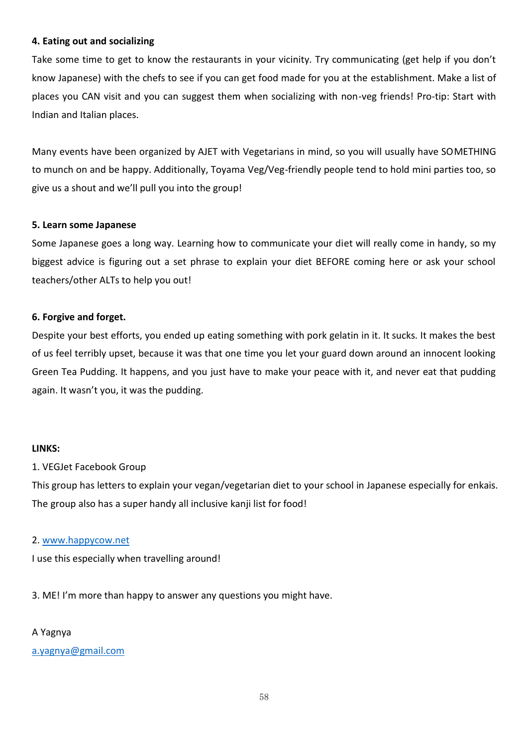**4. Eating out and socializing**

Take some time to get to know the restaurants in your vicinity. Try communicating (get help if you don't know Japanese) with the chefs to see if you can get food made for you at the establishment. Make a list of places you CAN visit and you can suggest them when socializing with non-veg friends! Pro-tip: Start with Indian and Italian places.

Many events have been organized by AJET with Vegetarians in mind, so you will usually have SOMETHING to munch on and be happy. Additionally, Toyama Veg/Veg-friendly people tend to hold mini parties too, so give us a shout and we'll pull you into the group!

**5. Learn some Japanese**

Some Japanese goes a long way. Learning how to communicate your diet will really come in handy, so my biggest advice is figuring out a set phrase to explain your diet BEFORE coming here or ask your school teachers/other ALTs to help you out!

**6. Forgive and forget.**

Despite your best efforts, you ended up eating something with pork gelatin in it. It sucks. It makes the best of us feel terribly upset, because it was that one time you let your guard down around an innocent looking Green Tea Pudding. It happens, and you just have to make your peace with it, and never eat that pudding again. It wasn't you, it was the pudding.

**LINKS:**

1. VEGJet Facebook Group

This group has letters to explain your vegan/vegetarian diet to your school in Japanese especially for enkais. The group also has a super handy all inclusive kanji list for food!

2. www.happycow.net

I use this especially when travelling around!

3. ME! I'm more than happy to answer any questions you might have.

A Yagnya

a.yagnya@gmail.com